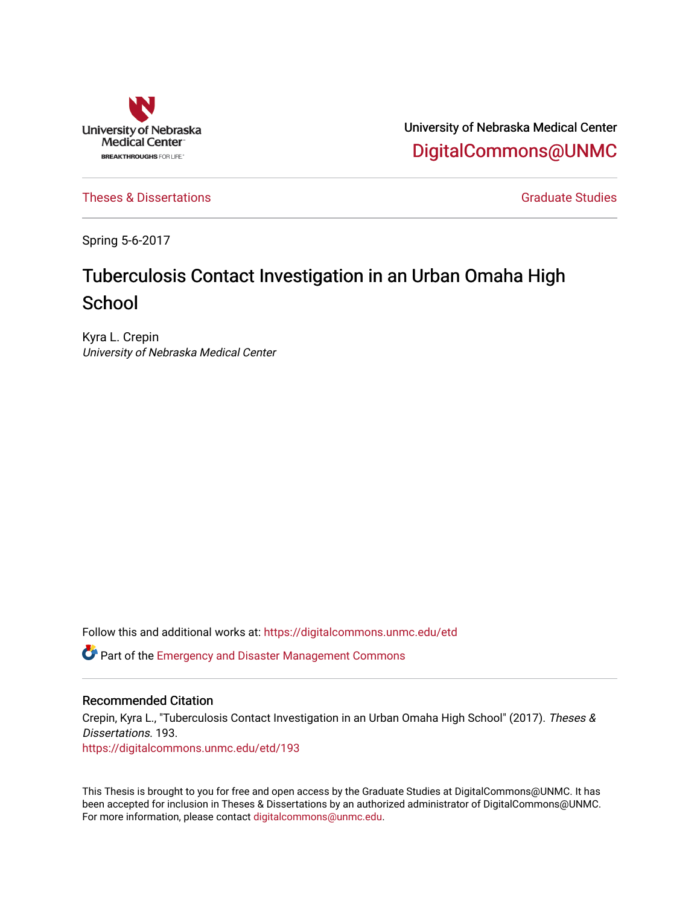University of Nebraska Medical Center

DigitalCommons@UNMC

Theses & Dissertations

Graduate Studies

Spring 5-6-2017

# Tuberculosis Contact Investigation in an Urban Omaha High School

Kyra L. Crepin
*University of Nebraska Medical Center*

Follow this and additional works at: https://digitalcommons.unmc.edu/etd

Part of the Emergency and Disaster Management Commons

## Recommended Citation

Crepin, Kyra L., "Tuberculosis Contact Investigation in an Urban Omaha High School" (2017). *Theses & Dissertations*. 193.
https://digitalcommons.unmc.edu/etd/193

This Thesis is brought to you for free and open access by the Graduate Studies at DigitalCommons@UNMC. It has been accepted for inclusion in Theses & Dissertations by an authorized administrator of DigitalCommons@UNMC. For more information, please contact digitalcommons@unmc.edu.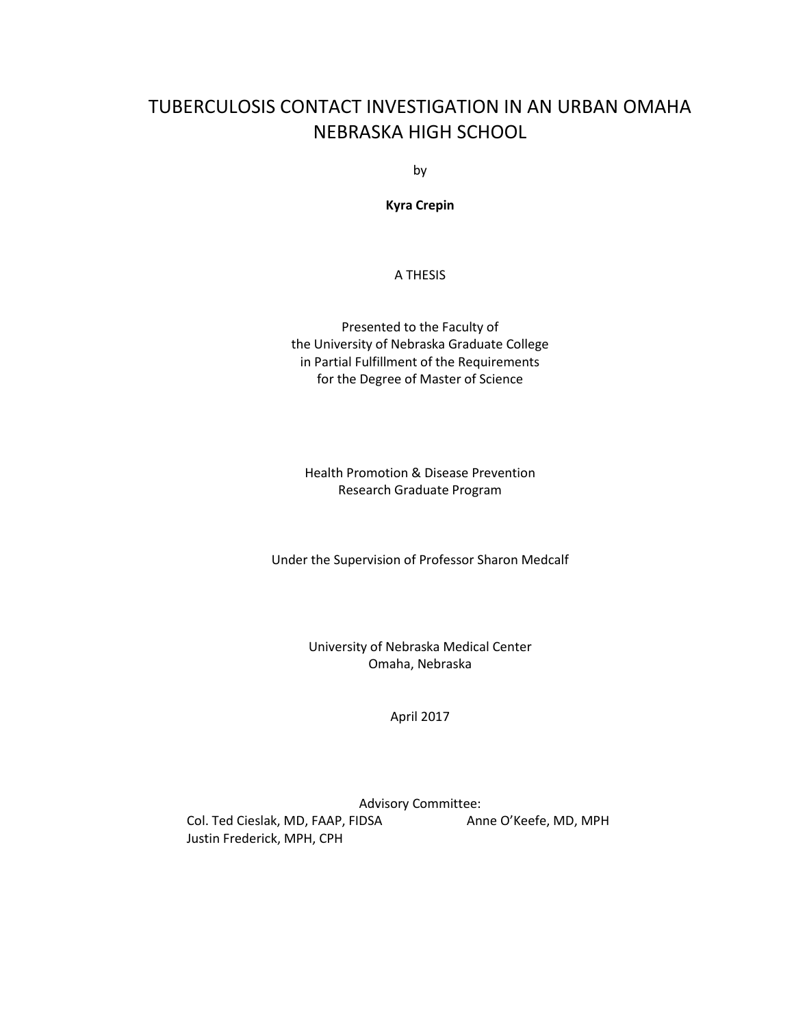# TUBERCULOSIS CONTACT INVESTIGATION IN AN URBAN OMAHA NEBRASKA HIGH SCHOOL

by

**Kyra Crepin**

A THESIS

Presented to the Faculty of
the University of Nebraska Graduate College
in Partial Fulfillment of the Requirements
for the Degree of Master of Science

Health Promotion & Disease Prevention
Research Graduate Program

Under the Supervision of Professor Sharon Medcalf

University of Nebraska Medical Center
Omaha, Nebraska

April 2017

Advisory Committee:

Col. Ted Cieslak, MD, FAAP, FIDSA

Anne O'Keefe, MD, MPH

Justin Frederick, MPH, CPH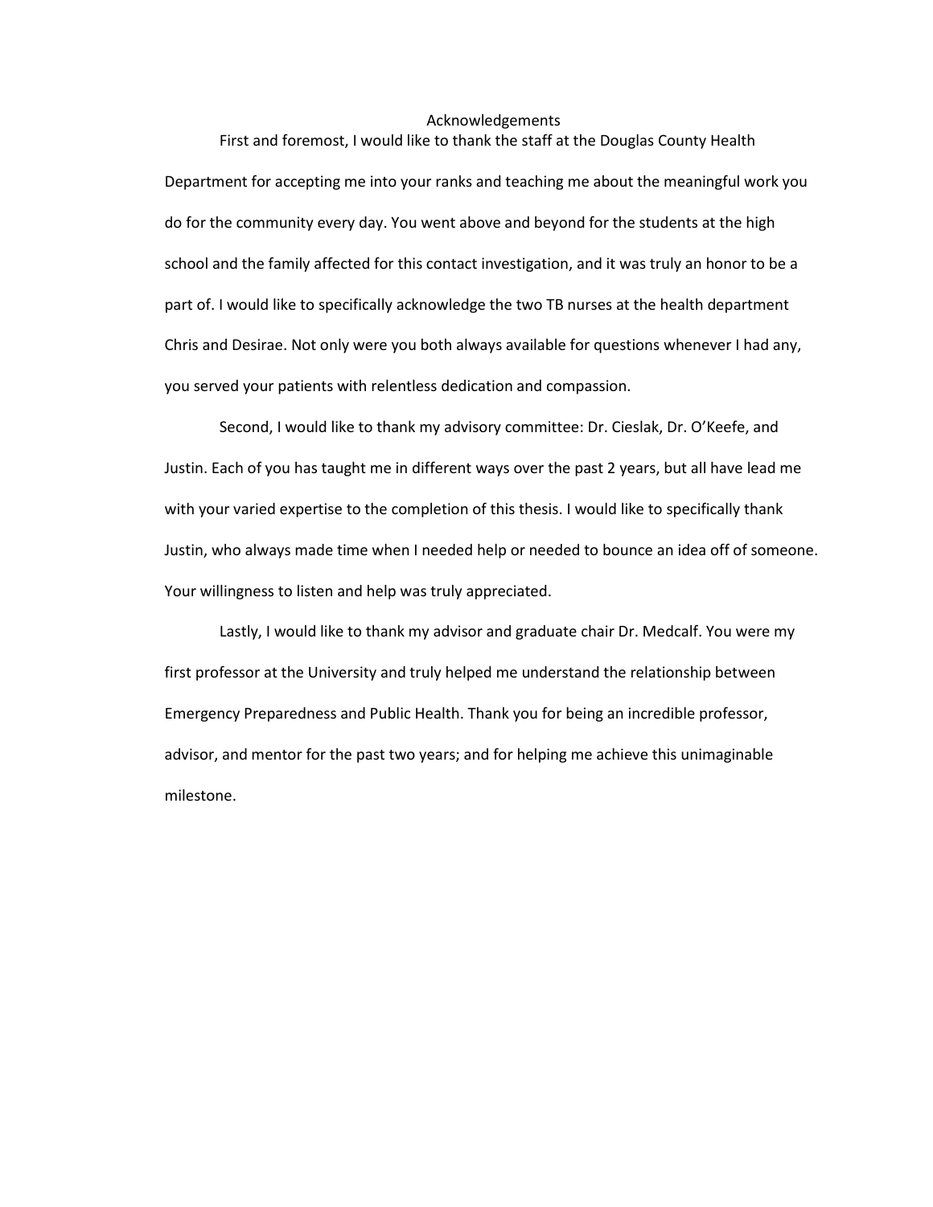# Acknowledgements

First and foremost, I would like to thank the staff at the Douglas County Health Department for accepting me into your ranks and teaching me about the meaningful work you do for the community every day. You went above and beyond for the students at the high school and the family affected for this contact investigation, and it was truly an honor to be a part of. I would like to specifically acknowledge the two TB nurses at the health department Chris and Desirae. Not only were you both always available for questions whenever I had any, you served your patients with relentless dedication and compassion.

Second, I would like to thank my advisory committee: Dr. Cieslak, Dr. O'Keefe, and Justin. Each of you has taught me in different ways over the past 2 years, but all have lead me with your varied expertise to the completion of this thesis. I would like to specifically thank Justin, who always made time when I needed help or needed to bounce an idea off of someone. Your willingness to listen and help was truly appreciated.

Lastly, I would like to thank my advisor and graduate chair Dr. Medcalf. You were my first professor at the University and truly helped me understand the relationship between Emergency Preparedness and Public Health. Thank you for being an incredible professor, advisor, and mentor for the past two years; and for helping me achieve this unimaginable milestone.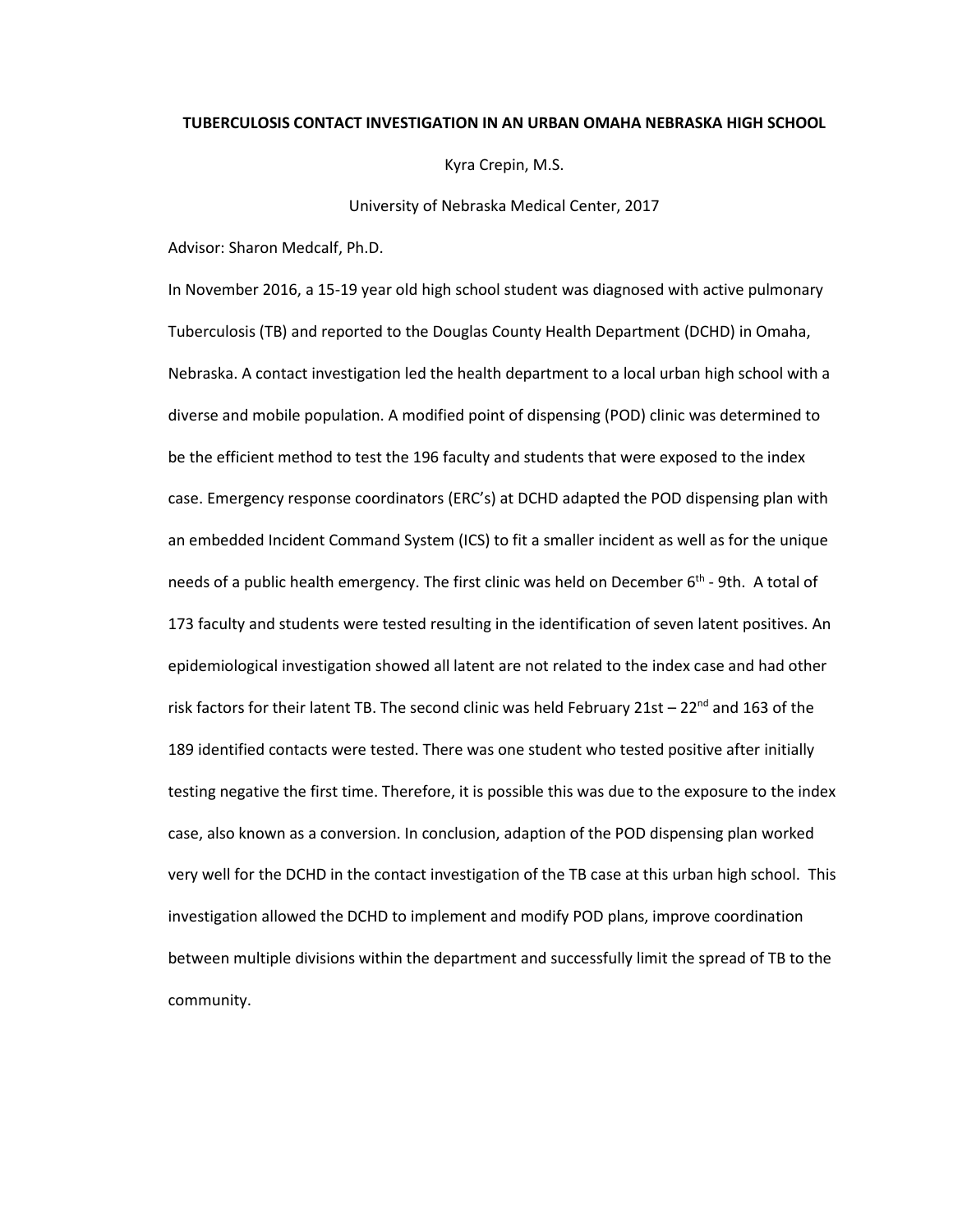**TUBERCULOSIS CONTACT INVESTIGATION IN AN URBAN OMAHA NEBRASKA HIGH SCHOOL**

Kyra Crepin, M.S.

University of Nebraska Medical Center, 2017

Advisor: Sharon Medcalf, Ph.D.

In November 2016, a 15-19 year old high school student was diagnosed with active pulmonary Tuberculosis (TB) and reported to the Douglas County Health Department (DCHD) in Omaha, Nebraska. A contact investigation led the health department to a local urban high school with a diverse and mobile population. A modified point of dispensing (POD) clinic was determined to be the efficient method to test the 196 faculty and students that were exposed to the index case. Emergency response coordinators (ERC's) at DCHD adapted the POD dispensing plan with an embedded Incident Command System (ICS) to fit a smaller incident as well as for the unique needs of a public health emergency. The first clinic was held on December 6th - 9th. A total of 173 faculty and students were tested resulting in the identification of seven latent positives. An epidemiological investigation showed all latent are not related to the index case and had other risk factors for their latent TB. The second clinic was held February 21st – 22nd and 163 of the 189 identified contacts were tested. There was one student who tested positive after initially testing negative the first time. Therefore, it is possible this was due to the exposure to the index case, also known as a conversion. In conclusion, adaption of the POD dispensing plan worked very well for the DCHD in the contact investigation of the TB case at this urban high school. This investigation allowed the DCHD to implement and modify POD plans, improve coordination between multiple divisions within the department and successfully limit the spread of TB to the community.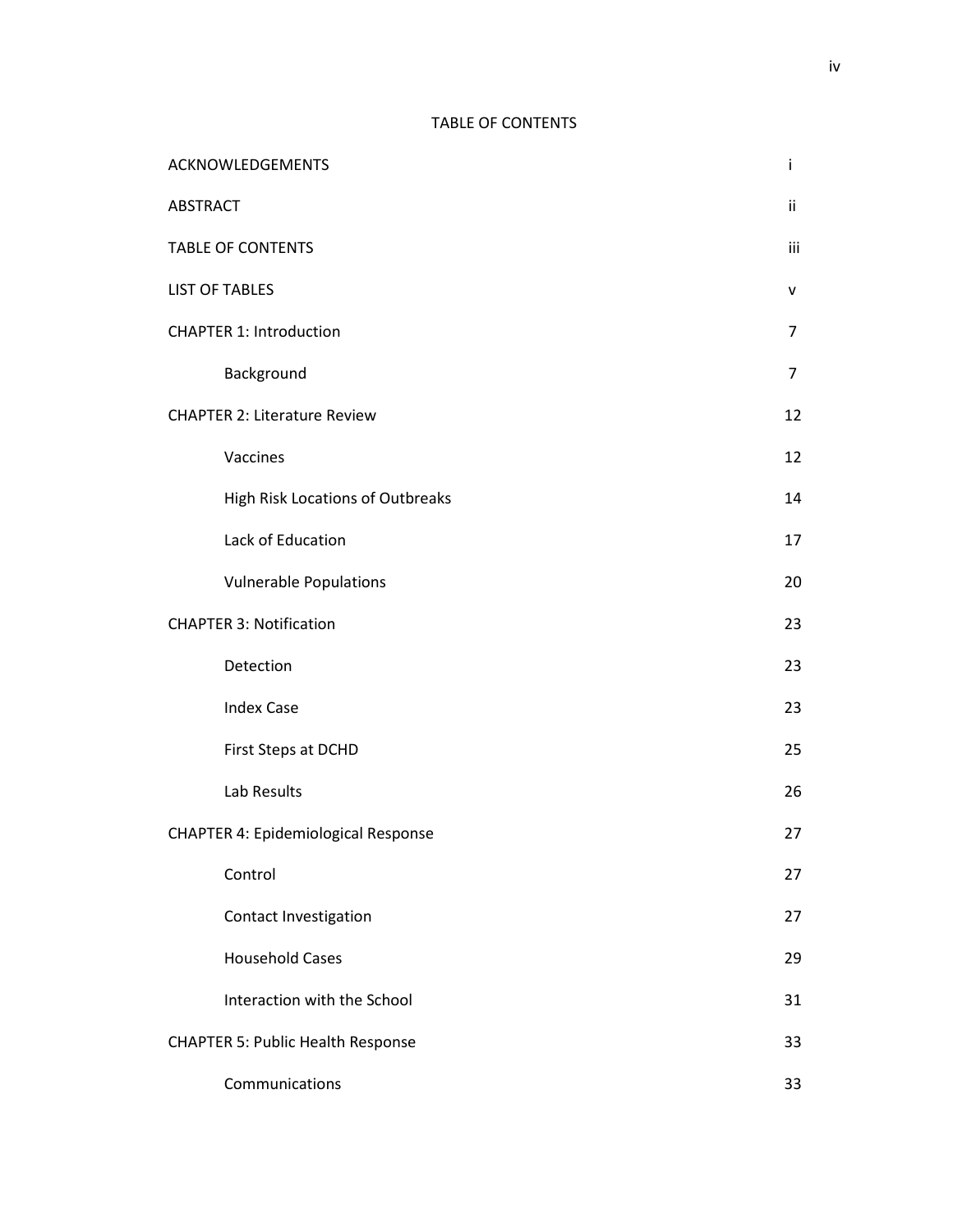# TABLE OF CONTENTS

| | |
|---|---|
| ACKNOWLEDGEMENTS | i |
| ABSTRACT | ii |
| TABLE OF CONTENTS | iii |
| LIST OF TABLES | v |
| CHAPTER 1: Introduction | 7 |
| Background | 7 |
| CHAPTER 2: Literature Review | 12 |
| Vaccines | 12 |
| High Risk Locations of Outbreaks | 14 |
| Lack of Education | 17 |
| Vulnerable Populations | 20 |
| CHAPTER 3: Notification | 23 |
| Detection | 23 |
| Index Case | 23 |
| First Steps at DCHD | 25 |
| Lab Results | 26 |
| CHAPTER 4: Epidemiological Response | 27 |
| Control | 27 |
| Contact Investigation | 27 |
| Household Cases | 29 |
| Interaction with the School | 31 |
| CHAPTER 5: Public Health Response | 33 |
| Communications | 33 |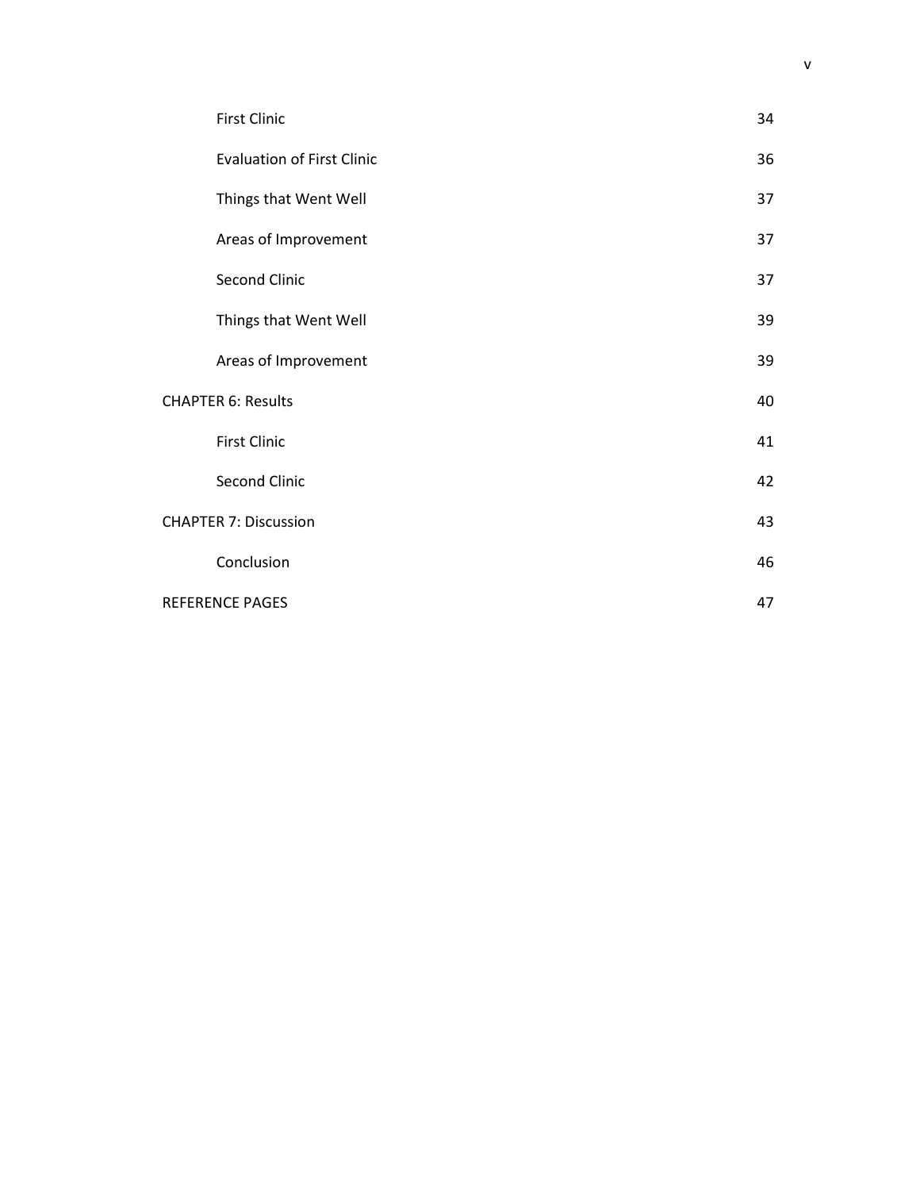| | |
|---|---|
| First Clinic | 34 |
| Evaluation of First Clinic | 36 |
| Things that Went Well | 37 |
| Areas of Improvement | 37 |
| Second Clinic | 37 |
| Things that Went Well | 39 |
| Areas of Improvement | 39 |
| CHAPTER 6: Results | 40 |
| First Clinic | 41 |
| Second Clinic | 42 |
| CHAPTER 7: Discussion | 43 |
| Conclusion | 46 |
| REFERENCE PAGES | 47 |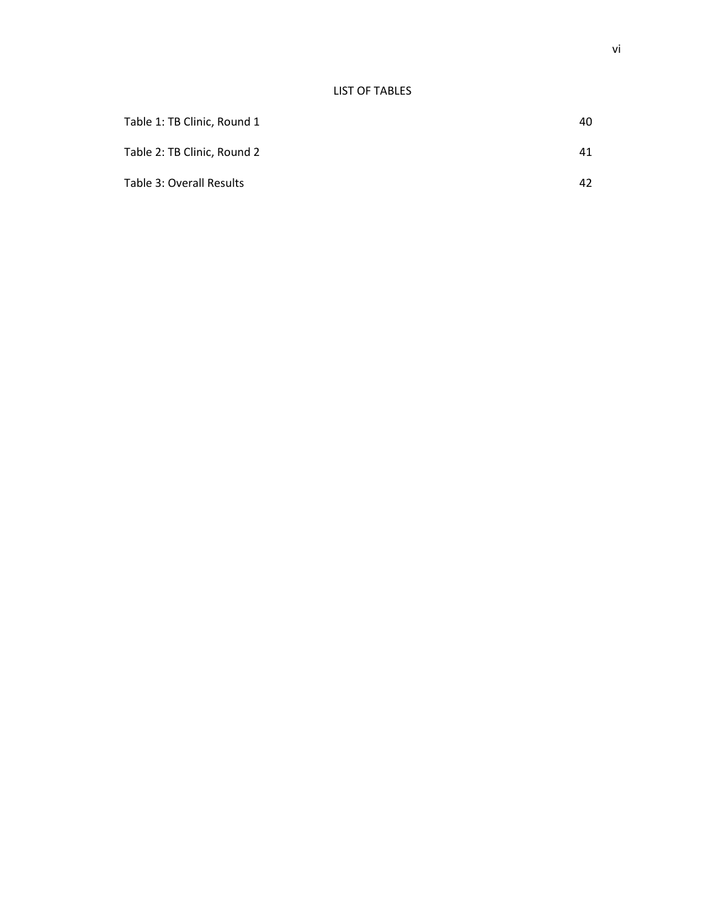# LIST OF TABLES

| | |
|---|---|
| Table 1: TB Clinic, Round 1 | 40 |
| Table 2: TB Clinic, Round 2 | 41 |
| Table 3: Overall Results | 42 |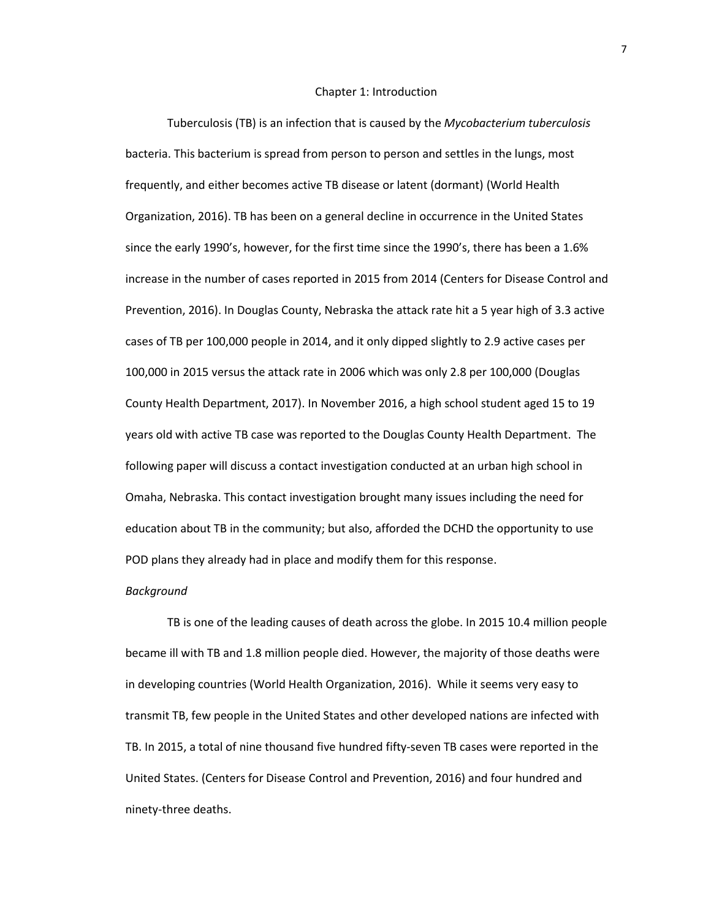# Chapter 1: Introduction

Tuberculosis (TB) is an infection that is caused by the *Mycobacterium tuberculosis* bacteria. This bacterium is spread from person to person and settles in the lungs, most frequently, and either becomes active TB disease or latent (dormant) (World Health Organization, 2016). TB has been on a general decline in occurrence in the United States since the early 1990's, however, for the first time since the 1990's, there has been a 1.6% increase in the number of cases reported in 2015 from 2014 (Centers for Disease Control and Prevention, 2016). In Douglas County, Nebraska the attack rate hit a 5 year high of 3.3 active cases of TB per 100,000 people in 2014, and it only dipped slightly to 2.9 active cases per 100,000 in 2015 versus the attack rate in 2006 which was only 2.8 per 100,000 (Douglas County Health Department, 2017). In November 2016, a high school student aged 15 to 19 years old with active TB case was reported to the Douglas County Health Department. The following paper will discuss a contact investigation conducted at an urban high school in Omaha, Nebraska. This contact investigation brought many issues including the need for education about TB in the community; but also, afforded the DCHD the opportunity to use POD plans they already had in place and modify them for this response.

## *Background*

TB is one of the leading causes of death across the globe. In 2015 10.4 million people became ill with TB and 1.8 million people died. However, the majority of those deaths were in developing countries (World Health Organization, 2016). While it seems very easy to transmit TB, few people in the United States and other developed nations are infected with TB. In 2015, a total of nine thousand five hundred fifty-seven TB cases were reported in the United States. (Centers for Disease Control and Prevention, 2016) and four hundred and ninety-three deaths.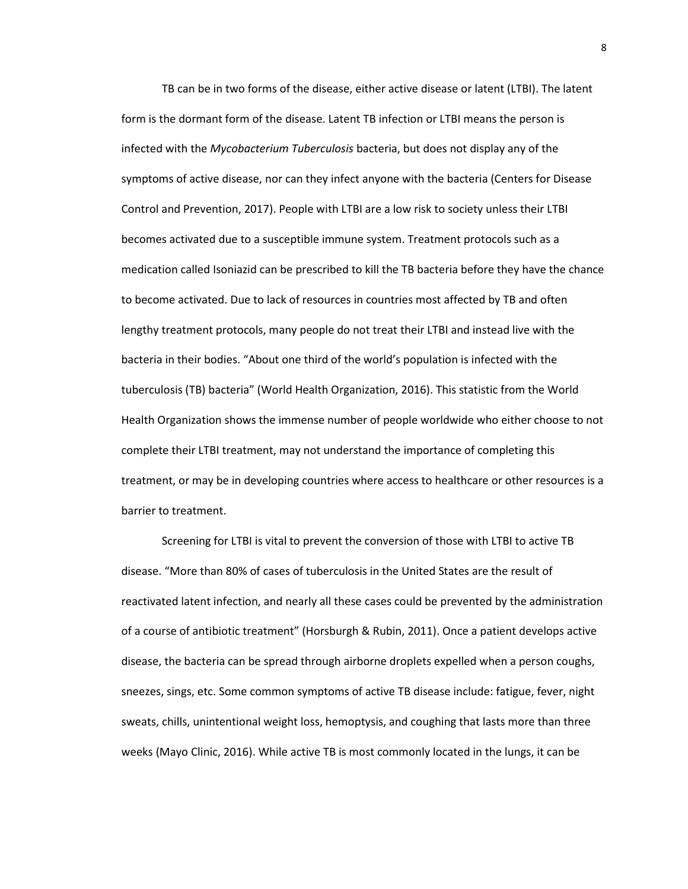TB can be in two forms of the disease, either active disease or latent (LTBI). The latent form is the dormant form of the disease. Latent TB infection or LTBI means the person is infected with the *Mycobacterium Tuberculosis* bacteria, but does not display any of the symptoms of active disease, nor can they infect anyone with the bacteria (Centers for Disease Control and Prevention, 2017). People with LTBI are a low risk to society unless their LTBI becomes activated due to a susceptible immune system. Treatment protocols such as a medication called Isoniazid can be prescribed to kill the TB bacteria before they have the chance to become activated. Due to lack of resources in countries most affected by TB and often lengthy treatment protocols, many people do not treat their LTBI and instead live with the bacteria in their bodies. "About one third of the world's population is infected with the tuberculosis (TB) bacteria" (World Health Organization, 2016). This statistic from the World Health Organization shows the immense number of people worldwide who either choose to not complete their LTBI treatment, may not understand the importance of completing this treatment, or may be in developing countries where access to healthcare or other resources is a barrier to treatment.

Screening for LTBI is vital to prevent the conversion of those with LTBI to active TB disease. "More than 80% of cases of tuberculosis in the United States are the result of reactivated latent infection, and nearly all these cases could be prevented by the administration of a course of antibiotic treatment" (Horsburgh & Rubin, 2011). Once a patient develops active disease, the bacteria can be spread through airborne droplets expelled when a person coughs, sneezes, sings, etc. Some common symptoms of active TB disease include: fatigue, fever, night sweats, chills, unintentional weight loss, hemoptysis, and coughing that lasts more than three weeks (Mayo Clinic, 2016). While active TB is most commonly located in the lungs, it can be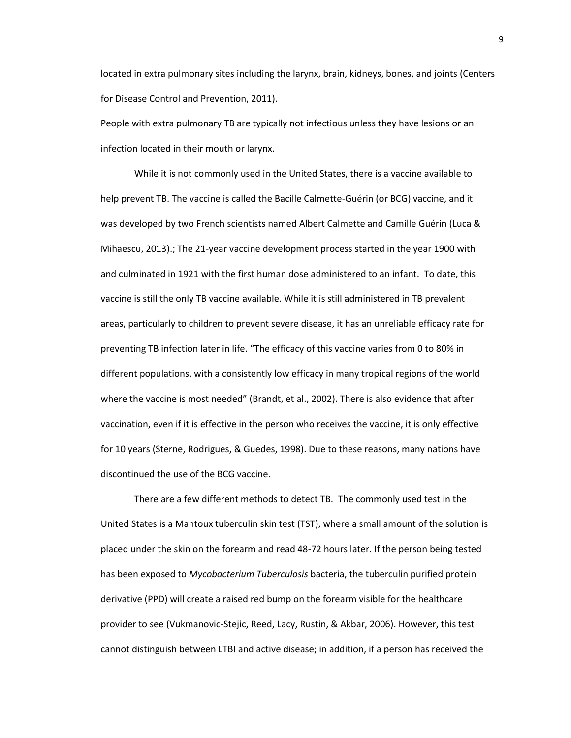located in extra pulmonary sites including the larynx, brain, kidneys, bones, and joints (Centers for Disease Control and Prevention, 2011).

People with extra pulmonary TB are typically not infectious unless they have lesions or an infection located in their mouth or larynx.

While it is not commonly used in the United States, there is a vaccine available to help prevent TB. The vaccine is called the Bacille Calmette-Guérin (or BCG) vaccine, and it was developed by two French scientists named Albert Calmette and Camille Guérin (Luca & Mihaescu, 2013).; The 21-year vaccine development process started in the year 1900 with and culminated in 1921 with the first human dose administered to an infant. To date, this vaccine is still the only TB vaccine available. While it is still administered in TB prevalent areas, particularly to children to prevent severe disease, it has an unreliable efficacy rate for preventing TB infection later in life. "The efficacy of this vaccine varies from 0 to 80% in different populations, with a consistently low efficacy in many tropical regions of the world where the vaccine is most needed" (Brandt, et al., 2002). There is also evidence that after vaccination, even if it is effective in the person who receives the vaccine, it is only effective for 10 years (Sterne, Rodrigues, & Guedes, 1998). Due to these reasons, many nations have discontinued the use of the BCG vaccine.

There are a few different methods to detect TB. The commonly used test in the United States is a Mantoux tuberculin skin test (TST), where a small amount of the solution is placed under the skin on the forearm and read 48-72 hours later. If the person being tested has been exposed to *Mycobacterium Tuberculosis* bacteria, the tuberculin purified protein derivative (PPD) will create a raised red bump on the forearm visible for the healthcare provider to see (Vukmanovic-Stejic, Reed, Lacy, Rustin, & Akbar, 2006). However, this test cannot distinguish between LTBI and active disease; in addition, if a person has received the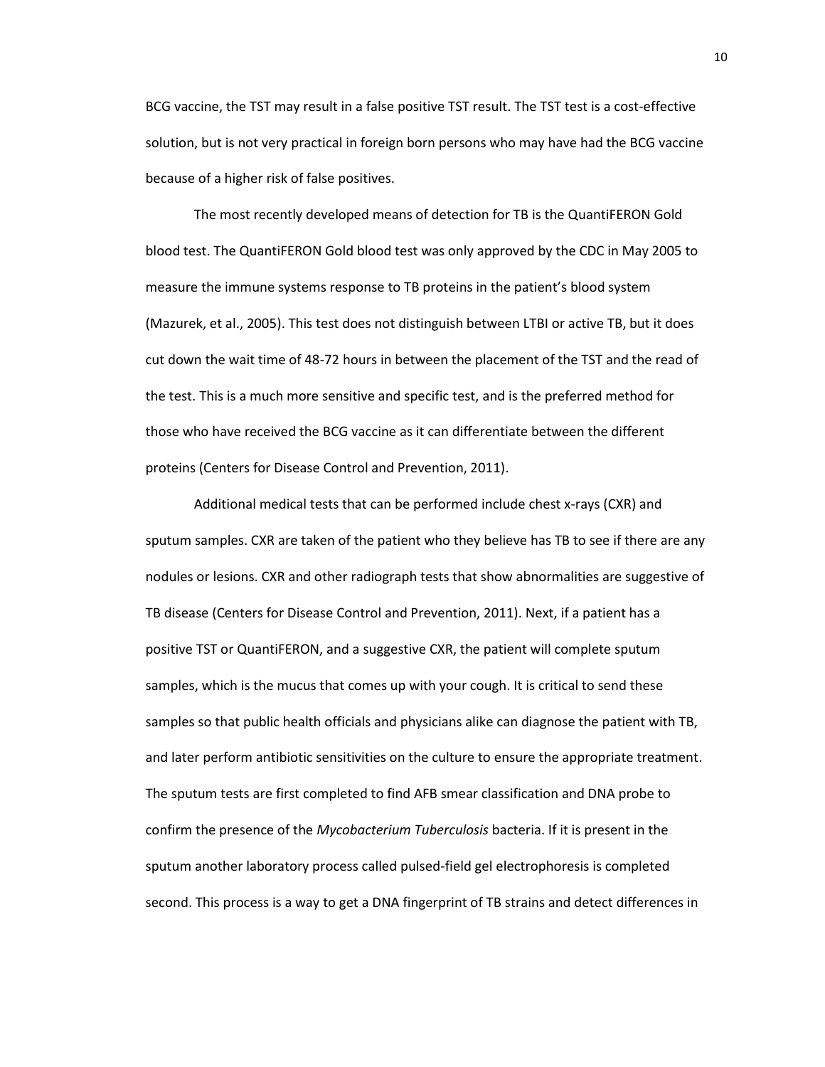BCG vaccine, the TST may result in a false positive TST result. The TST test is a cost-effective solution, but is not very practical in foreign born persons who may have had the BCG vaccine because of a higher risk of false positives.

The most recently developed means of detection for TB is the QuantiFERON Gold blood test. The QuantiFERON Gold blood test was only approved by the CDC in May 2005 to measure the immune systems response to TB proteins in the patient's blood system (Mazurek, et al., 2005). This test does not distinguish between LTBI or active TB, but it does cut down the wait time of 48-72 hours in between the placement of the TST and the read of the test. This is a much more sensitive and specific test, and is the preferred method for those who have received the BCG vaccine as it can differentiate between the different proteins (Centers for Disease Control and Prevention, 2011).

Additional medical tests that can be performed include chest x-rays (CXR) and sputum samples. CXR are taken of the patient who they believe has TB to see if there are any nodules or lesions. CXR and other radiograph tests that show abnormalities are suggestive of TB disease (Centers for Disease Control and Prevention, 2011). Next, if a patient has a positive TST or QuantiFERON, and a suggestive CXR, the patient will complete sputum samples, which is the mucus that comes up with your cough. It is critical to send these samples so that public health officials and physicians alike can diagnose the patient with TB, and later perform antibiotic sensitivities on the culture to ensure the appropriate treatment. The sputum tests are first completed to find AFB smear classification and DNA probe to confirm the presence of the *Mycobacterium Tuberculosis* bacteria. If it is present in the sputum another laboratory process called pulsed-field gel electrophoresis is completed second. This process is a way to get a DNA fingerprint of TB strains and detect differences in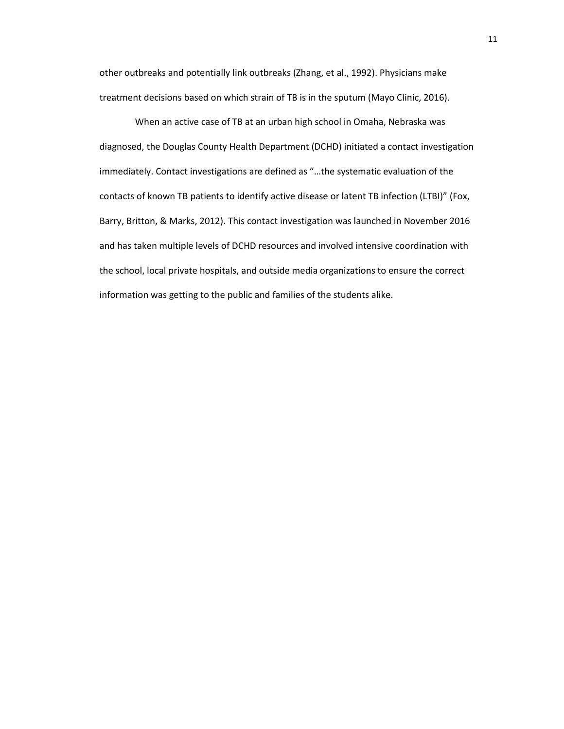other outbreaks and potentially link outbreaks (Zhang, et al., 1992). Physicians make treatment decisions based on which strain of TB is in the sputum (Mayo Clinic, 2016).

When an active case of TB at an urban high school in Omaha, Nebraska was diagnosed, the Douglas County Health Department (DCHD) initiated a contact investigation immediately. Contact investigations are defined as "…the systematic evaluation of the contacts of known TB patients to identify active disease or latent TB infection (LTBI)" (Fox, Barry, Britton, & Marks, 2012). This contact investigation was launched in November 2016 and has taken multiple levels of DCHD resources and involved intensive coordination with the school, local private hospitals, and outside media organizations to ensure the correct information was getting to the public and families of the students alike.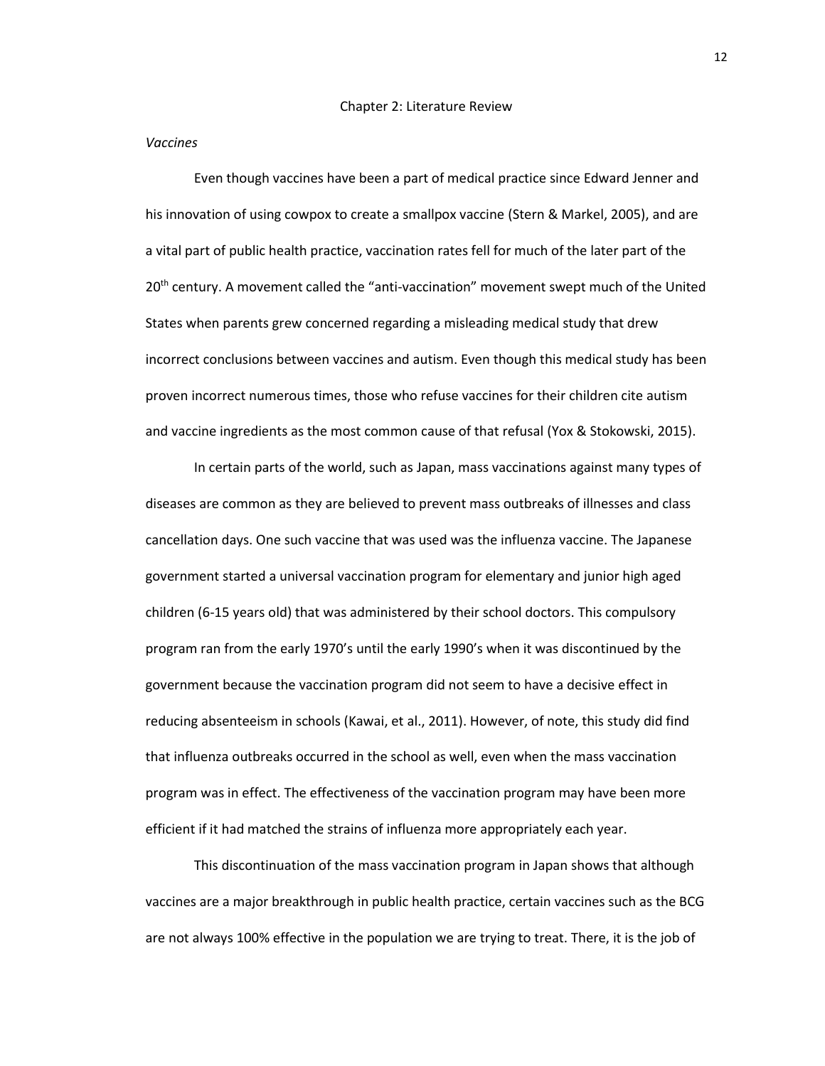# Chapter 2: Literature Review

*Vaccines*

Even though vaccines have been a part of medical practice since Edward Jenner and his innovation of using cowpox to create a smallpox vaccine (Stern & Markel, 2005), and are a vital part of public health practice, vaccination rates fell for much of the later part of the 20th century. A movement called the "anti-vaccination" movement swept much of the United States when parents grew concerned regarding a misleading medical study that drew incorrect conclusions between vaccines and autism. Even though this medical study has been proven incorrect numerous times, those who refuse vaccines for their children cite autism and vaccine ingredients as the most common cause of that refusal (Yox & Stokowski, 2015).

In certain parts of the world, such as Japan, mass vaccinations against many types of diseases are common as they are believed to prevent mass outbreaks of illnesses and class cancellation days. One such vaccine that was used was the influenza vaccine. The Japanese government started a universal vaccination program for elementary and junior high aged children (6-15 years old) that was administered by their school doctors. This compulsory program ran from the early 1970's until the early 1990's when it was discontinued by the government because the vaccination program did not seem to have a decisive effect in reducing absenteeism in schools (Kawai, et al., 2011). However, of note, this study did find that influenza outbreaks occurred in the school as well, even when the mass vaccination program was in effect. The effectiveness of the vaccination program may have been more efficient if it had matched the strains of influenza more appropriately each year.

This discontinuation of the mass vaccination program in Japan shows that although vaccines are a major breakthrough in public health practice, certain vaccines such as the BCG are not always 100% effective in the population we are trying to treat. There, it is the job of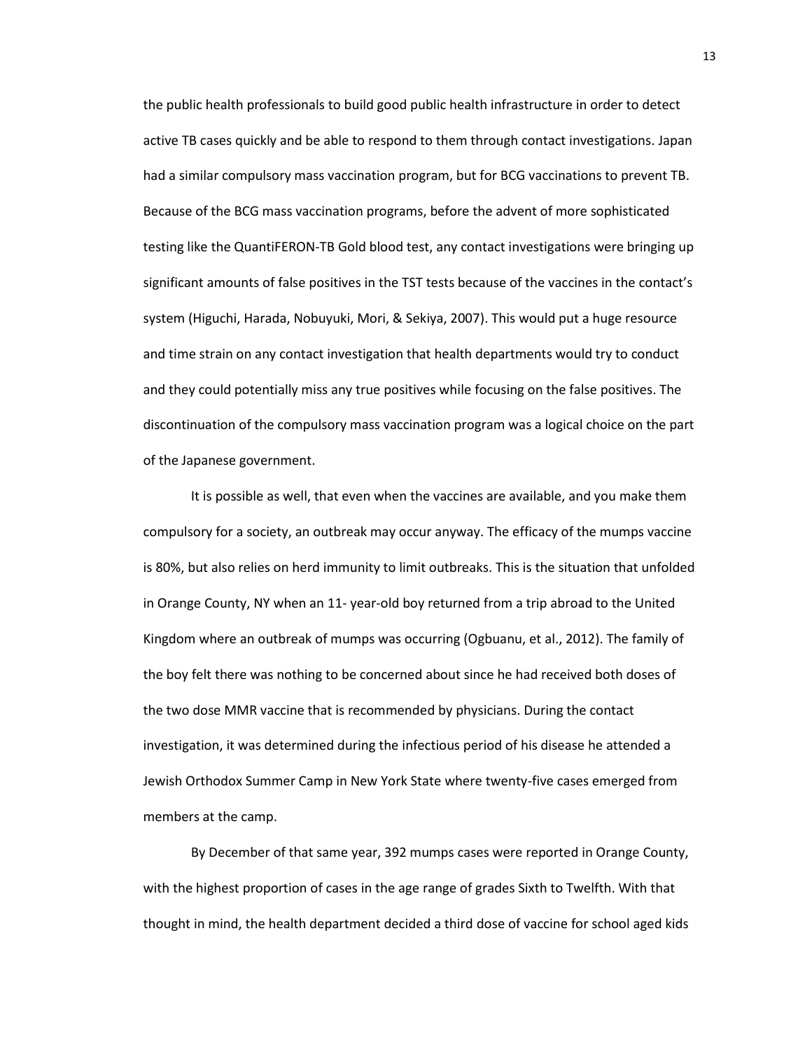the public health professionals to build good public health infrastructure in order to detect active TB cases quickly and be able to respond to them through contact investigations. Japan had a similar compulsory mass vaccination program, but for BCG vaccinations to prevent TB. Because of the BCG mass vaccination programs, before the advent of more sophisticated testing like the QuantiFERON-TB Gold blood test, any contact investigations were bringing up significant amounts of false positives in the TST tests because of the vaccines in the contact's system (Higuchi, Harada, Nobuyuki, Mori, & Sekiya, 2007). This would put a huge resource and time strain on any contact investigation that health departments would try to conduct and they could potentially miss any true positives while focusing on the false positives. The discontinuation of the compulsory mass vaccination program was a logical choice on the part of the Japanese government.

It is possible as well, that even when the vaccines are available, and you make them compulsory for a society, an outbreak may occur anyway. The efficacy of the mumps vaccine is 80%, but also relies on herd immunity to limit outbreaks. This is the situation that unfolded in Orange County, NY when an 11- year-old boy returned from a trip abroad to the United Kingdom where an outbreak of mumps was occurring (Ogbuanu, et al., 2012). The family of the boy felt there was nothing to be concerned about since he had received both doses of the two dose MMR vaccine that is recommended by physicians. During the contact investigation, it was determined during the infectious period of his disease he attended a Jewish Orthodox Summer Camp in New York State where twenty-five cases emerged from members at the camp.

By December of that same year, 392 mumps cases were reported in Orange County, with the highest proportion of cases in the age range of grades Sixth to Twelfth. With that thought in mind, the health department decided a third dose of vaccine for school aged kids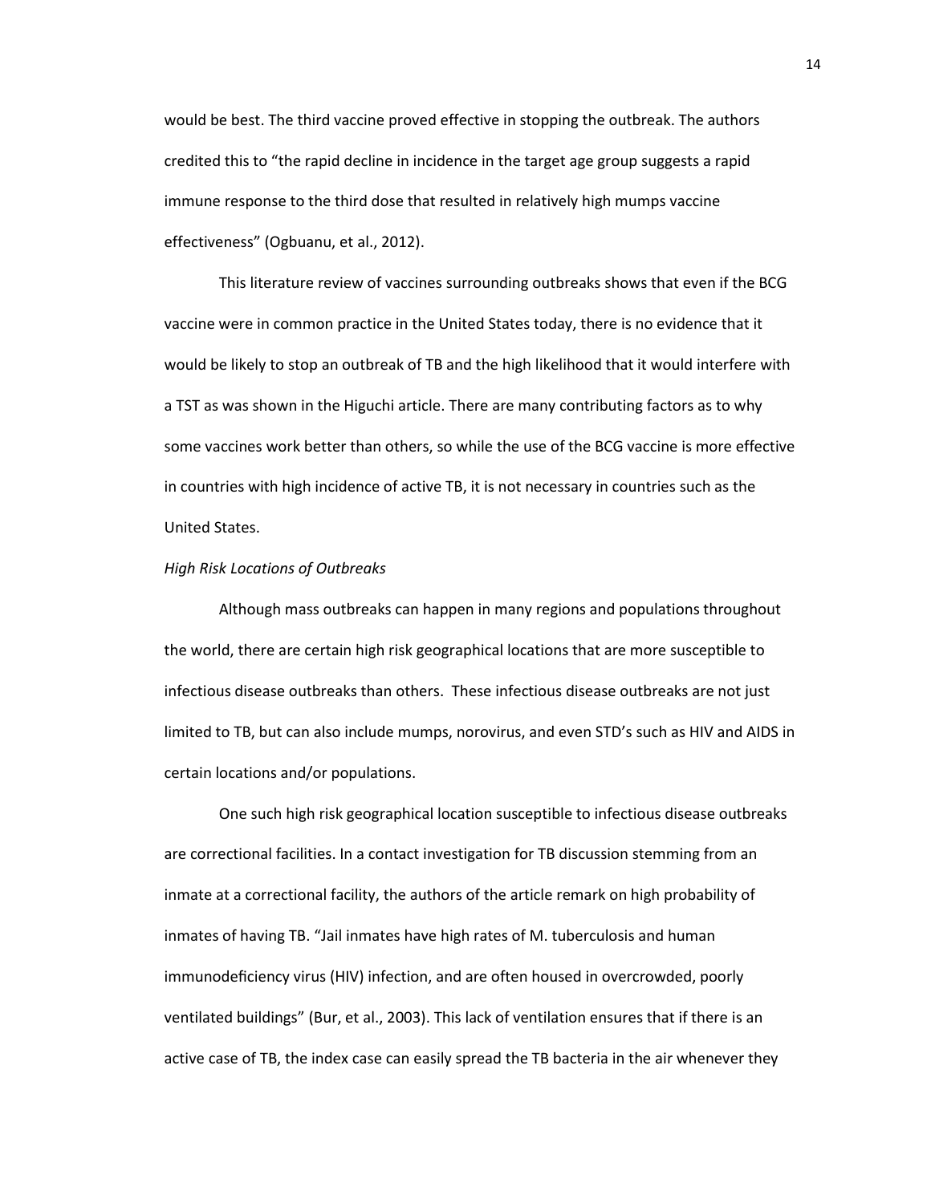would be best. The third vaccine proved effective in stopping the outbreak. The authors credited this to "the rapid decline in incidence in the target age group suggests a rapid immune response to the third dose that resulted in relatively high mumps vaccine effectiveness" (Ogbuanu, et al., 2012).

This literature review of vaccines surrounding outbreaks shows that even if the BCG vaccine were in common practice in the United States today, there is no evidence that it would be likely to stop an outbreak of TB and the high likelihood that it would interfere with a TST as was shown in the Higuchi article. There are many contributing factors as to why some vaccines work better than others, so while the use of the BCG vaccine is more effective in countries with high incidence of active TB, it is not necessary in countries such as the United States.

*High Risk Locations of Outbreaks*

Although mass outbreaks can happen in many regions and populations throughout the world, there are certain high risk geographical locations that are more susceptible to infectious disease outbreaks than others. These infectious disease outbreaks are not just limited to TB, but can also include mumps, norovirus, and even STD's such as HIV and AIDS in certain locations and/or populations.

One such high risk geographical location susceptible to infectious disease outbreaks are correctional facilities. In a contact investigation for TB discussion stemming from an inmate at a correctional facility, the authors of the article remark on high probability of inmates of having TB. "Jail inmates have high rates of M. tuberculosis and human immunodeficiency virus (HIV) infection, and are often housed in overcrowded, poorly ventilated buildings" (Bur, et al., 2003). This lack of ventilation ensures that if there is an active case of TB, the index case can easily spread the TB bacteria in the air whenever they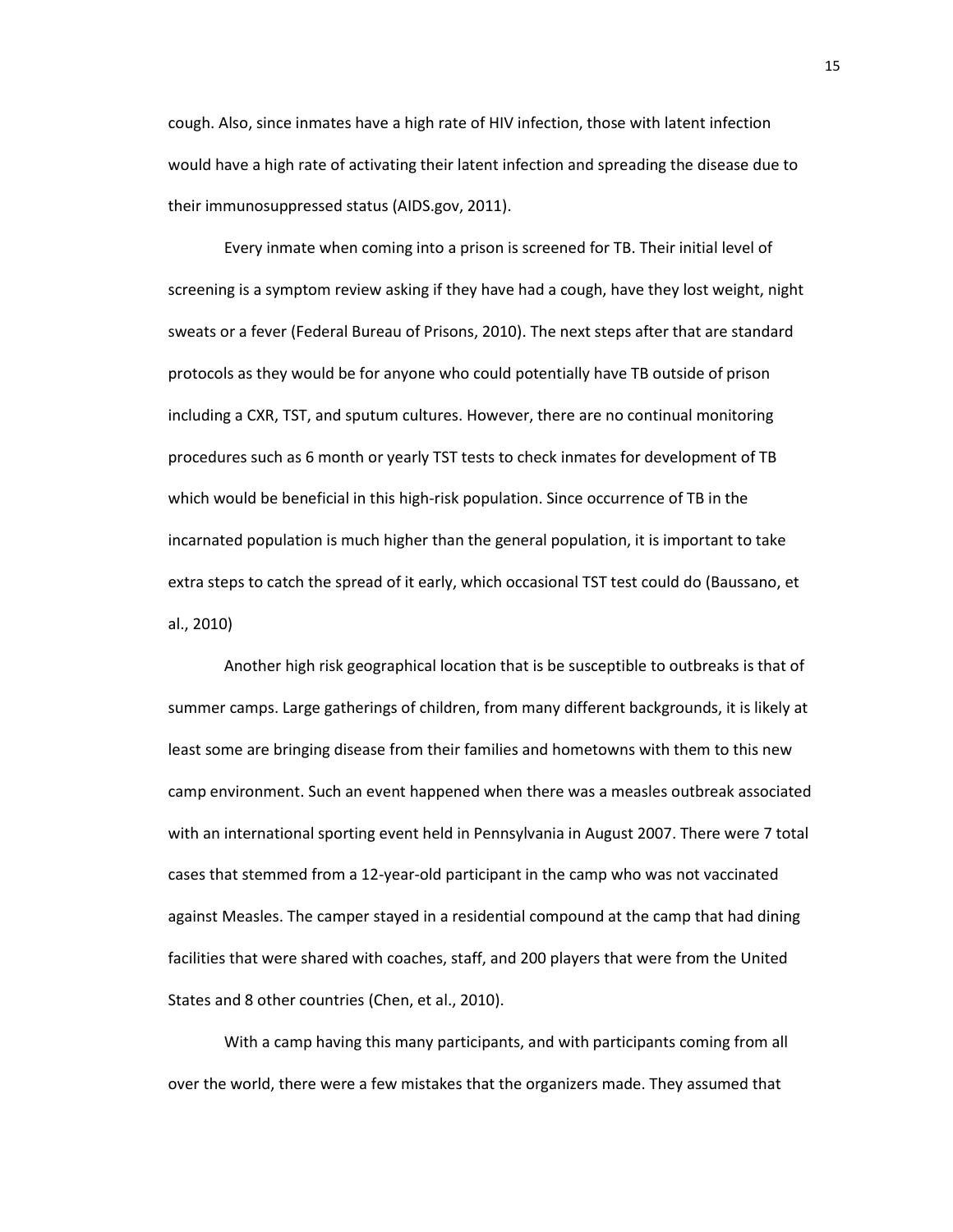cough. Also, since inmates have a high rate of HIV infection, those with latent infection would have a high rate of activating their latent infection and spreading the disease due to their immunosuppressed status (AIDS.gov, 2011).

Every inmate when coming into a prison is screened for TB. Their initial level of screening is a symptom review asking if they have had a cough, have they lost weight, night sweats or a fever (Federal Bureau of Prisons, 2010). The next steps after that are standard protocols as they would be for anyone who could potentially have TB outside of prison including a CXR, TST, and sputum cultures. However, there are no continual monitoring procedures such as 6 month or yearly TST tests to check inmates for development of TB which would be beneficial in this high-risk population. Since occurrence of TB in the incarnated population is much higher than the general population, it is important to take extra steps to catch the spread of it early, which occasional TST test could do (Baussano, et al., 2010)

Another high risk geographical location that is be susceptible to outbreaks is that of summer camps. Large gatherings of children, from many different backgrounds, it is likely at least some are bringing disease from their families and hometowns with them to this new camp environment. Such an event happened when there was a measles outbreak associated with an international sporting event held in Pennsylvania in August 2007. There were 7 total cases that stemmed from a 12-year-old participant in the camp who was not vaccinated against Measles. The camper stayed in a residential compound at the camp that had dining facilities that were shared with coaches, staff, and 200 players that were from the United States and 8 other countries (Chen, et al., 2010).

With a camp having this many participants, and with participants coming from all over the world, there were a few mistakes that the organizers made. They assumed that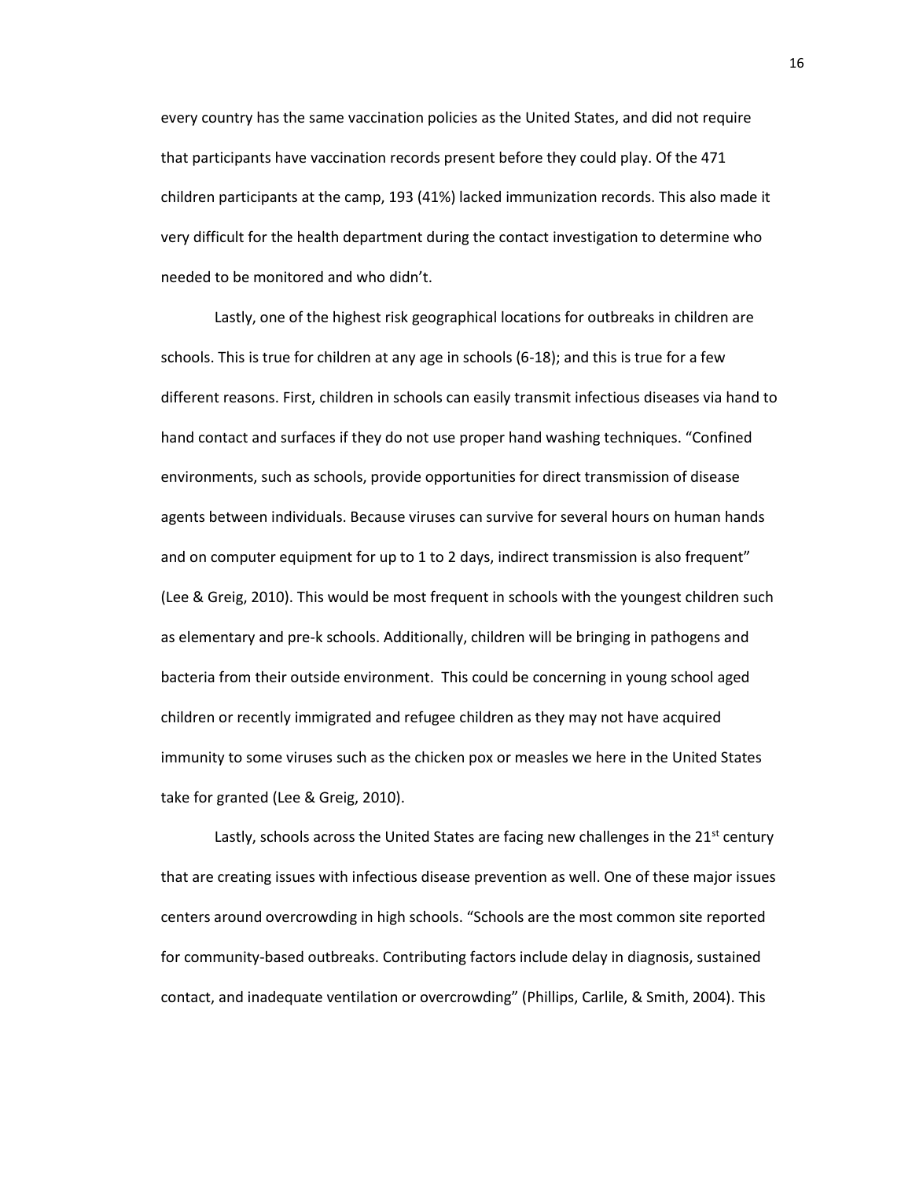every country has the same vaccination policies as the United States, and did not require that participants have vaccination records present before they could play. Of the 471 children participants at the camp, 193 (41%) lacked immunization records. This also made it very difficult for the health department during the contact investigation to determine who needed to be monitored and who didn't.

Lastly, one of the highest risk geographical locations for outbreaks in children are schools. This is true for children at any age in schools (6-18); and this is true for a few different reasons. First, children in schools can easily transmit infectious diseases via hand to hand contact and surfaces if they do not use proper hand washing techniques. "Confined environments, such as schools, provide opportunities for direct transmission of disease agents between individuals. Because viruses can survive for several hours on human hands and on computer equipment for up to 1 to 2 days, indirect transmission is also frequent" (Lee & Greig, 2010). This would be most frequent in schools with the youngest children such as elementary and pre-k schools. Additionally, children will be bringing in pathogens and bacteria from their outside environment. This could be concerning in young school aged children or recently immigrated and refugee children as they may not have acquired immunity to some viruses such as the chicken pox or measles we here in the United States take for granted (Lee & Greig, 2010).

Lastly, schools across the United States are facing new challenges in the 21st century that are creating issues with infectious disease prevention as well. One of these major issues centers around overcrowding in high schools. "Schools are the most common site reported for community-based outbreaks. Contributing factors include delay in diagnosis, sustained contact, and inadequate ventilation or overcrowding" (Phillips, Carlile, & Smith, 2004). This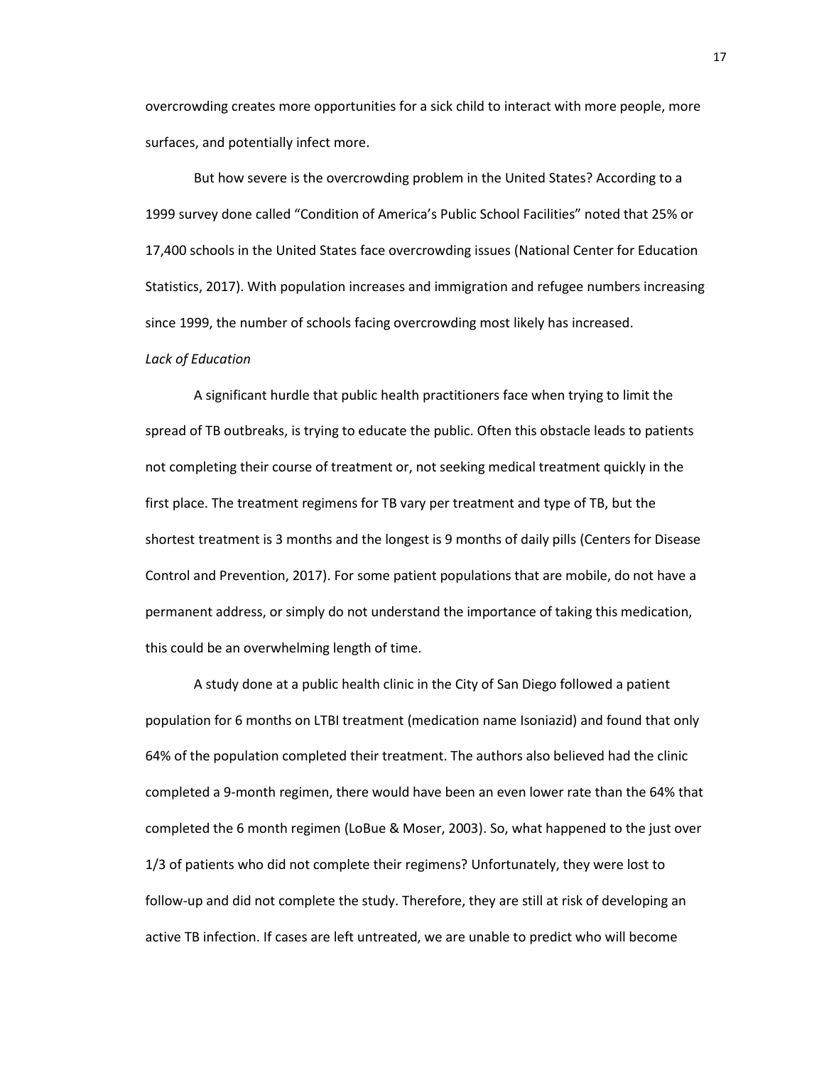overcrowding creates more opportunities for a sick child to interact with more people, more surfaces, and potentially infect more.

But how severe is the overcrowding problem in the United States? According to a 1999 survey done called “Condition of America’s Public School Facilities” noted that 25% or 17,400 schools in the United States face overcrowding issues (National Center for Education Statistics, 2017). With population increases and immigration and refugee numbers increasing since 1999, the number of schools facing overcrowding most likely has increased.

*Lack of Education*

A significant hurdle that public health practitioners face when trying to limit the spread of TB outbreaks, is trying to educate the public. Often this obstacle leads to patients not completing their course of treatment or, not seeking medical treatment quickly in the first place. The treatment regimens for TB vary per treatment and type of TB, but the shortest treatment is 3 months and the longest is 9 months of daily pills (Centers for Disease Control and Prevention, 2017). For some patient populations that are mobile, do not have a permanent address, or simply do not understand the importance of taking this medication, this could be an overwhelming length of time.

A study done at a public health clinic in the City of San Diego followed a patient population for 6 months on LTBI treatment (medication name Isoniazid) and found that only 64% of the population completed their treatment. The authors also believed had the clinic completed a 9-month regimen, there would have been an even lower rate than the 64% that completed the 6 month regimen (LoBue & Moser, 2003). So, what happened to the just over 1/3 of patients who did not complete their regimens? Unfortunately, they were lost to follow-up and did not complete the study. Therefore, they are still at risk of developing an active TB infection. If cases are left untreated, we are unable to predict who will become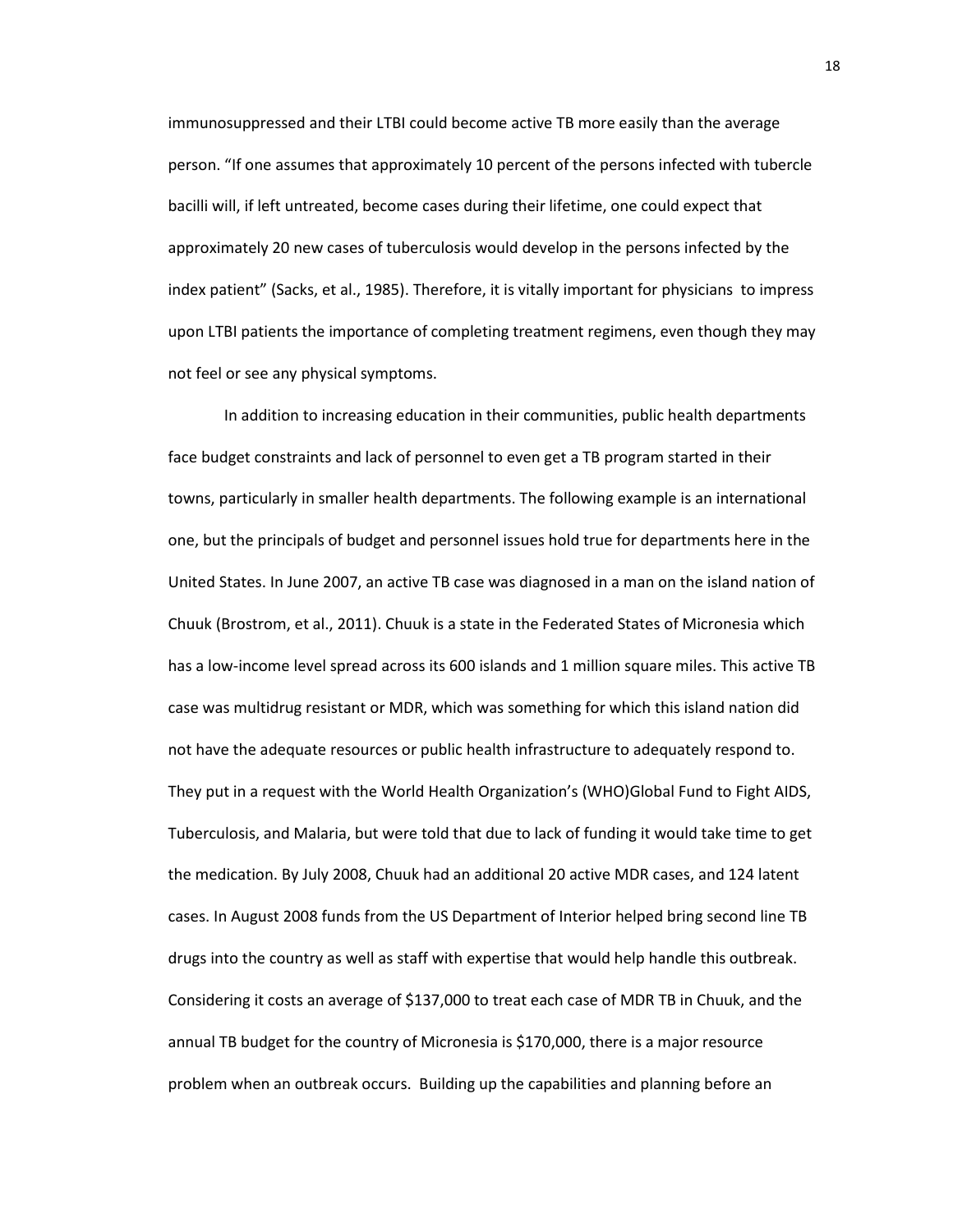immunosuppressed and their LTBI could become active TB more easily than the average person. "If one assumes that approximately 10 percent of the persons infected with tubercle bacilli will, if left untreated, become cases during their lifetime, one could expect that approximately 20 new cases of tuberculosis would develop in the persons infected by the index patient" (Sacks, et al., 1985). Therefore, it is vitally important for physicians to impress upon LTBI patients the importance of completing treatment regimens, even though they may not feel or see any physical symptoms.

In addition to increasing education in their communities, public health departments face budget constraints and lack of personnel to even get a TB program started in their towns, particularly in smaller health departments. The following example is an international one, but the principals of budget and personnel issues hold true for departments here in the United States. In June 2007, an active TB case was diagnosed in a man on the island nation of Chuuk (Brostrom, et al., 2011). Chuuk is a state in the Federated States of Micronesia which has a low-income level spread across its 600 islands and 1 million square miles. This active TB case was multidrug resistant or MDR, which was something for which this island nation did not have the adequate resources or public health infrastructure to adequately respond to. They put in a request with the World Health Organization's (WHO)Global Fund to Fight AIDS, Tuberculosis, and Malaria, but were told that due to lack of funding it would take time to get the medication. By July 2008, Chuuk had an additional 20 active MDR cases, and 124 latent cases. In August 2008 funds from the US Department of Interior helped bring second line TB drugs into the country as well as staff with expertise that would help handle this outbreak. Considering it costs an average of $137,000 to treat each case of MDR TB in Chuuk, and the annual TB budget for the country of Micronesia is $170,000, there is a major resource problem when an outbreak occurs. Building up the capabilities and planning before an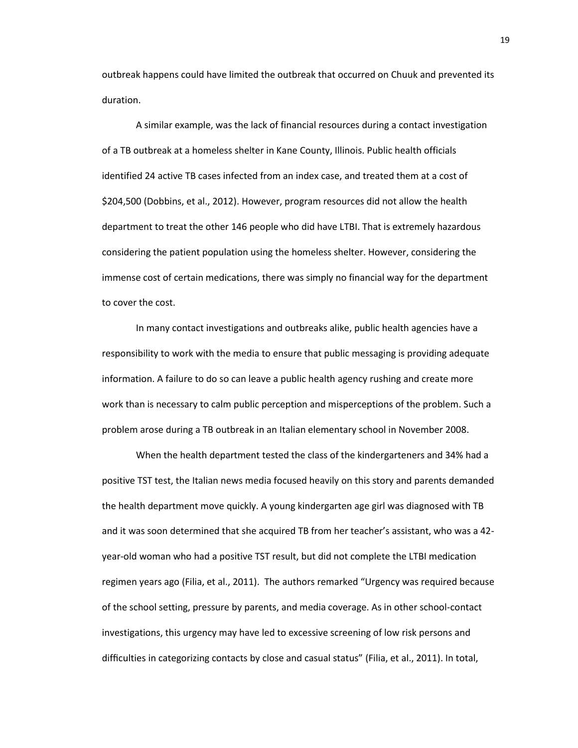outbreak happens could have limited the outbreak that occurred on Chuuk and prevented its duration.

A similar example, was the lack of financial resources during a contact investigation of a TB outbreak at a homeless shelter in Kane County, Illinois. Public health officials identified 24 active TB cases infected from an index case, and treated them at a cost of $204,500 (Dobbins, et al., 2012). However, program resources did not allow the health department to treat the other 146 people who did have LTBI. That is extremely hazardous considering the patient population using the homeless shelter. However, considering the immense cost of certain medications, there was simply no financial way for the department to cover the cost.

In many contact investigations and outbreaks alike, public health agencies have a responsibility to work with the media to ensure that public messaging is providing adequate information. A failure to do so can leave a public health agency rushing and create more work than is necessary to calm public perception and misperceptions of the problem. Such a problem arose during a TB outbreak in an Italian elementary school in November 2008.

When the health department tested the class of the kindergarteners and 34% had a positive TST test, the Italian news media focused heavily on this story and parents demanded the health department move quickly. A young kindergarten age girl was diagnosed with TB and it was soon determined that she acquired TB from her teacher's assistant, who was a 42-year-old woman who had a positive TST result, but did not complete the LTBI medication regimen years ago (Filia, et al., 2011). The authors remarked "Urgency was required because of the school setting, pressure by parents, and media coverage. As in other school-contact investigations, this urgency may have led to excessive screening of low risk persons and difficulties in categorizing contacts by close and casual status" (Filia, et al., 2011). In total,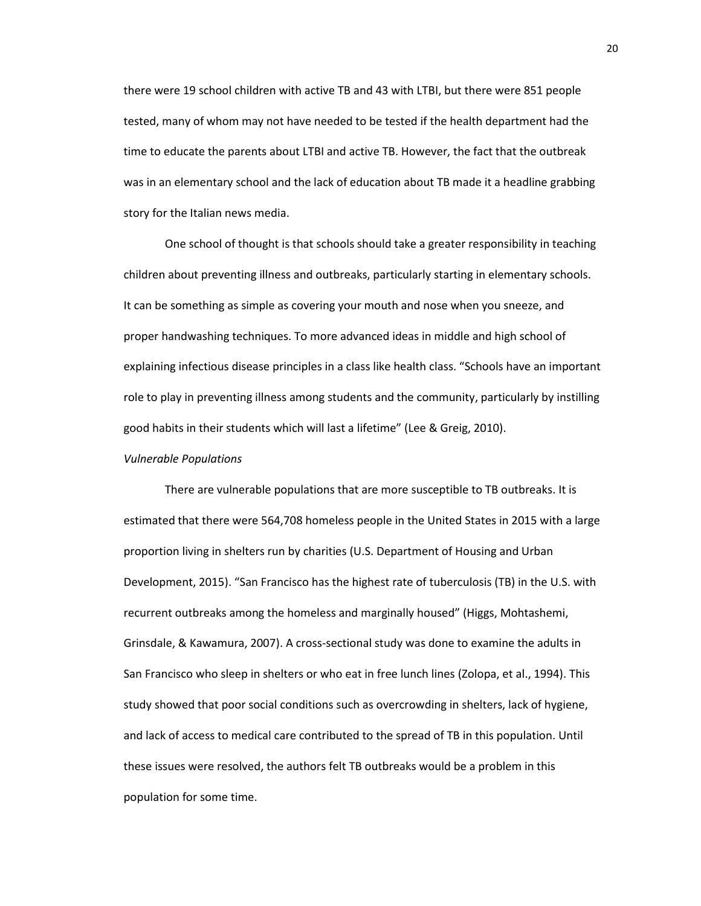there were 19 school children with active TB and 43 with LTBI, but there were 851 people tested, many of whom may not have needed to be tested if the health department had the time to educate the parents about LTBI and active TB. However, the fact that the outbreak was in an elementary school and the lack of education about TB made it a headline grabbing story for the Italian news media.

One school of thought is that schools should take a greater responsibility in teaching children about preventing illness and outbreaks, particularly starting in elementary schools. It can be something as simple as covering your mouth and nose when you sneeze, and proper handwashing techniques. To more advanced ideas in middle and high school of explaining infectious disease principles in a class like health class. “Schools have an important role to play in preventing illness among students and the community, particularly by instilling good habits in their students which will last a lifetime” (Lee & Greig, 2010).

*Vulnerable Populations*

There are vulnerable populations that are more susceptible to TB outbreaks. It is estimated that there were 564,708 homeless people in the United States in 2015 with a large proportion living in shelters run by charities (U.S. Department of Housing and Urban Development, 2015). “San Francisco has the highest rate of tuberculosis (TB) in the U.S. with recurrent outbreaks among the homeless and marginally housed” (Higgs, Mohtashemi, Grinsdale, & Kawamura, 2007). A cross-sectional study was done to examine the adults in San Francisco who sleep in shelters or who eat in free lunch lines (Zolopa, et al., 1994). This study showed that poor social conditions such as overcrowding in shelters, lack of hygiene, and lack of access to medical care contributed to the spread of TB in this population. Until these issues were resolved, the authors felt TB outbreaks would be a problem in this population for some time.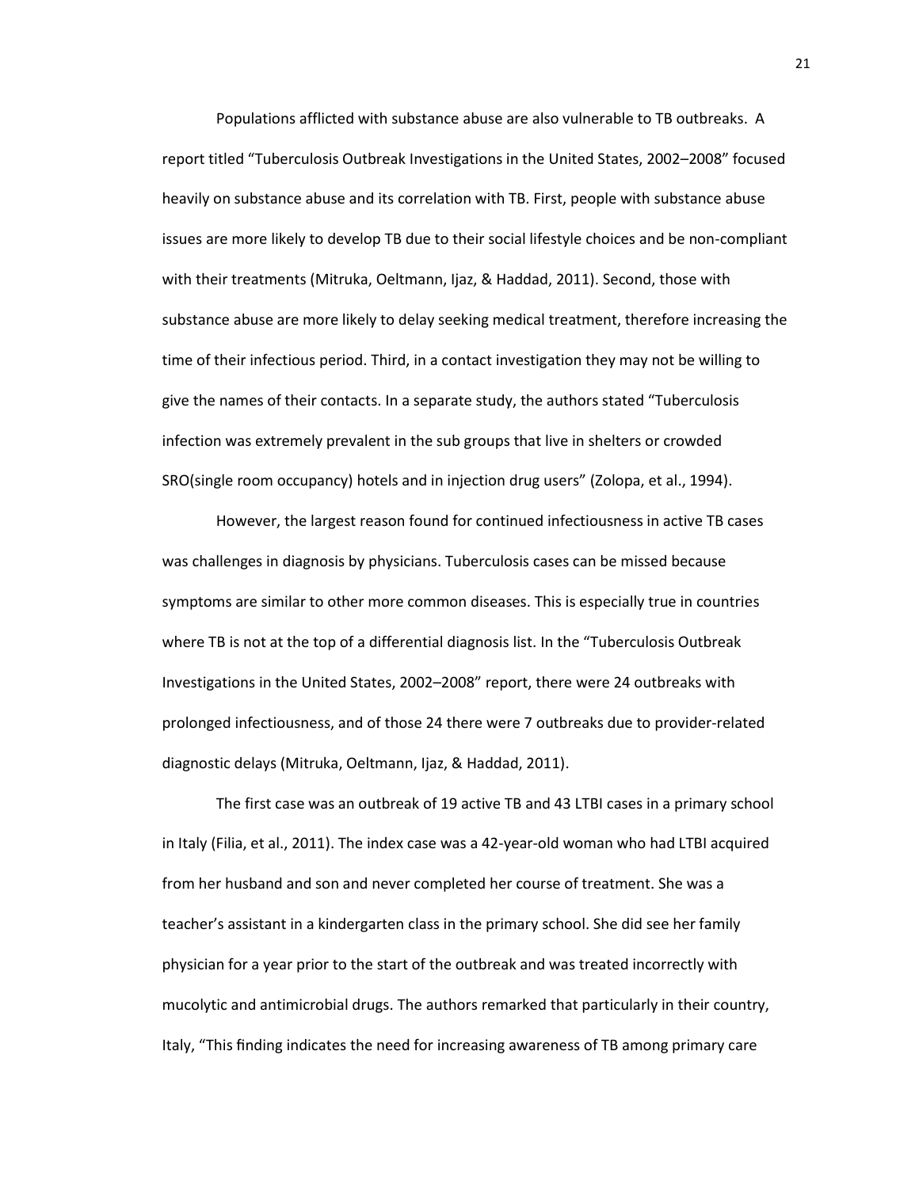Populations afflicted with substance abuse are also vulnerable to TB outbreaks. A report titled "Tuberculosis Outbreak Investigations in the United States, 2002–2008" focused heavily on substance abuse and its correlation with TB. First, people with substance abuse issues are more likely to develop TB due to their social lifestyle choices and be non-compliant with their treatments (Mitruka, Oeltmann, Ijaz, & Haddad, 2011). Second, those with substance abuse are more likely to delay seeking medical treatment, therefore increasing the time of their infectious period. Third, in a contact investigation they may not be willing to give the names of their contacts. In a separate study, the authors stated "Tuberculosis infection was extremely prevalent in the sub groups that live in shelters or crowded SRO(single room occupancy) hotels and in injection drug users" (Zolopa, et al., 1994).

However, the largest reason found for continued infectiousness in active TB cases was challenges in diagnosis by physicians. Tuberculosis cases can be missed because symptoms are similar to other more common diseases. This is especially true in countries where TB is not at the top of a differential diagnosis list. In the "Tuberculosis Outbreak Investigations in the United States, 2002–2008" report, there were 24 outbreaks with prolonged infectiousness, and of those 24 there were 7 outbreaks due to provider-related diagnostic delays (Mitruka, Oeltmann, Ijaz, & Haddad, 2011).

The first case was an outbreak of 19 active TB and 43 LTBI cases in a primary school in Italy (Filia, et al., 2011). The index case was a 42-year-old woman who had LTBI acquired from her husband and son and never completed her course of treatment. She was a teacher's assistant in a kindergarten class in the primary school. She did see her family physician for a year prior to the start of the outbreak and was treated incorrectly with mucolytic and antimicrobial drugs. The authors remarked that particularly in their country, Italy, "This finding indicates the need for increasing awareness of TB among primary care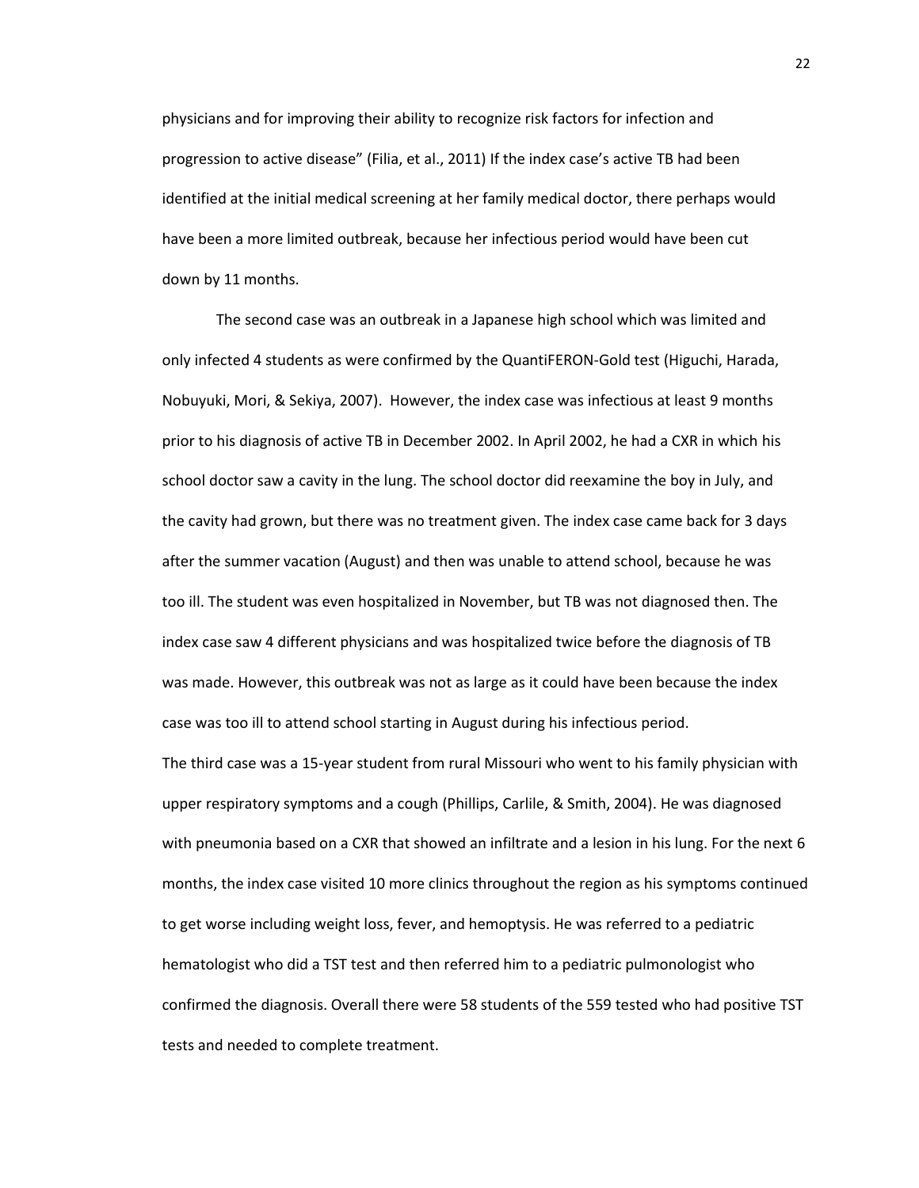physicians and for improving their ability to recognize risk factors for infection and progression to active disease" (Filia, et al., 2011) If the index case's active TB had been identified at the initial medical screening at her family medical doctor, there perhaps would have been a more limited outbreak, because her infectious period would have been cut down by 11 months.

The second case was an outbreak in a Japanese high school which was limited and only infected 4 students as were confirmed by the QuantiFERON-Gold test (Higuchi, Harada, Nobuyuki, Mori, & Sekiya, 2007). However, the index case was infectious at least 9 months prior to his diagnosis of active TB in December 2002. In April 2002, he had a CXR in which his school doctor saw a cavity in the lung. The school doctor did reexamine the boy in July, and the cavity had grown, but there was no treatment given. The index case came back for 3 days after the summer vacation (August) and then was unable to attend school, because he was too ill. The student was even hospitalized in November, but TB was not diagnosed then. The index case saw 4 different physicians and was hospitalized twice before the diagnosis of TB was made. However, this outbreak was not as large as it could have been because the index case was too ill to attend school starting in August during his infectious period.

The third case was a 15-year student from rural Missouri who went to his family physician with upper respiratory symptoms and a cough (Phillips, Carlile, & Smith, 2004). He was diagnosed with pneumonia based on a CXR that showed an infiltrate and a lesion in his lung. For the next 6 months, the index case visited 10 more clinics throughout the region as his symptoms continued to get worse including weight loss, fever, and hemoptysis. He was referred to a pediatric hematologist who did a TST test and then referred him to a pediatric pulmonologist who confirmed the diagnosis. Overall there were 58 students of the 559 tested who had positive TST tests and needed to complete treatment.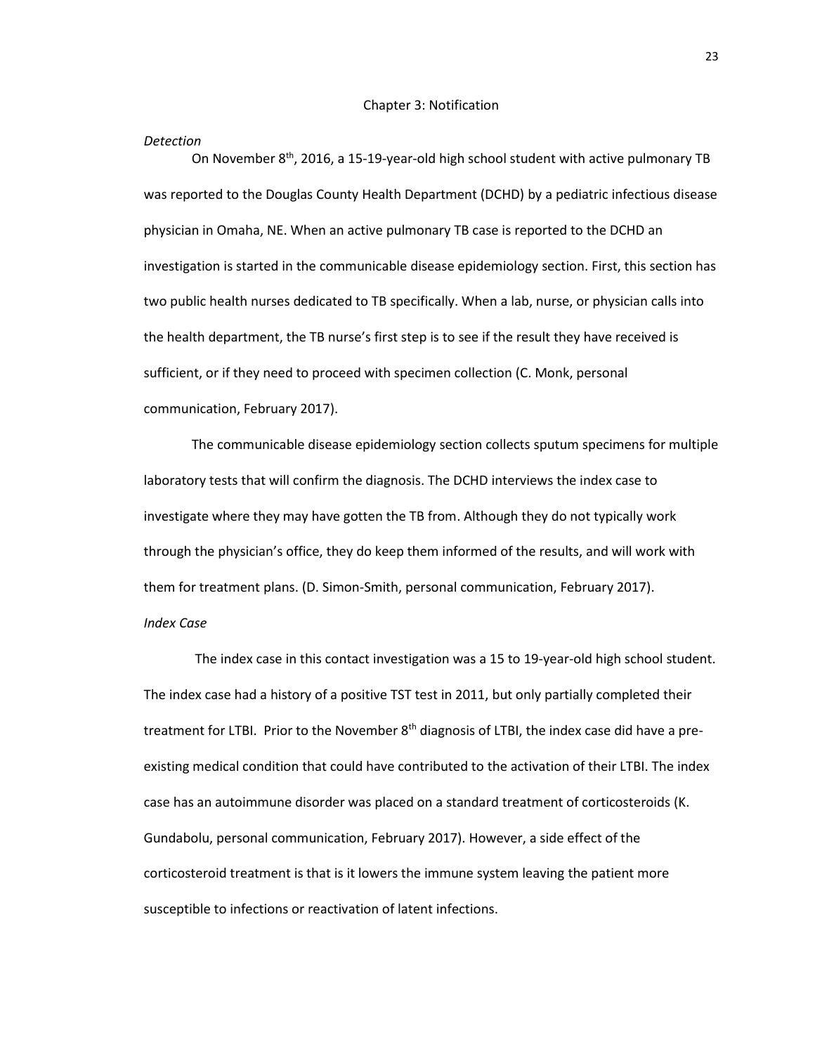## Chapter 3: Notification

### *Detection*

On November 8th, 2016, a 15-19-year-old high school student with active pulmonary TB was reported to the Douglas County Health Department (DCHD) by a pediatric infectious disease physician in Omaha, NE. When an active pulmonary TB case is reported to the DCHD an investigation is started in the communicable disease epidemiology section. First, this section has two public health nurses dedicated to TB specifically. When a lab, nurse, or physician calls into the health department, the TB nurse's first step is to see if the result they have received is sufficient, or if they need to proceed with specimen collection (C. Monk, personal communication, February 2017).

The communicable disease epidemiology section collects sputum specimens for multiple laboratory tests that will confirm the diagnosis. The DCHD interviews the index case to investigate where they may have gotten the TB from. Although they do not typically work through the physician's office, they do keep them informed of the results, and will work with them for treatment plans. (D. Simon-Smith, personal communication, February 2017).

### *Index Case*

The index case in this contact investigation was a 15 to 19-year-old high school student. The index case had a history of a positive TST test in 2011, but only partially completed their treatment for LTBI. Prior to the November 8th diagnosis of LTBI, the index case did have a pre-existing medical condition that could have contributed to the activation of their LTBI. The index case has an autoimmune disorder was placed on a standard treatment of corticosteroids (K. Gundabolu, personal communication, February 2017). However, a side effect of the corticosteroid treatment is that is it lowers the immune system leaving the patient more susceptible to infections or reactivation of latent infections.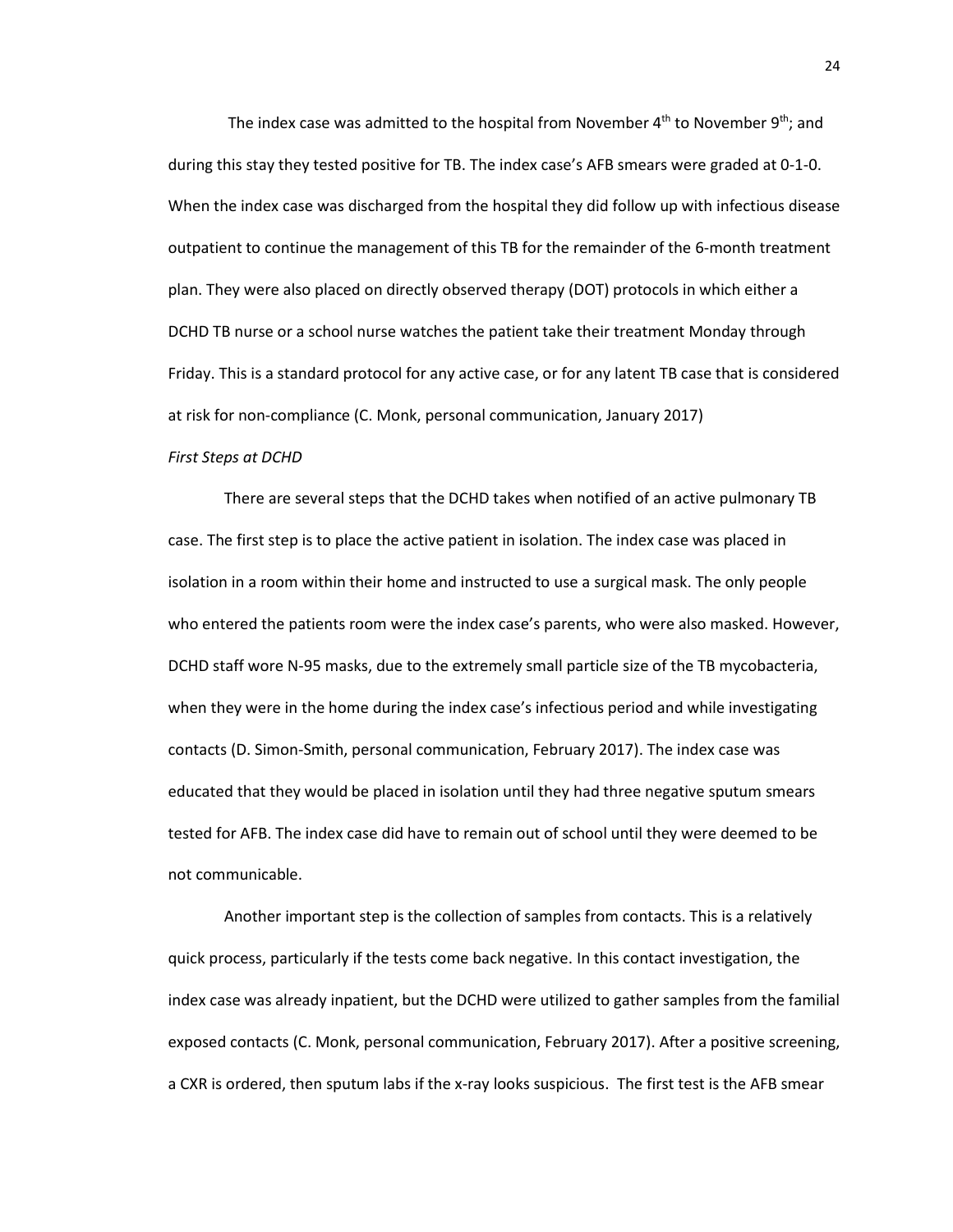The index case was admitted to the hospital from November 4th to November 9th; and during this stay they tested positive for TB. The index case's AFB smears were graded at 0-1-0. When the index case was discharged from the hospital they did follow up with infectious disease outpatient to continue the management of this TB for the remainder of the 6-month treatment plan. They were also placed on directly observed therapy (DOT) protocols in which either a DCHD TB nurse or a school nurse watches the patient take their treatment Monday through Friday. This is a standard protocol for any active case, or for any latent TB case that is considered at risk for non-compliance (C. Monk, personal communication, January 2017)

*First Steps at DCHD*

There are several steps that the DCHD takes when notified of an active pulmonary TB case. The first step is to place the active patient in isolation. The index case was placed in isolation in a room within their home and instructed to use a surgical mask. The only people who entered the patients room were the index case's parents, who were also masked. However, DCHD staff wore N-95 masks, due to the extremely small particle size of the TB mycobacteria, when they were in the home during the index case's infectious period and while investigating contacts (D. Simon-Smith, personal communication, February 2017). The index case was educated that they would be placed in isolation until they had three negative sputum smears tested for AFB. The index case did have to remain out of school until they were deemed to be not communicable.

Another important step is the collection of samples from contacts. This is a relatively quick process, particularly if the tests come back negative. In this contact investigation, the index case was already inpatient, but the DCHD were utilized to gather samples from the familial exposed contacts (C. Monk, personal communication, February 2017). After a positive screening, a CXR is ordered, then sputum labs if the x-ray looks suspicious. The first test is the AFB smear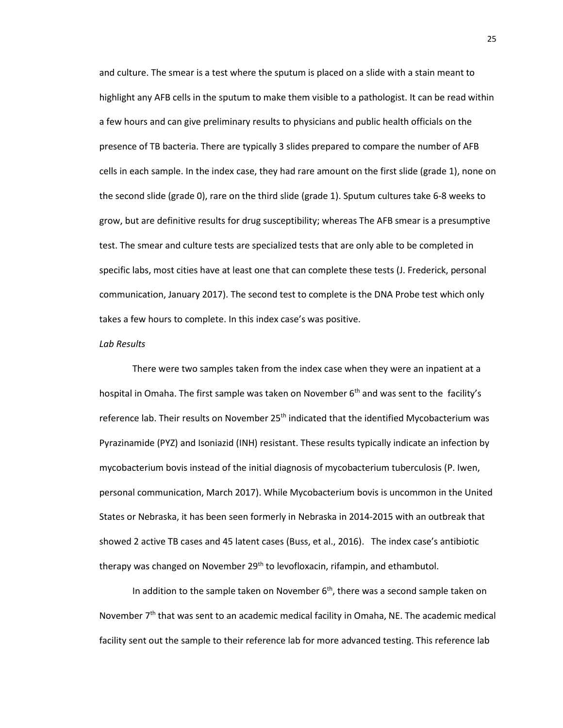and culture. The smear is a test where the sputum is placed on a slide with a stain meant to highlight any AFB cells in the sputum to make them visible to a pathologist. It can be read within a few hours and can give preliminary results to physicians and public health officials on the presence of TB bacteria. There are typically 3 slides prepared to compare the number of AFB cells in each sample. In the index case, they had rare amount on the first slide (grade 1), none on the second slide (grade 0), rare on the third slide (grade 1). Sputum cultures take 6-8 weeks to grow, but are definitive results for drug susceptibility; whereas The AFB smear is a presumptive test. The smear and culture tests are specialized tests that are only able to be completed in specific labs, most cities have at least one that can complete these tests (J. Frederick, personal communication, January 2017). The second test to complete is the DNA Probe test which only takes a few hours to complete. In this index case's was positive.

*Lab Results*

There were two samples taken from the index case when they were an inpatient at a hospital in Omaha. The first sample was taken on November 6th and was sent to the facility's reference lab. Their results on November 25th indicated that the identified Mycobacterium was Pyrazinamide (PYZ) and Isoniazid (INH) resistant. These results typically indicate an infection by mycobacterium bovis instead of the initial diagnosis of mycobacterium tuberculosis (P. Iwen, personal communication, March 2017). While Mycobacterium bovis is uncommon in the United States or Nebraska, it has been seen formerly in Nebraska in 2014-2015 with an outbreak that showed 2 active TB cases and 45 latent cases (Buss, et al., 2016). The index case's antibiotic therapy was changed on November 29th to levofloxacin, rifampin, and ethambutol.

In addition to the sample taken on November 6th, there was a second sample taken on November 7th that was sent to an academic medical facility in Omaha, NE. The academic medical facility sent out the sample to their reference lab for more advanced testing. This reference lab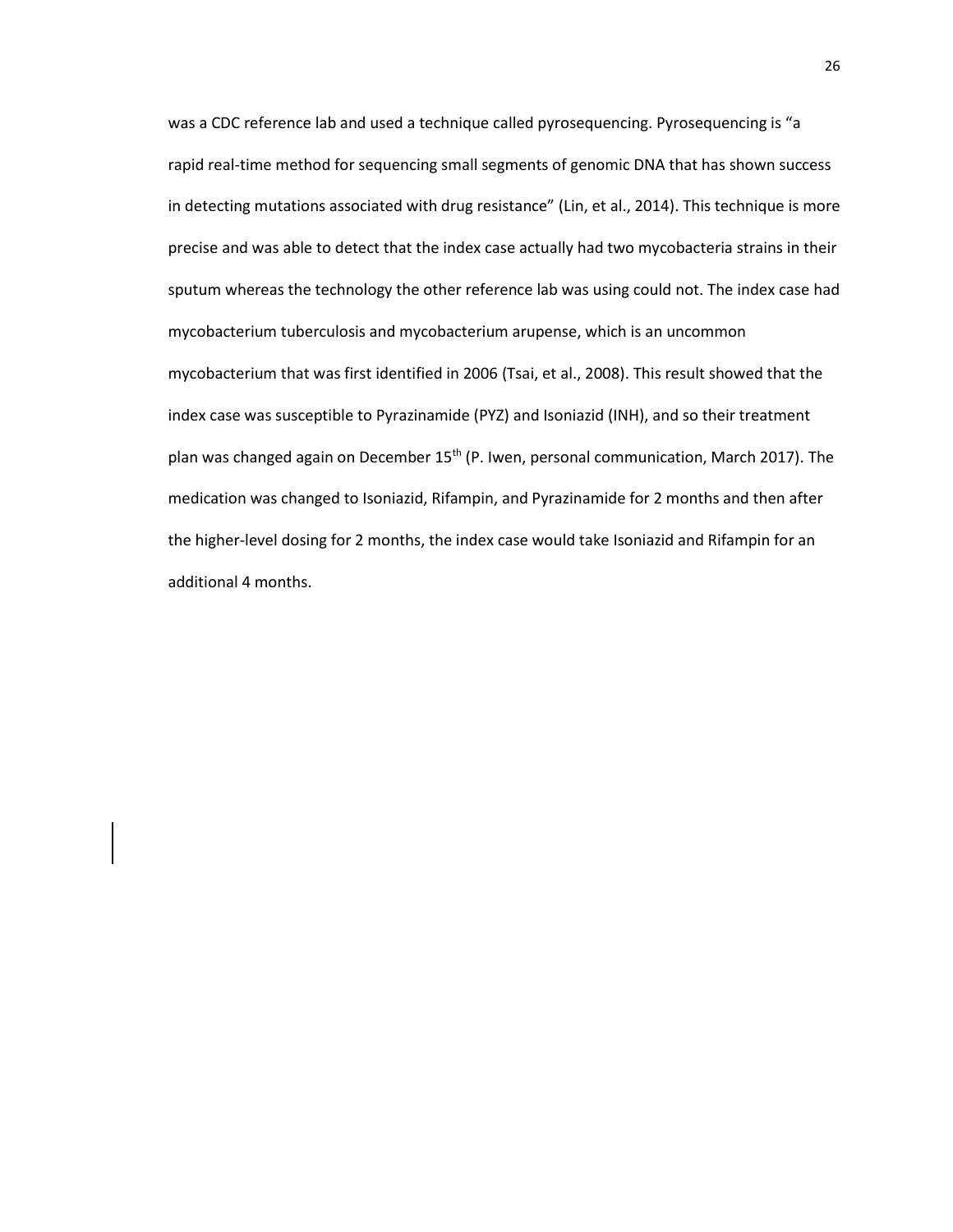was a CDC reference lab and used a technique called pyrosequencing. Pyrosequencing is "a rapid real-time method for sequencing small segments of genomic DNA that has shown success in detecting mutations associated with drug resistance" (Lin, et al., 2014). This technique is more precise and was able to detect that the index case actually had two mycobacteria strains in their sputum whereas the technology the other reference lab was using could not. The index case had mycobacterium tuberculosis and mycobacterium arupense, which is an uncommon mycobacterium that was first identified in 2006 (Tsai, et al., 2008). This result showed that the index case was susceptible to Pyrazinamide (PYZ) and Isoniazid (INH), and so their treatment plan was changed again on December 15th (P. Iwen, personal communication, March 2017). The medication was changed to Isoniazid, Rifampin, and Pyrazinamide for 2 months and then after the higher-level dosing for 2 months, the index case would take Isoniazid and Rifampin for an additional 4 months.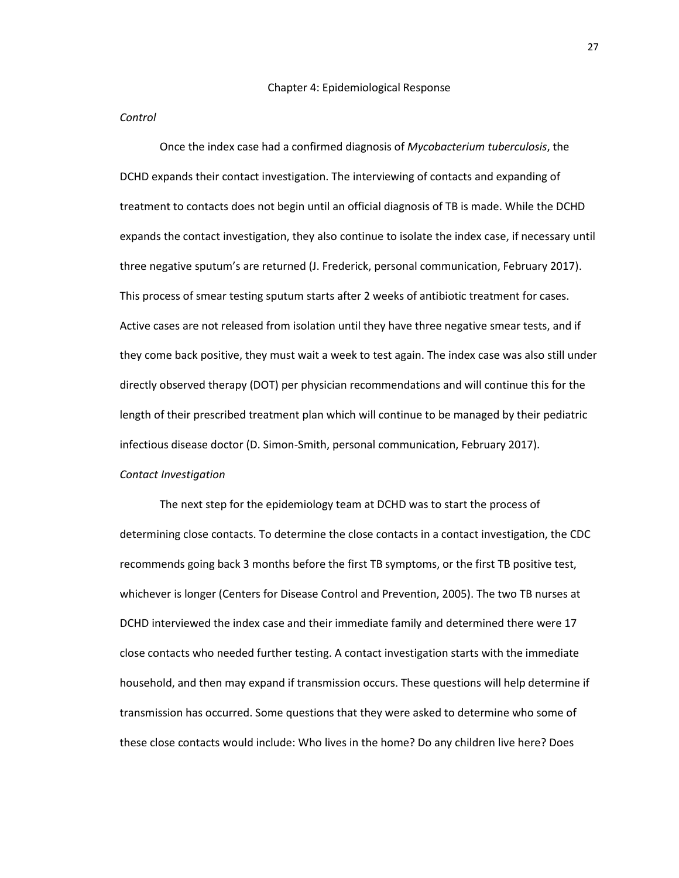## Chapter 4: Epidemiological Response

*Control*

Once the index case had a confirmed diagnosis of *Mycobacterium tuberculosis*, the DCHD expands their contact investigation. The interviewing of contacts and expanding of treatment to contacts does not begin until an official diagnosis of TB is made. While the DCHD expands the contact investigation, they also continue to isolate the index case, if necessary until three negative sputum's are returned (J. Frederick, personal communication, February 2017). This process of smear testing sputum starts after 2 weeks of antibiotic treatment for cases. Active cases are not released from isolation until they have three negative smear tests, and if they come back positive, they must wait a week to test again. The index case was also still under directly observed therapy (DOT) per physician recommendations and will continue this for the length of their prescribed treatment plan which will continue to be managed by their pediatric infectious disease doctor (D. Simon-Smith, personal communication, February 2017).

*Contact Investigation*

The next step for the epidemiology team at DCHD was to start the process of determining close contacts. To determine the close contacts in a contact investigation, the CDC recommends going back 3 months before the first TB symptoms, or the first TB positive test, whichever is longer (Centers for Disease Control and Prevention, 2005). The two TB nurses at DCHD interviewed the index case and their immediate family and determined there were 17 close contacts who needed further testing. A contact investigation starts with the immediate household, and then may expand if transmission occurs. These questions will help determine if transmission has occurred. Some questions that they were asked to determine who some of these close contacts would include: Who lives in the home? Do any children live here? Does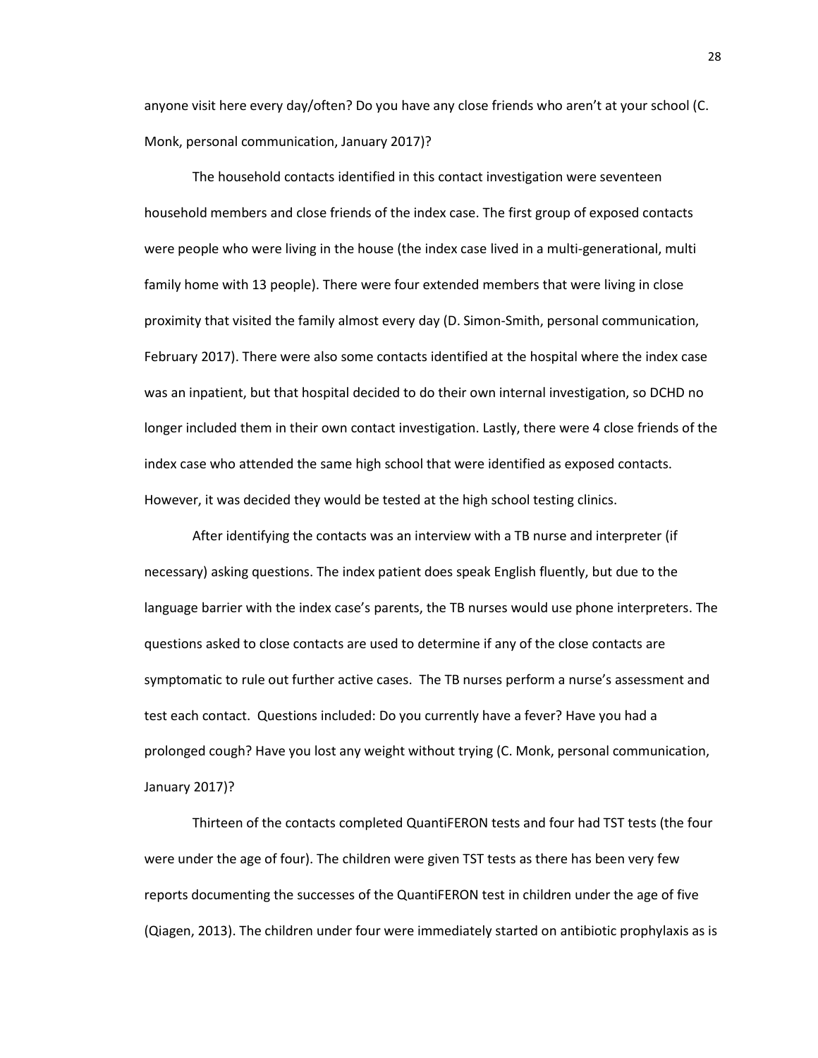anyone visit here every day/often? Do you have any close friends who aren't at your school (C. Monk, personal communication, January 2017)?

The household contacts identified in this contact investigation were seventeen household members and close friends of the index case. The first group of exposed contacts were people who were living in the house (the index case lived in a multi-generational, multi family home with 13 people). There were four extended members that were living in close proximity that visited the family almost every day (D. Simon-Smith, personal communication, February 2017). There were also some contacts identified at the hospital where the index case was an inpatient, but that hospital decided to do their own internal investigation, so DCHD no longer included them in their own contact investigation. Lastly, there were 4 close friends of the index case who attended the same high school that were identified as exposed contacts. However, it was decided they would be tested at the high school testing clinics.

After identifying the contacts was an interview with a TB nurse and interpreter (if necessary) asking questions. The index patient does speak English fluently, but due to the language barrier with the index case's parents, the TB nurses would use phone interpreters. The questions asked to close contacts are used to determine if any of the close contacts are symptomatic to rule out further active cases. The TB nurses perform a nurse's assessment and test each contact. Questions included: Do you currently have a fever? Have you had a prolonged cough? Have you lost any weight without trying (C. Monk, personal communication, January 2017)?

Thirteen of the contacts completed QuantiFERON tests and four had TST tests (the four were under the age of four). The children were given TST tests as there has been very few reports documenting the successes of the QuantiFERON test in children under the age of five (Qiagen, 2013). The children under four were immediately started on antibiotic prophylaxis as is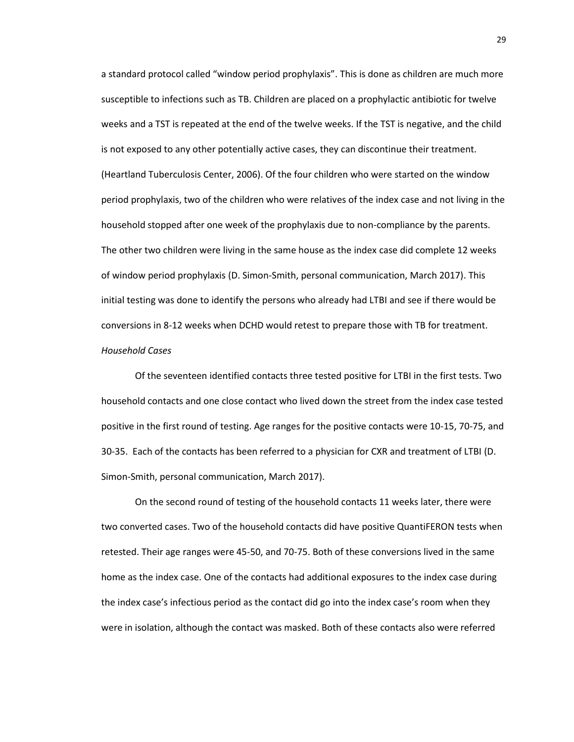a standard protocol called "window period prophylaxis". This is done as children are much more susceptible to infections such as TB. Children are placed on a prophylactic antibiotic for twelve weeks and a TST is repeated at the end of the twelve weeks. If the TST is negative, and the child is not exposed to any other potentially active cases, they can discontinue their treatment. (Heartland Tuberculosis Center, 2006). Of the four children who were started on the window period prophylaxis, two of the children who were relatives of the index case and not living in the household stopped after one week of the prophylaxis due to non-compliance by the parents. The other two children were living in the same house as the index case did complete 12 weeks of window period prophylaxis (D. Simon-Smith, personal communication, March 2017). This initial testing was done to identify the persons who already had LTBI and see if there would be conversions in 8-12 weeks when DCHD would retest to prepare those with TB for treatment.

*Household Cases*

Of the seventeen identified contacts three tested positive for LTBI in the first tests. Two household contacts and one close contact who lived down the street from the index case tested positive in the first round of testing. Age ranges for the positive contacts were 10-15, 70-75, and 30-35. Each of the contacts has been referred to a physician for CXR and treatment of LTBI (D. Simon-Smith, personal communication, March 2017).

On the second round of testing of the household contacts 11 weeks later, there were two converted cases. Two of the household contacts did have positive QuantiFERON tests when retested. Their age ranges were 45-50, and 70-75. Both of these conversions lived in the same home as the index case. One of the contacts had additional exposures to the index case during the index case's infectious period as the contact did go into the index case's room when they were in isolation, although the contact was masked. Both of these contacts also were referred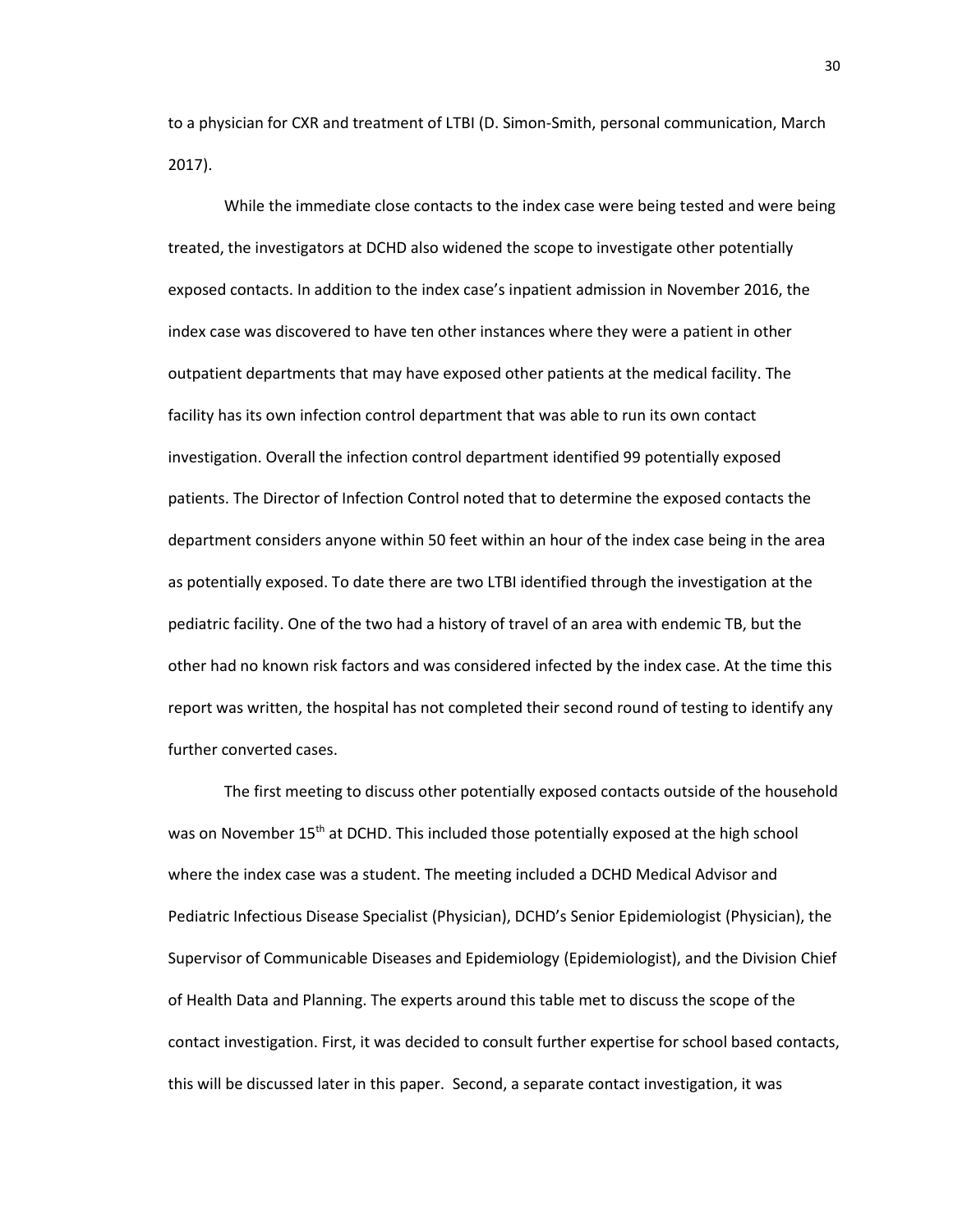to a physician for CXR and treatment of LTBI (D. Simon-Smith, personal communication, March 2017).

While the immediate close contacts to the index case were being tested and were being treated, the investigators at DCHD also widened the scope to investigate other potentially exposed contacts. In addition to the index case's inpatient admission in November 2016, the index case was discovered to have ten other instances where they were a patient in other outpatient departments that may have exposed other patients at the medical facility. The facility has its own infection control department that was able to run its own contact investigation. Overall the infection control department identified 99 potentially exposed patients. The Director of Infection Control noted that to determine the exposed contacts the department considers anyone within 50 feet within an hour of the index case being in the area as potentially exposed. To date there are two LTBI identified through the investigation at the pediatric facility. One of the two had a history of travel of an area with endemic TB, but the other had no known risk factors and was considered infected by the index case. At the time this report was written, the hospital has not completed their second round of testing to identify any further converted cases.

The first meeting to discuss other potentially exposed contacts outside of the household was on November 15th at DCHD. This included those potentially exposed at the high school where the index case was a student. The meeting included a DCHD Medical Advisor and Pediatric Infectious Disease Specialist (Physician), DCHD's Senior Epidemiologist (Physician), the Supervisor of Communicable Diseases and Epidemiology (Epidemiologist), and the Division Chief of Health Data and Planning. The experts around this table met to discuss the scope of the contact investigation. First, it was decided to consult further expertise for school based contacts, this will be discussed later in this paper. Second, a separate contact investigation, it was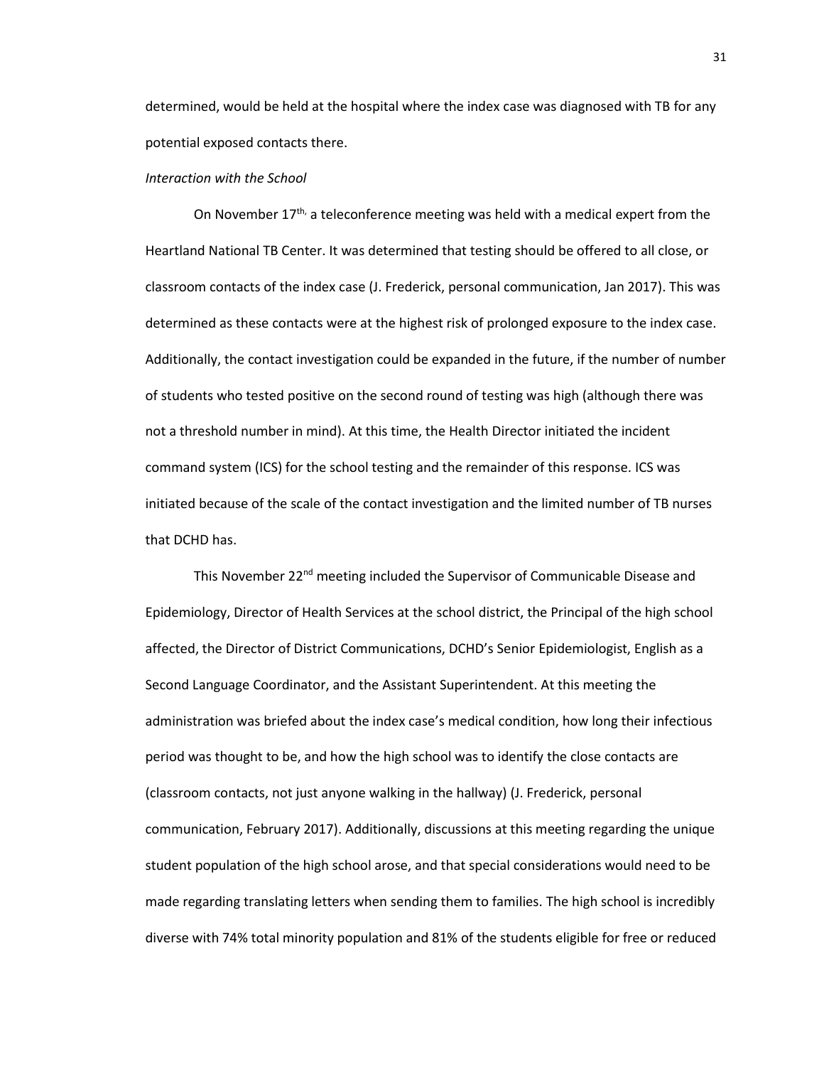determined, would be held at the hospital where the index case was diagnosed with TB for any potential exposed contacts there.

*Interaction with the School*

On November 17th, a teleconference meeting was held with a medical expert from the Heartland National TB Center. It was determined that testing should be offered to all close, or classroom contacts of the index case (J. Frederick, personal communication, Jan 2017). This was determined as these contacts were at the highest risk of prolonged exposure to the index case. Additionally, the contact investigation could be expanded in the future, if the number of number of students who tested positive on the second round of testing was high (although there was not a threshold number in mind). At this time, the Health Director initiated the incident command system (ICS) for the school testing and the remainder of this response. ICS was initiated because of the scale of the contact investigation and the limited number of TB nurses that DCHD has.

This November 22nd meeting included the Supervisor of Communicable Disease and Epidemiology, Director of Health Services at the school district, the Principal of the high school affected, the Director of District Communications, DCHD's Senior Epidemiologist, English as a Second Language Coordinator, and the Assistant Superintendent. At this meeting the administration was briefed about the index case's medical condition, how long their infectious period was thought to be, and how the high school was to identify the close contacts are (classroom contacts, not just anyone walking in the hallway) (J. Frederick, personal communication, February 2017). Additionally, discussions at this meeting regarding the unique student population of the high school arose, and that special considerations would need to be made regarding translating letters when sending them to families. The high school is incredibly diverse with 74% total minority population and 81% of the students eligible for free or reduced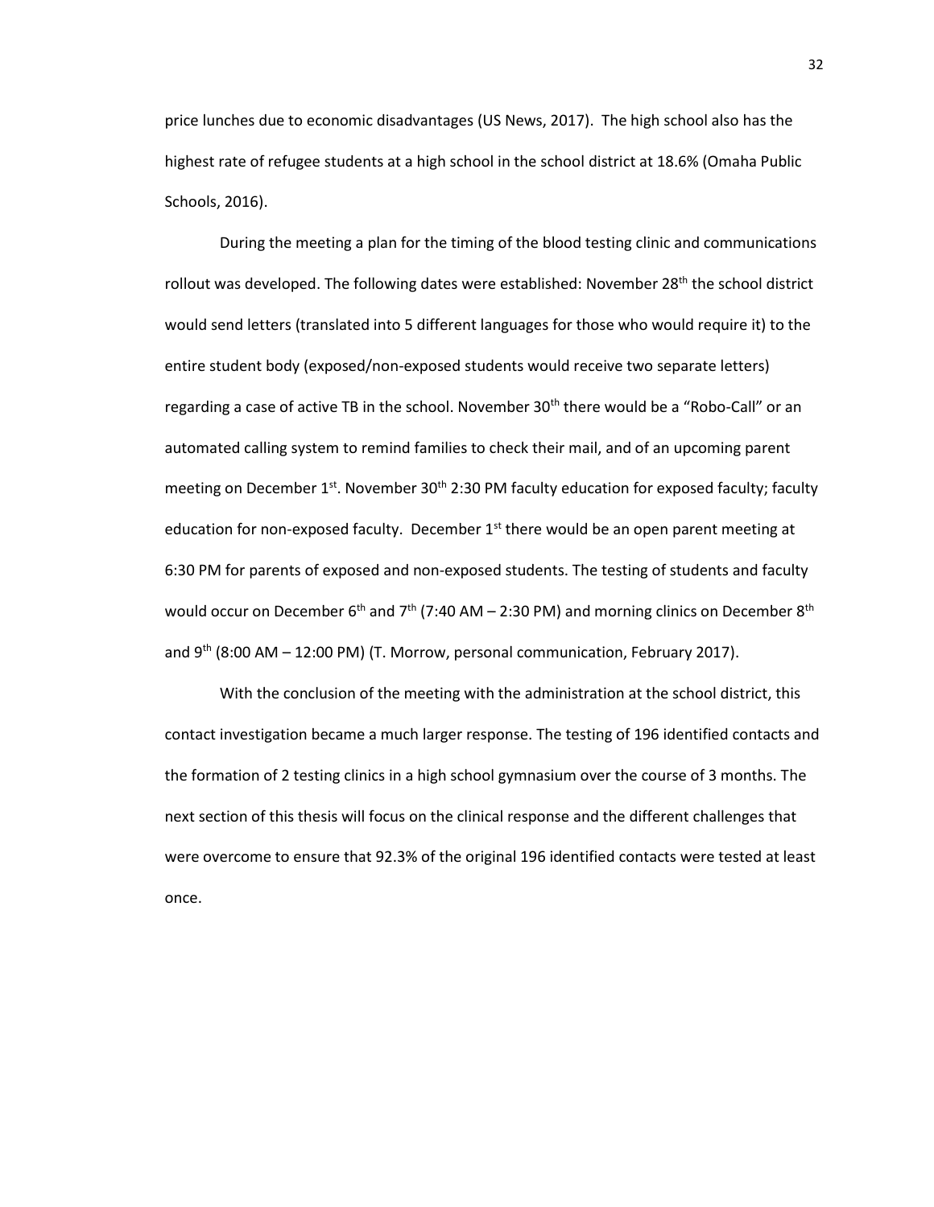price lunches due to economic disadvantages (US News, 2017). The high school also has the highest rate of refugee students at a high school in the school district at 18.6% (Omaha Public Schools, 2016).

During the meeting a plan for the timing of the blood testing clinic and communications rollout was developed. The following dates were established: November 28th the school district would send letters (translated into 5 different languages for those who would require it) to the entire student body (exposed/non-exposed students would receive two separate letters) regarding a case of active TB in the school. November 30th there would be a "Robo-Call" or an automated calling system to remind families to check their mail, and of an upcoming parent meeting on December 1st. November 30th 2:30 PM faculty education for exposed faculty; faculty education for non-exposed faculty. December 1st there would be an open parent meeting at 6:30 PM for parents of exposed and non-exposed students. The testing of students and faculty would occur on December 6th and 7th (7:40 AM – 2:30 PM) and morning clinics on December 8th and 9th (8:00 AM – 12:00 PM) (T. Morrow, personal communication, February 2017).

With the conclusion of the meeting with the administration at the school district, this contact investigation became a much larger response. The testing of 196 identified contacts and the formation of 2 testing clinics in a high school gymnasium over the course of 3 months. The next section of this thesis will focus on the clinical response and the different challenges that were overcome to ensure that 92.3% of the original 196 identified contacts were tested at least once.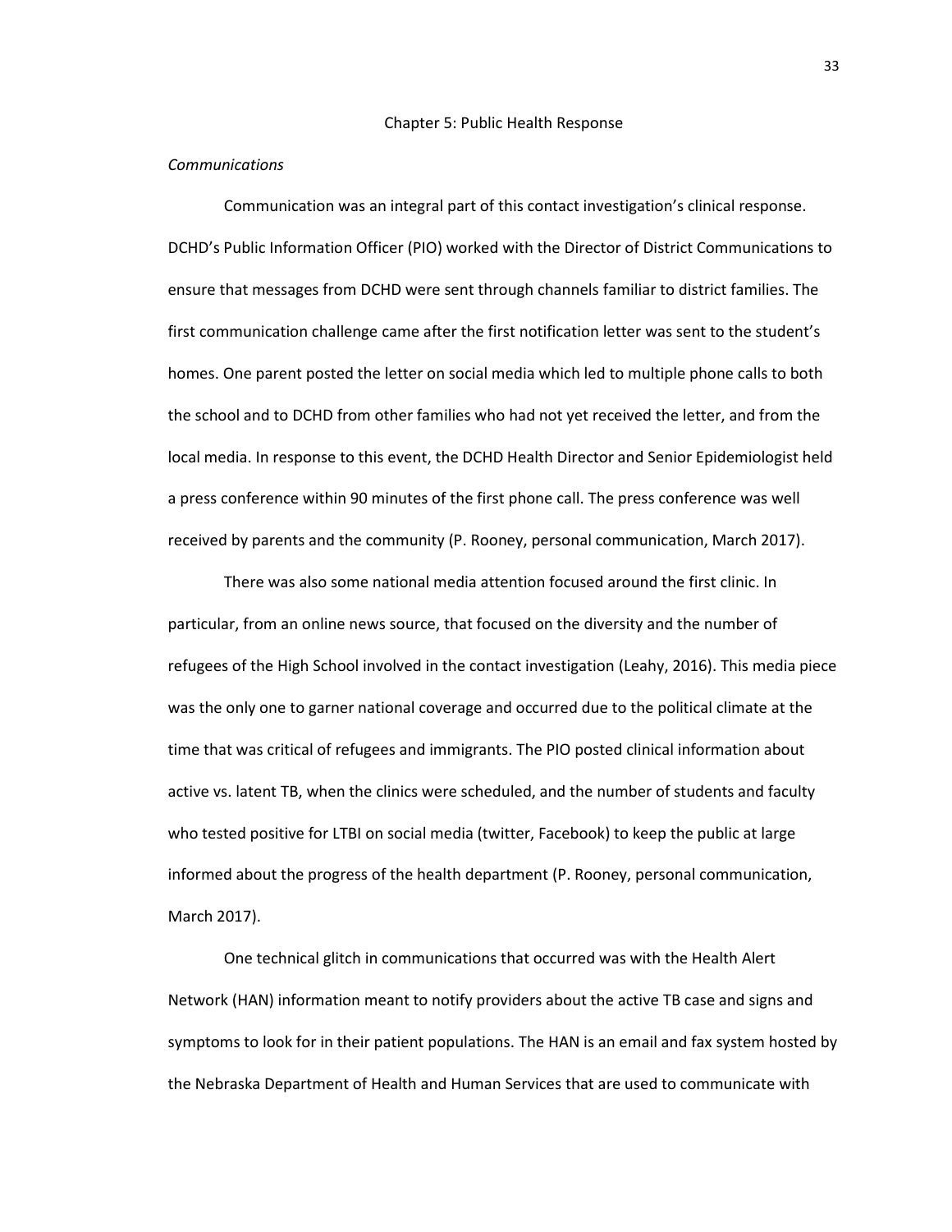# Chapter 5: Public Health Response

*Communications*

Communication was an integral part of this contact investigation's clinical response. DCHD's Public Information Officer (PIO) worked with the Director of District Communications to ensure that messages from DCHD were sent through channels familiar to district families. The first communication challenge came after the first notification letter was sent to the student's homes. One parent posted the letter on social media which led to multiple phone calls to both the school and to DCHD from other families who had not yet received the letter, and from the local media. In response to this event, the DCHD Health Director and Senior Epidemiologist held a press conference within 90 minutes of the first phone call. The press conference was well received by parents and the community (P. Rooney, personal communication, March 2017).

There was also some national media attention focused around the first clinic. In particular, from an online news source, that focused on the diversity and the number of refugees of the High School involved in the contact investigation (Leahy, 2016). This media piece was the only one to garner national coverage and occurred due to the political climate at the time that was critical of refugees and immigrants. The PIO posted clinical information about active vs. latent TB, when the clinics were scheduled, and the number of students and faculty who tested positive for LTBI on social media (twitter, Facebook) to keep the public at large informed about the progress of the health department (P. Rooney, personal communication, March 2017).

One technical glitch in communications that occurred was with the Health Alert Network (HAN) information meant to notify providers about the active TB case and signs and symptoms to look for in their patient populations. The HAN is an email and fax system hosted by the Nebraska Department of Health and Human Services that are used to communicate with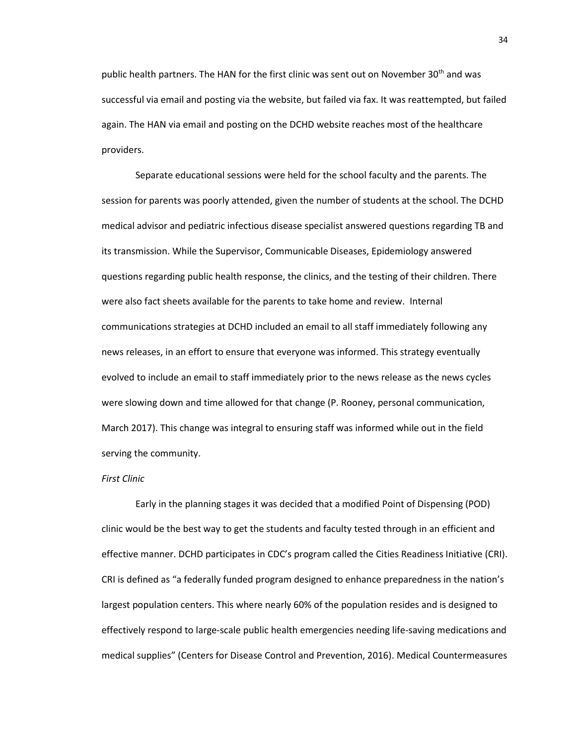public health partners. The HAN for the first clinic was sent out on November 30th and was successful via email and posting via the website, but failed via fax. It was reattempted, but failed again. The HAN via email and posting on the DCHD website reaches most of the healthcare providers.

Separate educational sessions were held for the school faculty and the parents. The session for parents was poorly attended, given the number of students at the school. The DCHD medical advisor and pediatric infectious disease specialist answered questions regarding TB and its transmission. While the Supervisor, Communicable Diseases, Epidemiology answered questions regarding public health response, the clinics, and the testing of their children. There were also fact sheets available for the parents to take home and review. Internal communications strategies at DCHD included an email to all staff immediately following any news releases, in an effort to ensure that everyone was informed. This strategy eventually evolved to include an email to staff immediately prior to the news release as the news cycles were slowing down and time allowed for that change (P. Rooney, personal communication, March 2017). This change was integral to ensuring staff was informed while out in the field serving the community.

*First Clinic*

Early in the planning stages it was decided that a modified Point of Dispensing (POD) clinic would be the best way to get the students and faculty tested through in an efficient and effective manner. DCHD participates in CDC's program called the Cities Readiness Initiative (CRI). CRI is defined as "a federally funded program designed to enhance preparedness in the nation's largest population centers. This where nearly 60% of the population resides and is designed to effectively respond to large-scale public health emergencies needing life-saving medications and medical supplies" (Centers for Disease Control and Prevention, 2016). Medical Countermeasures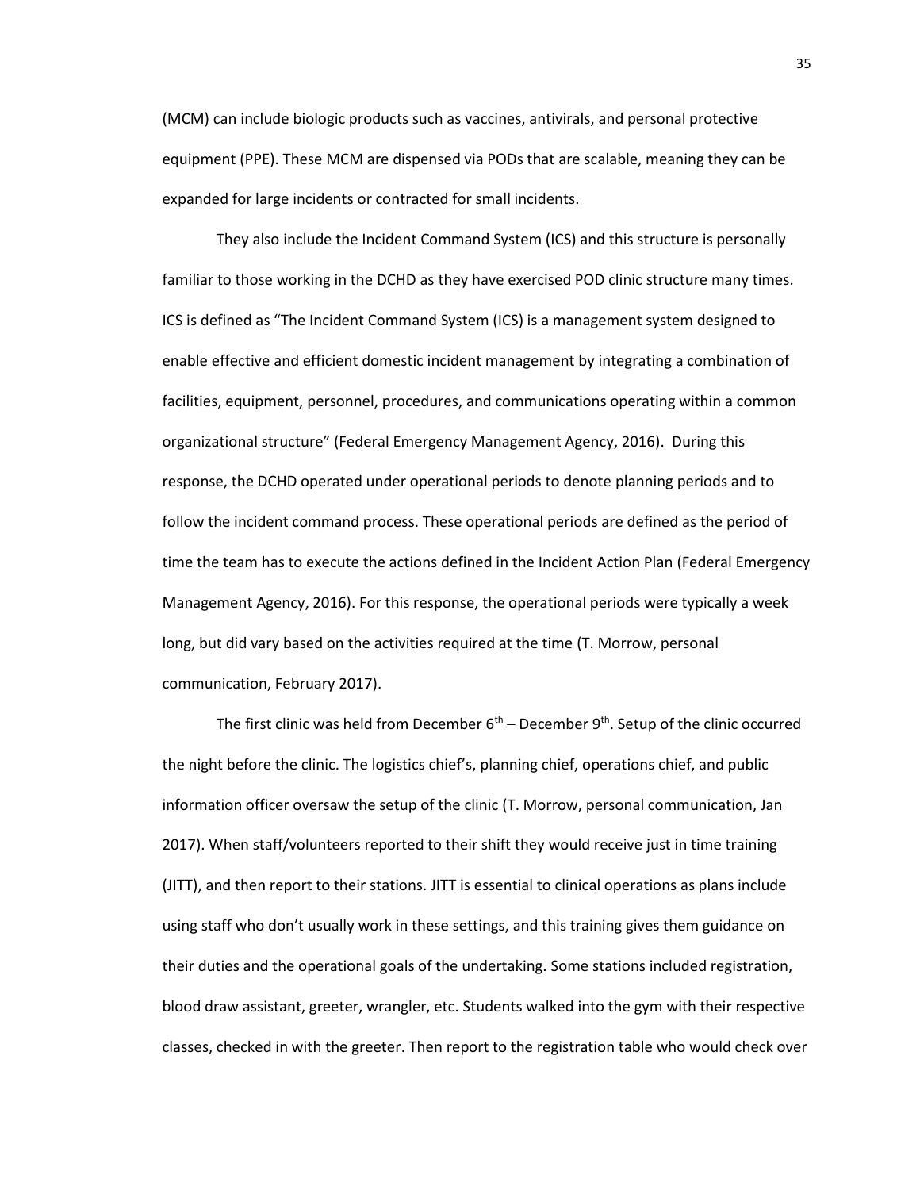(MCM) can include biologic products such as vaccines, antivirals, and personal protective equipment (PPE). These MCM are dispensed via PODs that are scalable, meaning they can be expanded for large incidents or contracted for small incidents.

They also include the Incident Command System (ICS) and this structure is personally familiar to those working in the DCHD as they have exercised POD clinic structure many times. ICS is defined as "The Incident Command System (ICS) is a management system designed to enable effective and efficient domestic incident management by integrating a combination of facilities, equipment, personnel, procedures, and communications operating within a common organizational structure" (Federal Emergency Management Agency, 2016). During this response, the DCHD operated under operational periods to denote planning periods and to follow the incident command process. These operational periods are defined as the period of time the team has to execute the actions defined in the Incident Action Plan (Federal Emergency Management Agency, 2016). For this response, the operational periods were typically a week long, but did vary based on the activities required at the time (T. Morrow, personal communication, February 2017).

The first clinic was held from December 6th – December 9th. Setup of the clinic occurred the night before the clinic. The logistics chief's, planning chief, operations chief, and public information officer oversaw the setup of the clinic (T. Morrow, personal communication, Jan 2017). When staff/volunteers reported to their shift they would receive just in time training (JITT), and then report to their stations. JITT is essential to clinical operations as plans include using staff who don't usually work in these settings, and this training gives them guidance on their duties and the operational goals of the undertaking. Some stations included registration, blood draw assistant, greeter, wrangler, etc. Students walked into the gym with their respective classes, checked in with the greeter. Then report to the registration table who would check over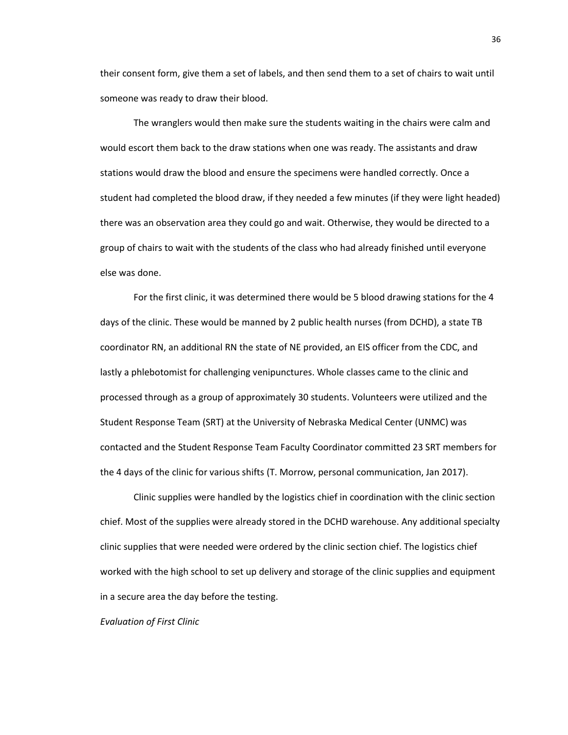their consent form, give them a set of labels, and then send them to a set of chairs to wait until someone was ready to draw their blood.

The wranglers would then make sure the students waiting in the chairs were calm and would escort them back to the draw stations when one was ready. The assistants and draw stations would draw the blood and ensure the specimens were handled correctly. Once a student had completed the blood draw, if they needed a few minutes (if they were light headed) there was an observation area they could go and wait. Otherwise, they would be directed to a group of chairs to wait with the students of the class who had already finished until everyone else was done.

For the first clinic, it was determined there would be 5 blood drawing stations for the 4 days of the clinic. These would be manned by 2 public health nurses (from DCHD), a state TB coordinator RN, an additional RN the state of NE provided, an EIS officer from the CDC, and lastly a phlebotomist for challenging venipunctures. Whole classes came to the clinic and processed through as a group of approximately 30 students. Volunteers were utilized and the Student Response Team (SRT) at the University of Nebraska Medical Center (UNMC) was contacted and the Student Response Team Faculty Coordinator committed 23 SRT members for the 4 days of the clinic for various shifts (T. Morrow, personal communication, Jan 2017).

Clinic supplies were handled by the logistics chief in coordination with the clinic section chief. Most of the supplies were already stored in the DCHD warehouse. Any additional specialty clinic supplies that were needed were ordered by the clinic section chief. The logistics chief worked with the high school to set up delivery and storage of the clinic supplies and equipment in a secure area the day before the testing.

*Evaluation of First Clinic*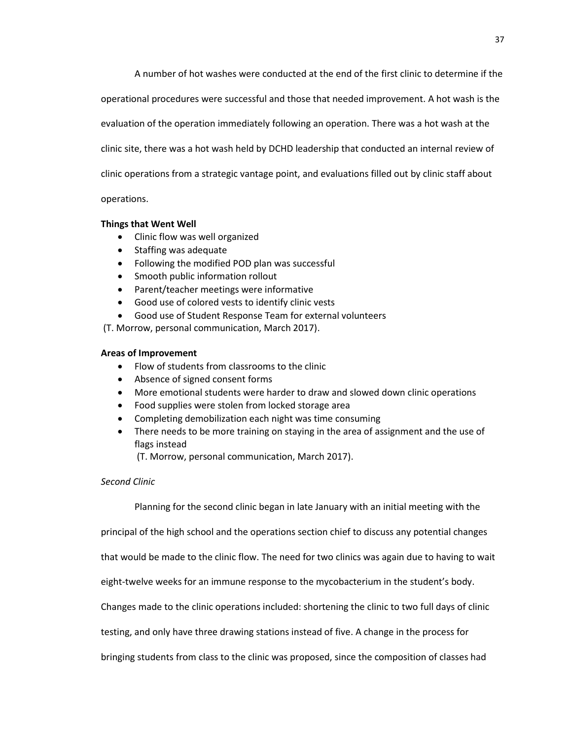A number of hot washes were conducted at the end of the first clinic to determine if the operational procedures were successful and those that needed improvement. A hot wash is the evaluation of the operation immediately following an operation. There was a hot wash at the clinic site, there was a hot wash held by DCHD leadership that conducted an internal review of clinic operations from a strategic vantage point, and evaluations filled out by clinic staff about operations.

**Things that Went Well**

- Clinic flow was well organized
- Staffing was adequate
- Following the modified POD plan was successful
- Smooth public information rollout
- Parent/teacher meetings were informative
- Good use of colored vests to identify clinic vests
- Good use of Student Response Team for external volunteers

(T. Morrow, personal communication, March 2017).

**Areas of Improvement**

- Flow of students from classrooms to the clinic
- Absence of signed consent forms
- More emotional students were harder to draw and slowed down clinic operations
- Food supplies were stolen from locked storage area
- Completing demobilization each night was time consuming
- There needs to be more training on staying in the area of assignment and the use of flags instead

  (T. Morrow, personal communication, March 2017).

*Second Clinic*

Planning for the second clinic began in late January with an initial meeting with the principal of the high school and the operations section chief to discuss any potential changes that would be made to the clinic flow. The need for two clinics was again due to having to wait eight-twelve weeks for an immune response to the mycobacterium in the student's body. Changes made to the clinic operations included: shortening the clinic to two full days of clinic testing, and only have three drawing stations instead of five. A change in the process for bringing students from class to the clinic was proposed, since the composition of classes had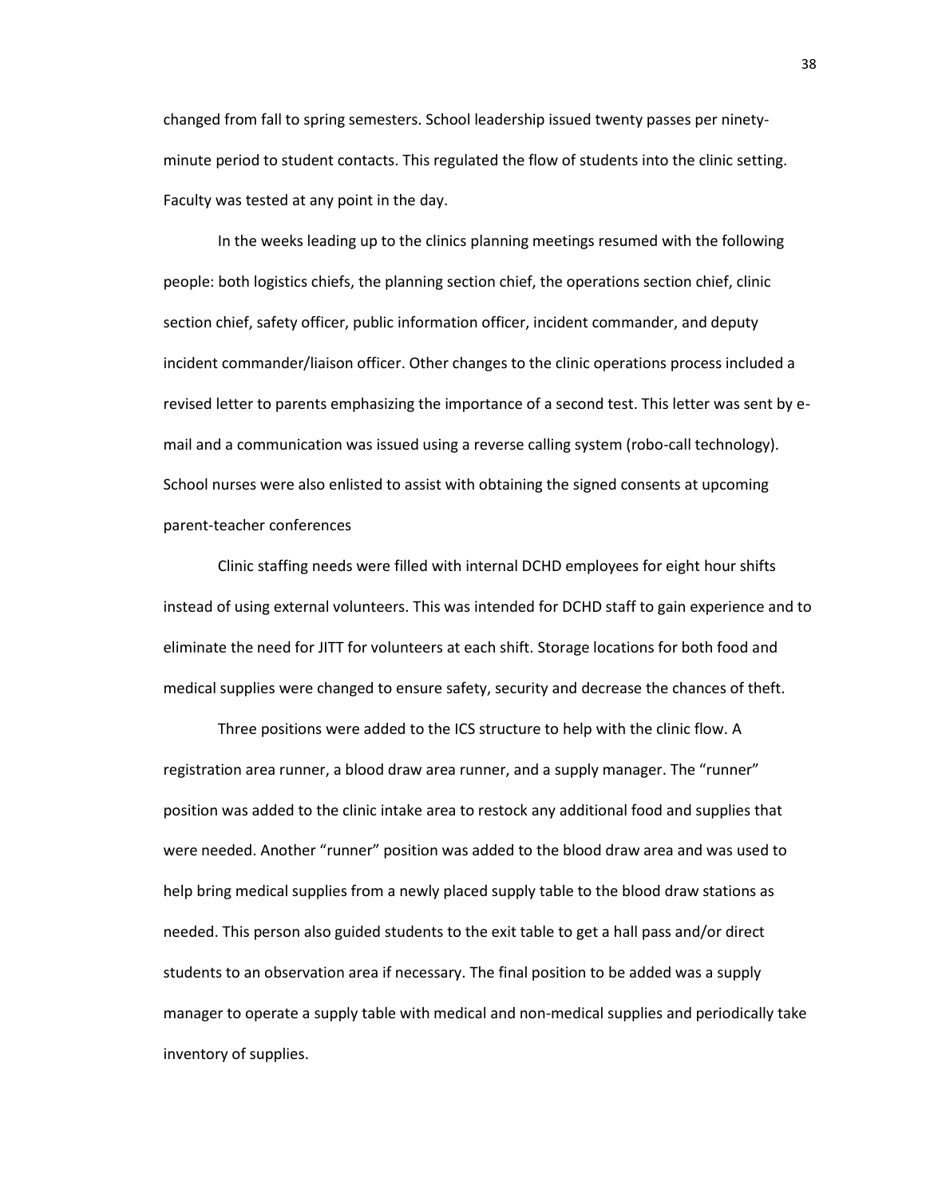changed from fall to spring semesters. School leadership issued twenty passes per ninety-minute period to student contacts. This regulated the flow of students into the clinic setting. Faculty was tested at any point in the day.

In the weeks leading up to the clinics planning meetings resumed with the following people: both logistics chiefs, the planning section chief, the operations section chief, clinic section chief, safety officer, public information officer, incident commander, and deputy incident commander/liaison officer. Other changes to the clinic operations process included a revised letter to parents emphasizing the importance of a second test. This letter was sent by e-mail and a communication was issued using a reverse calling system (robo-call technology). School nurses were also enlisted to assist with obtaining the signed consents at upcoming parent-teacher conferences

Clinic staffing needs were filled with internal DCHD employees for eight hour shifts instead of using external volunteers. This was intended for DCHD staff to gain experience and to eliminate the need for JITT for volunteers at each shift. Storage locations for both food and medical supplies were changed to ensure safety, security and decrease the chances of theft.

Three positions were added to the ICS structure to help with the clinic flow. A registration area runner, a blood draw area runner, and a supply manager. The "runner" position was added to the clinic intake area to restock any additional food and supplies that were needed. Another "runner" position was added to the blood draw area and was used to help bring medical supplies from a newly placed supply table to the blood draw stations as needed. This person also guided students to the exit table to get a hall pass and/or direct students to an observation area if necessary. The final position to be added was a supply manager to operate a supply table with medical and non-medical supplies and periodically take inventory of supplies.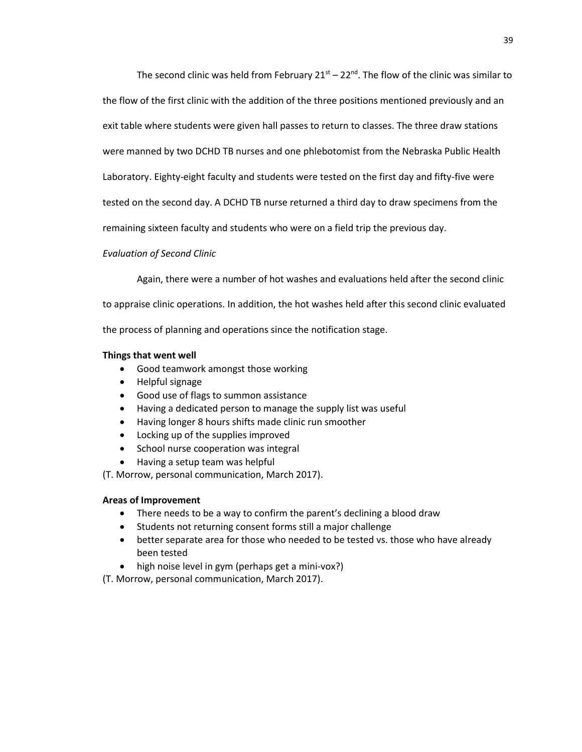The second clinic was held from February 21st – 22nd. The flow of the clinic was similar to the flow of the first clinic with the addition of the three positions mentioned previously and an exit table where students were given hall passes to return to classes. The three draw stations were manned by two DCHD TB nurses and one phlebotomist from the Nebraska Public Health Laboratory. Eighty-eight faculty and students were tested on the first day and fifty-five were tested on the second day. A DCHD TB nurse returned a third day to draw specimens from the remaining sixteen faculty and students who were on a field trip the previous day.

*Evaluation of Second Clinic*

Again, there were a number of hot washes and evaluations held after the second clinic to appraise clinic operations. In addition, the hot washes held after this second clinic evaluated the process of planning and operations since the notification stage.

**Things that went well**

- Good teamwork amongst those working
- Helpful signage
- Good use of flags to summon assistance
- Having a dedicated person to manage the supply list was useful
- Having longer 8 hours shifts made clinic run smoother
- Locking up of the supplies improved
- School nurse cooperation was integral
- Having a setup team was helpful

(T. Morrow, personal communication, March 2017).

**Areas of Improvement**

- There needs to be a way to confirm the parent's declining a blood draw
- Students not returning consent forms still a major challenge
- better separate area for those who needed to be tested vs. those who have already been tested
- high noise level in gym (perhaps get a mini-vox?)

(T. Morrow, personal communication, March 2017).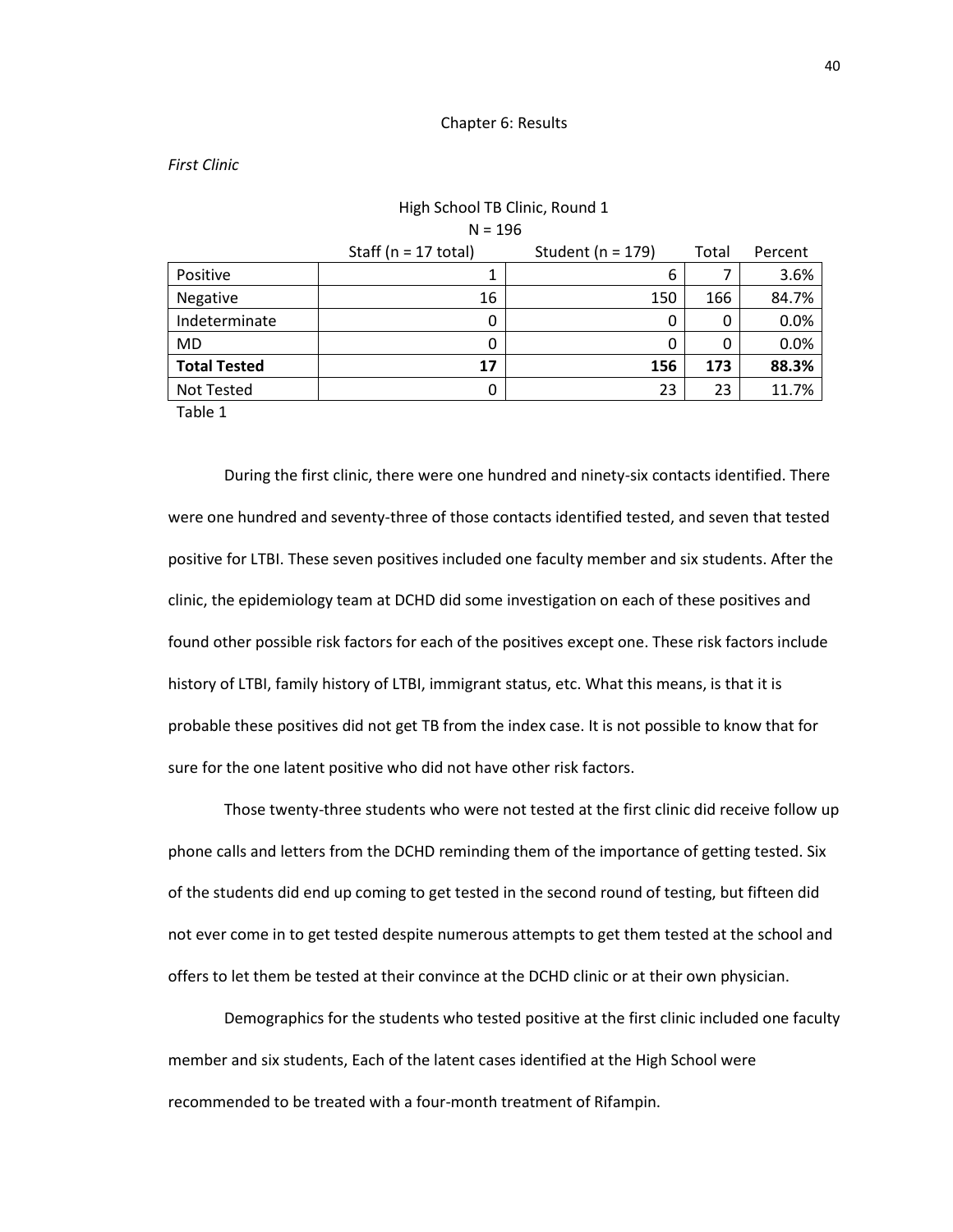# Chapter 6: Results

*First Clinic*

High School TB Clinic, Round 1
N = 196

| | Staff (n = 17 total) | Student (n = 179) | Total | Percent |
|---|---|---|---|---|
| Positive | 1 | 6 | 7 | 3.6% |
| Negative | 16 | 150 | 166 | 84.7% |
| Indeterminate | 0 | 0 | 0 | 0.0% |
| MD | 0 | 0 | 0 | 0.0% |
| **Total Tested** | **17** | **156** | **173** | **88.3%** |
| Not Tested | 0 | 23 | 23 | 11.7% |

Table 1

During the first clinic, there were one hundred and ninety-six contacts identified. There were one hundred and seventy-three of those contacts identified tested, and seven that tested positive for LTBI. These seven positives included one faculty member and six students. After the clinic, the epidemiology team at DCHD did some investigation on each of these positives and found other possible risk factors for each of the positives except one. These risk factors include history of LTBI, family history of LTBI, immigrant status, etc. What this means, is that it is probable these positives did not get TB from the index case. It is not possible to know that for sure for the one latent positive who did not have other risk factors.

Those twenty-three students who were not tested at the first clinic did receive follow up phone calls and letters from the DCHD reminding them of the importance of getting tested. Six of the students did end up coming to get tested in the second round of testing, but fifteen did not ever come in to get tested despite numerous attempts to get them tested at the school and offers to let them be tested at their convince at the DCHD clinic or at their own physician.

Demographics for the students who tested positive at the first clinic included one faculty member and six students, Each of the latent cases identified at the High School were recommended to be treated with a four-month treatment of Rifampin.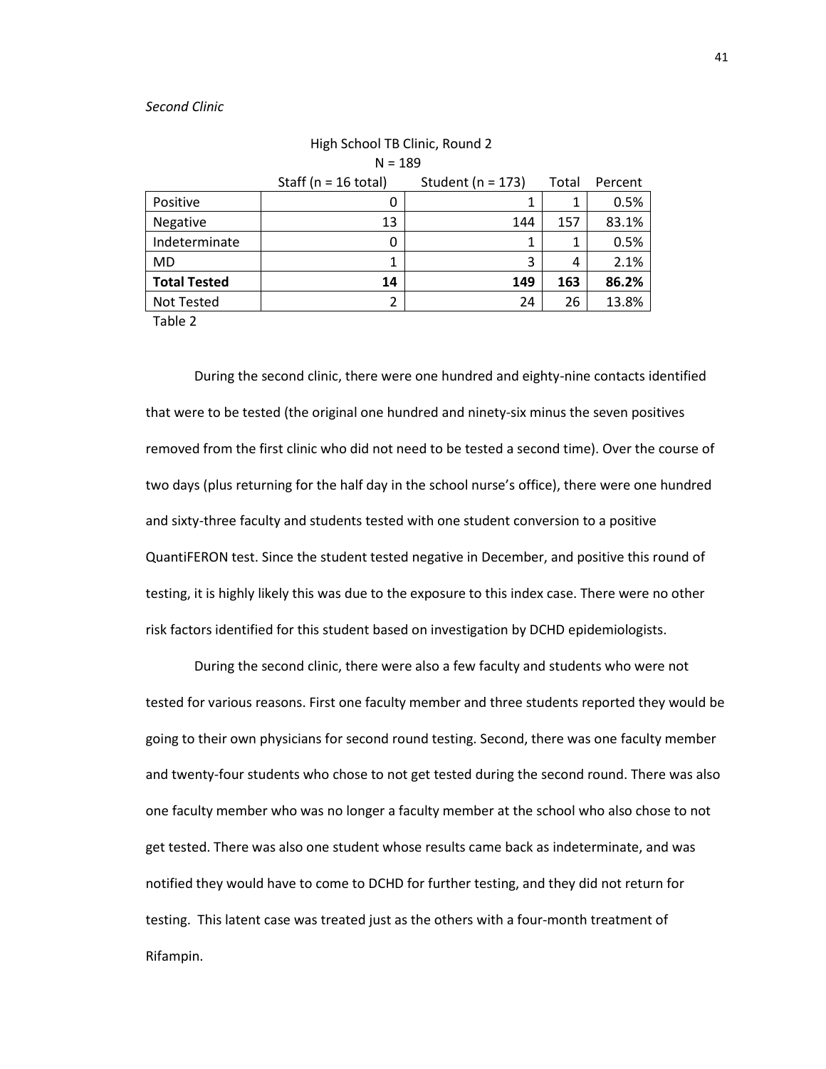*Second Clinic*

High School TB Clinic, Round 2
N = 189

| | Staff (n = 16 total) | Student (n = 173) | Total | Percent |
|---|---|---|---|---|
| Positive | 0 | 1 | 1 | 0.5% |
| Negative | 13 | 144 | 157 | 83.1% |
| Indeterminate | 0 | 1 | 1 | 0.5% |
| MD | 1 | 3 | 4 | 2.1% |
| **Total Tested** | **14** | **149** | **163** | **86.2%** |
| Not Tested | 2 | 24 | 26 | 13.8% |

Table 2

During the second clinic, there were one hundred and eighty-nine contacts identified that were to be tested (the original one hundred and ninety-six minus the seven positives removed from the first clinic who did not need to be tested a second time). Over the course of two days (plus returning for the half day in the school nurse's office), there were one hundred and sixty-three faculty and students tested with one student conversion to a positive QuantiFERON test. Since the student tested negative in December, and positive this round of testing, it is highly likely this was due to the exposure to this index case. There were no other risk factors identified for this student based on investigation by DCHD epidemiologists.

During the second clinic, there were also a few faculty and students who were not tested for various reasons. First one faculty member and three students reported they would be going to their own physicians for second round testing. Second, there was one faculty member and twenty-four students who chose to not get tested during the second round. There was also one faculty member who was no longer a faculty member at the school who also chose to not get tested. There was also one student whose results came back as indeterminate, and was notified they would have to come to DCHD for further testing, and they did not return for testing. This latent case was treated just as the others with a four-month treatment of Rifampin.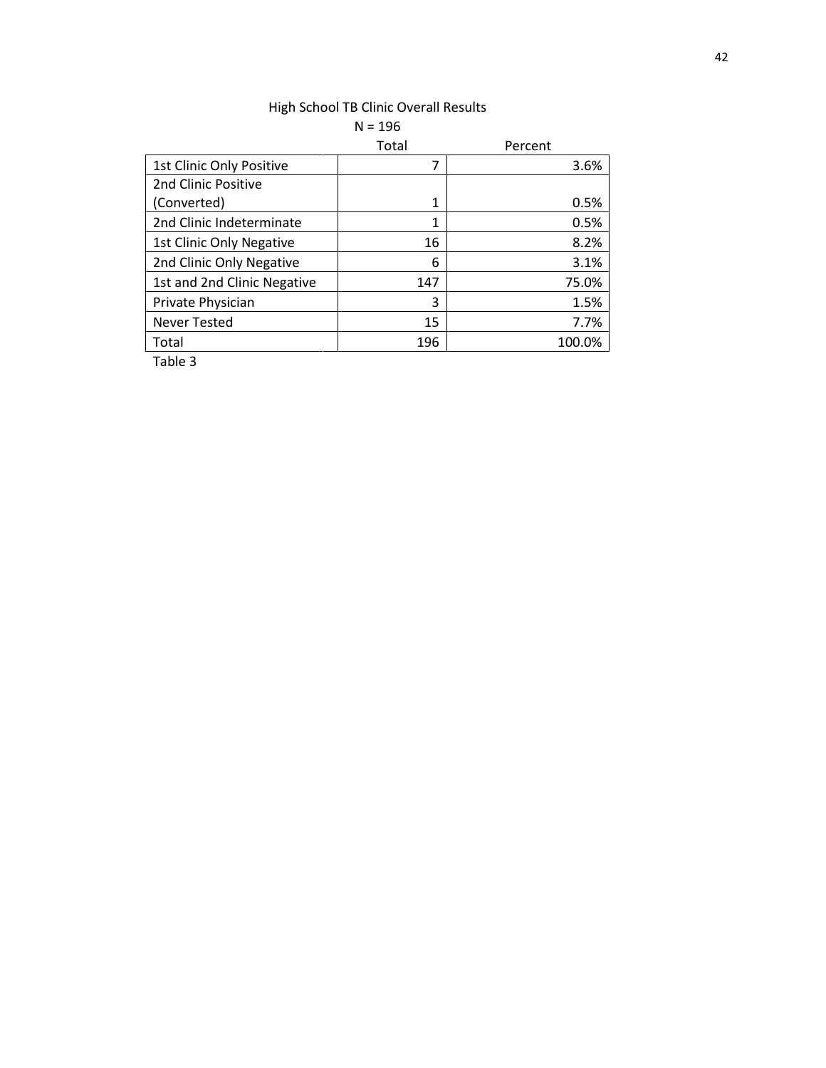High School TB Clinic Overall Results

N = 196

| | Total | Percent |
|---|---|---|
| 1st Clinic Only Positive | 7 | 3.6% |
| 2nd Clinic Positive (Converted) | 1 | 0.5% |
| 2nd Clinic Indeterminate | 1 | 0.5% |
| 1st Clinic Only Negative | 16 | 8.2% |
| 2nd Clinic Only Negative | 6 | 3.1% |
| 1st and 2nd Clinic Negative | 147 | 75.0% |
| Private Physician | 3 | 1.5% |
| Never Tested | 15 | 7.7% |
| Total | 196 | 100.0% |

Table 3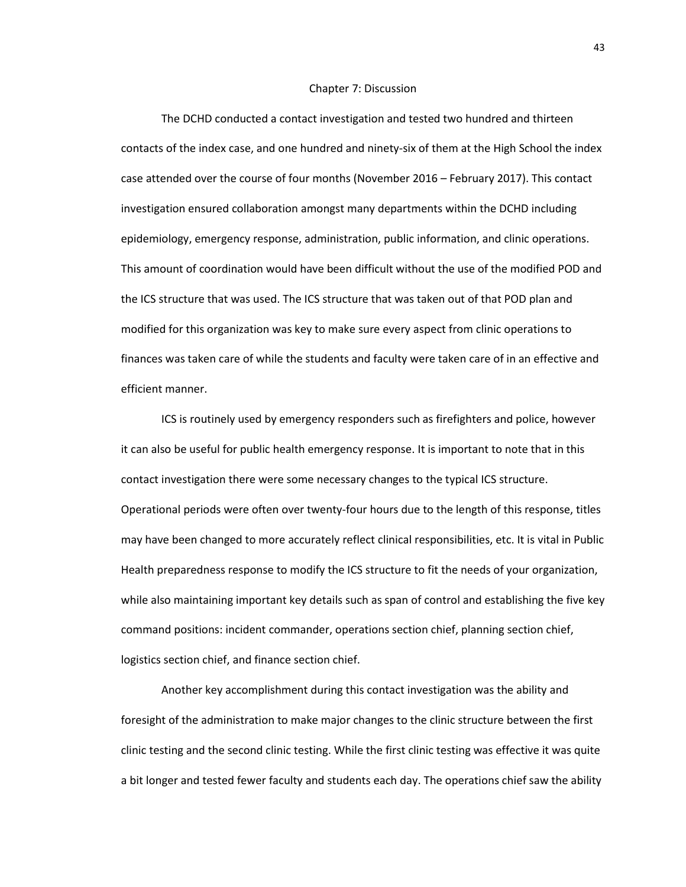# Chapter 7: Discussion

The DCHD conducted a contact investigation and tested two hundred and thirteen contacts of the index case, and one hundred and ninety-six of them at the High School the index case attended over the course of four months (November 2016 – February 2017). This contact investigation ensured collaboration amongst many departments within the DCHD including epidemiology, emergency response, administration, public information, and clinic operations. This amount of coordination would have been difficult without the use of the modified POD and the ICS structure that was used. The ICS structure that was taken out of that POD plan and modified for this organization was key to make sure every aspect from clinic operations to finances was taken care of while the students and faculty were taken care of in an effective and efficient manner.

ICS is routinely used by emergency responders such as firefighters and police, however it can also be useful for public health emergency response. It is important to note that in this contact investigation there were some necessary changes to the typical ICS structure. Operational periods were often over twenty-four hours due to the length of this response, titles may have been changed to more accurately reflect clinical responsibilities, etc. It is vital in Public Health preparedness response to modify the ICS structure to fit the needs of your organization, while also maintaining important key details such as span of control and establishing the five key command positions: incident commander, operations section chief, planning section chief, logistics section chief, and finance section chief.

Another key accomplishment during this contact investigation was the ability and foresight of the administration to make major changes to the clinic structure between the first clinic testing and the second clinic testing. While the first clinic testing was effective it was quite a bit longer and tested fewer faculty and students each day. The operations chief saw the ability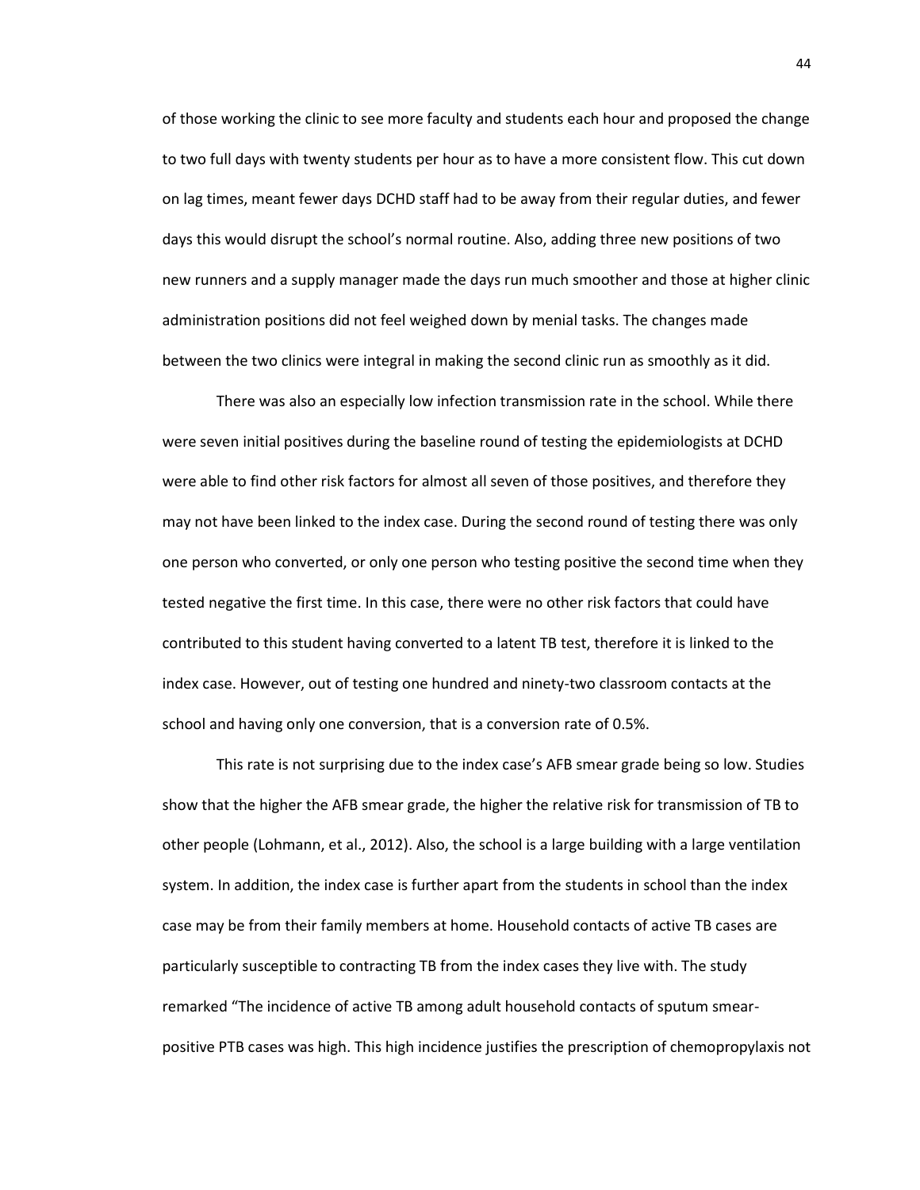of those working the clinic to see more faculty and students each hour and proposed the change to two full days with twenty students per hour as to have a more consistent flow. This cut down on lag times, meant fewer days DCHD staff had to be away from their regular duties, and fewer days this would disrupt the school's normal routine. Also, adding three new positions of two new runners and a supply manager made the days run much smoother and those at higher clinic administration positions did not feel weighed down by menial tasks. The changes made between the two clinics were integral in making the second clinic run as smoothly as it did.

There was also an especially low infection transmission rate in the school. While there were seven initial positives during the baseline round of testing the epidemiologists at DCHD were able to find other risk factors for almost all seven of those positives, and therefore they may not have been linked to the index case. During the second round of testing there was only one person who converted, or only one person who testing positive the second time when they tested negative the first time. In this case, there were no other risk factors that could have contributed to this student having converted to a latent TB test, therefore it is linked to the index case. However, out of testing one hundred and ninety-two classroom contacts at the school and having only one conversion, that is a conversion rate of 0.5%.

This rate is not surprising due to the index case's AFB smear grade being so low. Studies show that the higher the AFB smear grade, the higher the relative risk for transmission of TB to other people (Lohmann, et al., 2012). Also, the school is a large building with a large ventilation system. In addition, the index case is further apart from the students in school than the index case may be from their family members at home. Household contacts of active TB cases are particularly susceptible to contracting TB from the index cases they live with. The study remarked "The incidence of active TB among adult household contacts of sputum smear-positive PTB cases was high. This high incidence justifies the prescription of chemopropylaxis not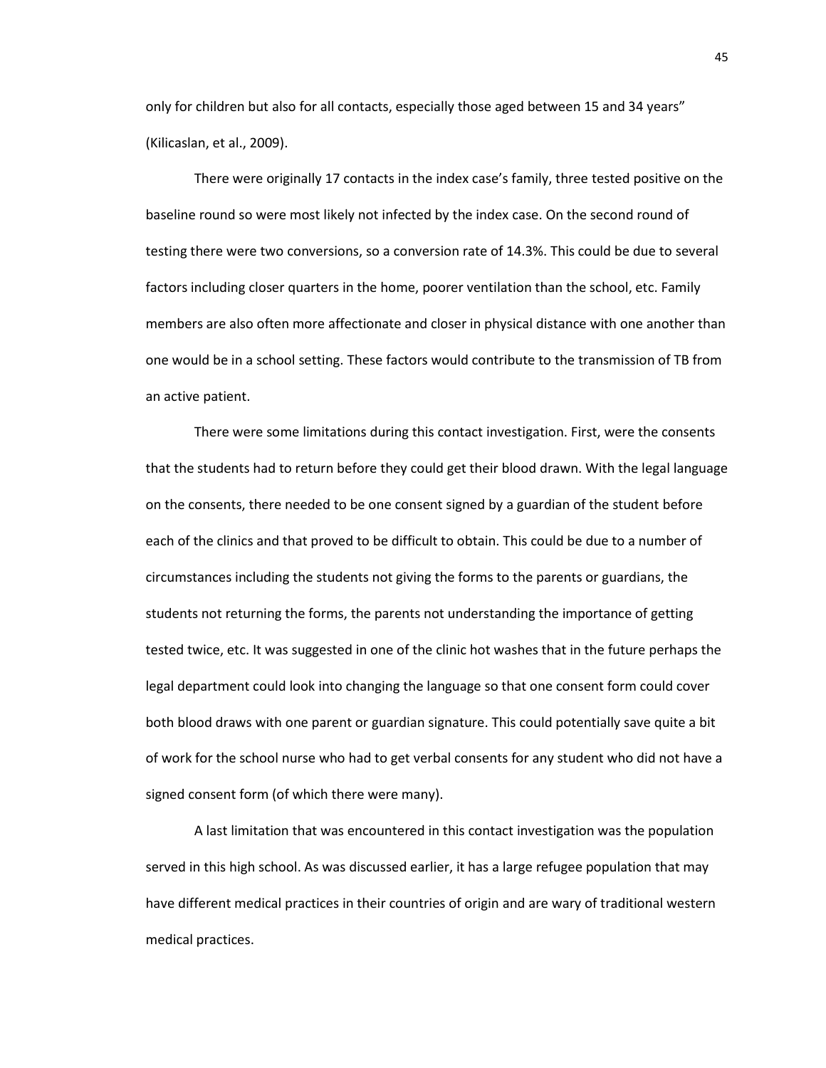only for children but also for all contacts, especially those aged between 15 and 34 years" (Kilicaslan, et al., 2009).

There were originally 17 contacts in the index case's family, three tested positive on the baseline round so were most likely not infected by the index case. On the second round of testing there were two conversions, so a conversion rate of 14.3%. This could be due to several factors including closer quarters in the home, poorer ventilation than the school, etc. Family members are also often more affectionate and closer in physical distance with one another than one would be in a school setting. These factors would contribute to the transmission of TB from an active patient.

There were some limitations during this contact investigation. First, were the consents that the students had to return before they could get their blood drawn. With the legal language on the consents, there needed to be one consent signed by a guardian of the student before each of the clinics and that proved to be difficult to obtain. This could be due to a number of circumstances including the students not giving the forms to the parents or guardians, the students not returning the forms, the parents not understanding the importance of getting tested twice, etc. It was suggested in one of the clinic hot washes that in the future perhaps the legal department could look into changing the language so that one consent form could cover both blood draws with one parent or guardian signature. This could potentially save quite a bit of work for the school nurse who had to get verbal consents for any student who did not have a signed consent form (of which there were many).

A last limitation that was encountered in this contact investigation was the population served in this high school. As was discussed earlier, it has a large refugee population that may have different medical practices in their countries of origin and are wary of traditional western medical practices.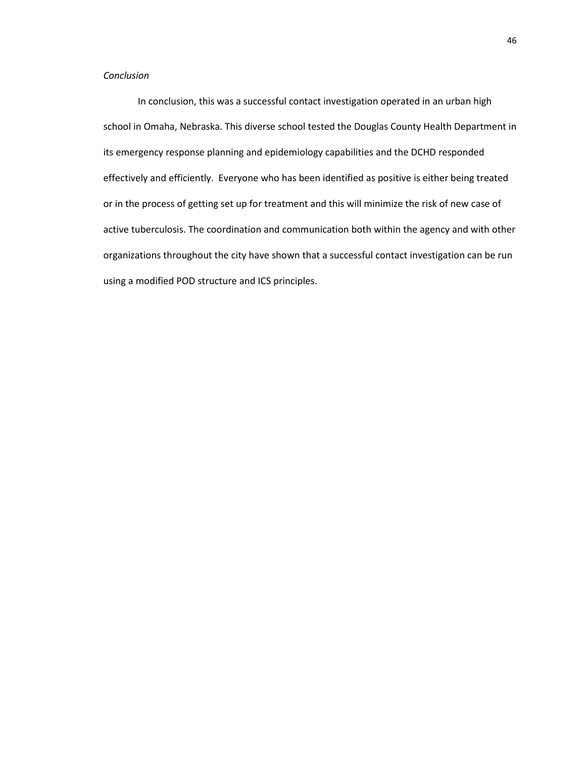*Conclusion*

In conclusion, this was a successful contact investigation operated in an urban high school in Omaha, Nebraska. This diverse school tested the Douglas County Health Department in its emergency response planning and epidemiology capabilities and the DCHD responded effectively and efficiently. Everyone who has been identified as positive is either being treated or in the process of getting set up for treatment and this will minimize the risk of new case of active tuberculosis. The coordination and communication both within the agency and with other organizations throughout the city have shown that a successful contact investigation can be run using a modified POD structure and ICS principles.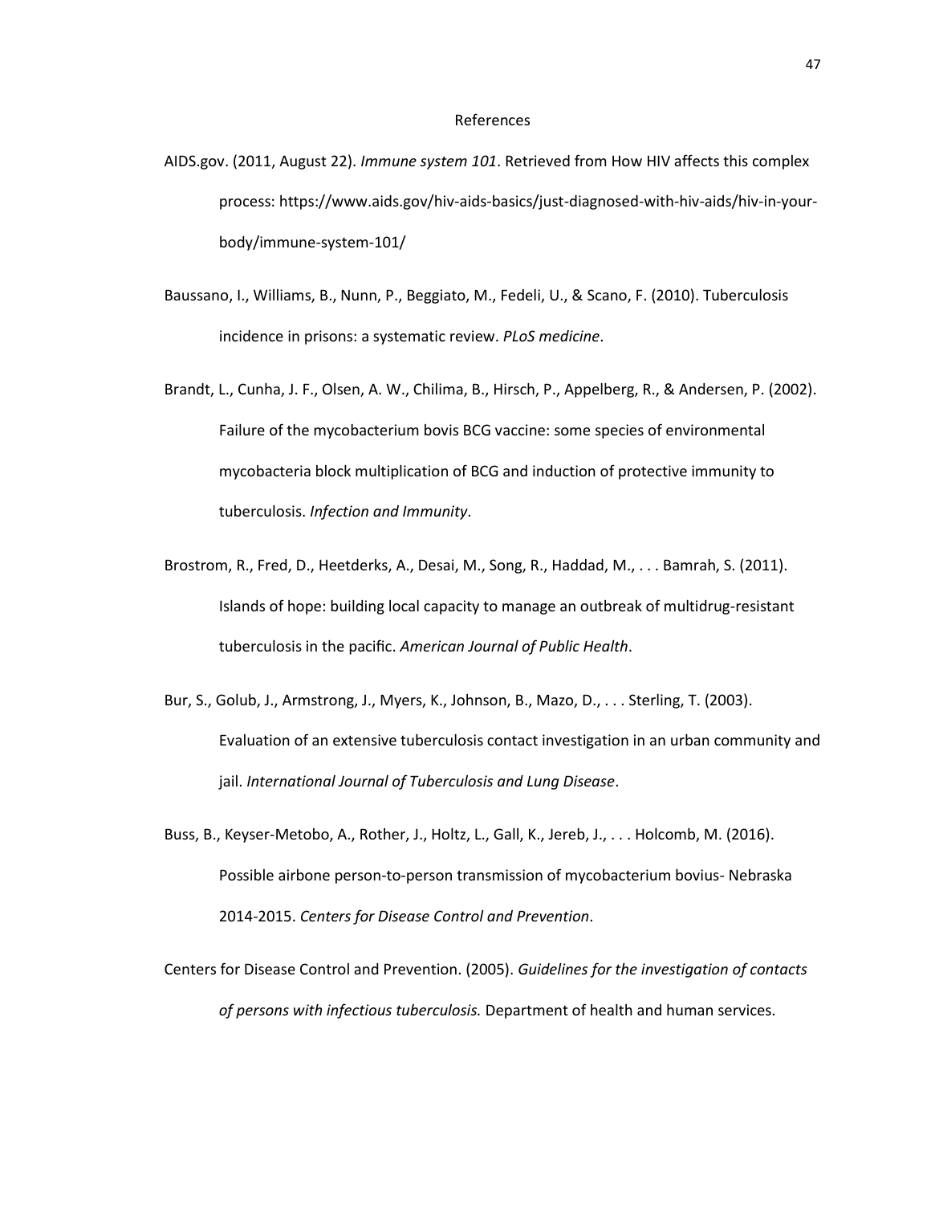# References

AIDS.gov. (2011, August 22). *Immune system 101*. Retrieved from How HIV affects this complex process: https://www.aids.gov/hiv-aids-basics/just-diagnosed-with-hiv-aids/hiv-in-your-body/immune-system-101/

Baussano, I., Williams, B., Nunn, P., Beggiato, M., Fedeli, U., & Scano, F. (2010). Tuberculosis incidence in prisons: a systematic review. *PLoS medicine*.

Brandt, L., Cunha, J. F., Olsen, A. W., Chilima, B., Hirsch, P., Appelberg, R., & Andersen, P. (2002). Failure of the mycobacterium bovis BCG vaccine: some species of environmental mycobacteria block multiplication of BCG and induction of protective immunity to tuberculosis. *Infection and Immunity*.

Brostrom, R., Fred, D., Heetderks, A., Desai, M., Song, R., Haddad, M., . . . Bamrah, S. (2011). Islands of hope: building local capacity to manage an outbreak of multidrug-resistant tuberculosis in the pacific. *American Journal of Public Health*.

Bur, S., Golub, J., Armstrong, J., Myers, K., Johnson, B., Mazo, D., . . . Sterling, T. (2003). Evaluation of an extensive tuberculosis contact investigation in an urban community and jail. *International Journal of Tuberculosis and Lung Disease*.

Buss, B., Keyser-Metobo, A., Rother, J., Holtz, L., Gall, K., Jereb, J., . . . Holcomb, M. (2016). Possible airbone person-to-person transmission of mycobacterium bovius- Nebraska 2014-2015. *Centers for Disease Control and Prevention*.

Centers for Disease Control and Prevention. (2005). *Guidelines for the investigation of contacts of persons with infectious tuberculosis.* Department of health and human services.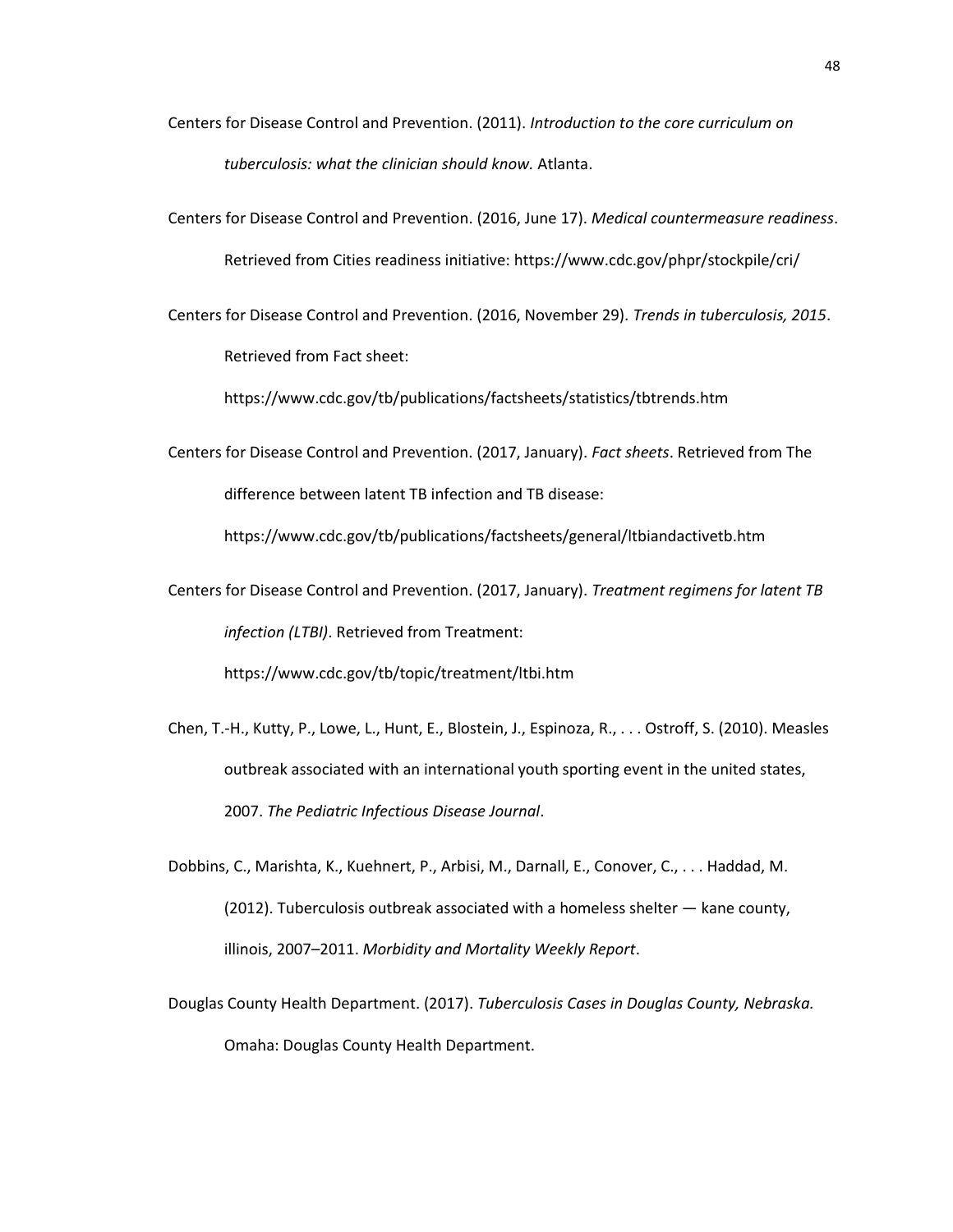Centers for Disease Control and Prevention. (2011). *Introduction to the core curriculum on tuberculosis: what the clinician should know.* Atlanta.

Centers for Disease Control and Prevention. (2016, June 17). *Medical countermeasure readiness*. Retrieved from Cities readiness initiative: https://www.cdc.gov/phpr/stockpile/cri/

Centers for Disease Control and Prevention. (2016, November 29). *Trends in tuberculosis, 2015*. Retrieved from Fact sheet: https://www.cdc.gov/tb/publications/factsheets/statistics/tbtrends.htm

Centers for Disease Control and Prevention. (2017, January). *Fact sheets*. Retrieved from The difference between latent TB infection and TB disease: https://www.cdc.gov/tb/publications/factsheets/general/ltbiandactivetb.htm

Centers for Disease Control and Prevention. (2017, January). *Treatment regimens for latent TB infection (LTBI)*. Retrieved from Treatment: https://www.cdc.gov/tb/topic/treatment/ltbi.htm

Chen, T.-H., Kutty, P., Lowe, L., Hunt, E., Blostein, J., Espinoza, R., . . . Ostroff, S. (2010). Measles outbreak associated with an international youth sporting event in the united states, 2007. *The Pediatric Infectious Disease Journal*.

Dobbins, C., Marishta, K., Kuehnert, P., Arbisi, M., Darnall, E., Conover, C., . . . Haddad, M. (2012). Tuberculosis outbreak associated with a homeless shelter — kane county, illinois, 2007–2011. *Morbidity and Mortality Weekly Report*.

Douglas County Health Department. (2017). *Tuberculosis Cases in Douglas County, Nebraska.* Omaha: Douglas County Health Department.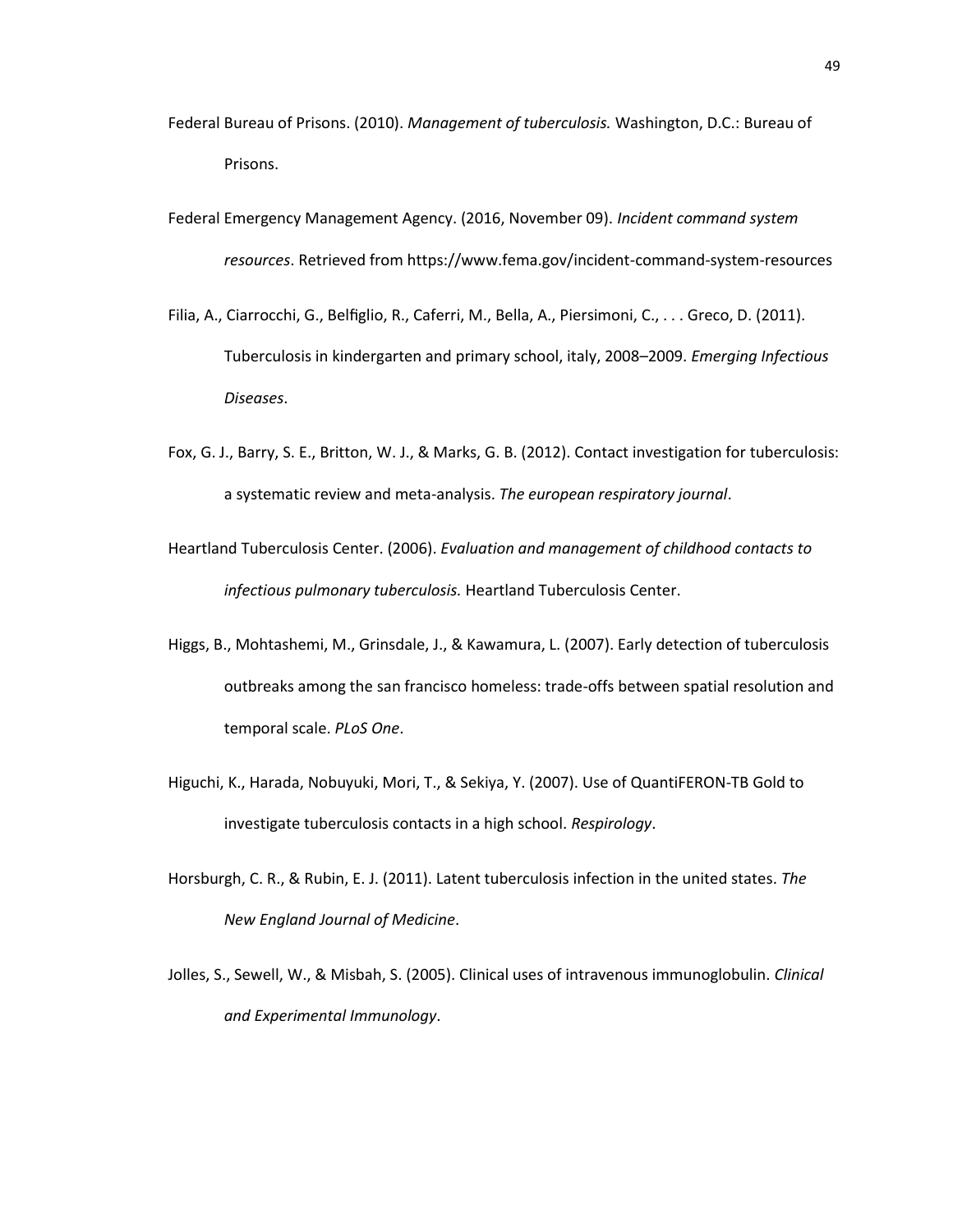Federal Bureau of Prisons. (2010). *Management of tuberculosis.* Washington, D.C.: Bureau of Prisons.

Federal Emergency Management Agency. (2016, November 09). *Incident command system resources*. Retrieved from https://www.fema.gov/incident-command-system-resources

Filia, A., Ciarrocchi, G., Belfiglio, R., Caferri, M., Bella, A., Piersimoni, C., . . . Greco, D. (2011). Tuberculosis in kindergarten and primary school, italy, 2008–2009. *Emerging Infectious Diseases*.

Fox, G. J., Barry, S. E., Britton, W. J., & Marks, G. B. (2012). Contact investigation for tuberculosis: a systematic review and meta-analysis. *The european respiratory journal*.

Heartland Tuberculosis Center. (2006). *Evaluation and management of childhood contacts to infectious pulmonary tuberculosis.* Heartland Tuberculosis Center.

Higgs, B., Mohtashemi, M., Grinsdale, J., & Kawamura, L. (2007). Early detection of tuberculosis outbreaks among the san francisco homeless: trade-offs between spatial resolution and temporal scale. *PLoS One*.

Higuchi, K., Harada, Nobuyuki, Mori, T., & Sekiya, Y. (2007). Use of QuantiFERON-TB Gold to investigate tuberculosis contacts in a high school. *Respirology*.

Horsburgh, C. R., & Rubin, E. J. (2011). Latent tuberculosis infection in the united states. *The New England Journal of Medicine*.

Jolles, S., Sewell, W., & Misbah, S. (2005). Clinical uses of intravenous immunoglobulin. *Clinical and Experimental Immunology*.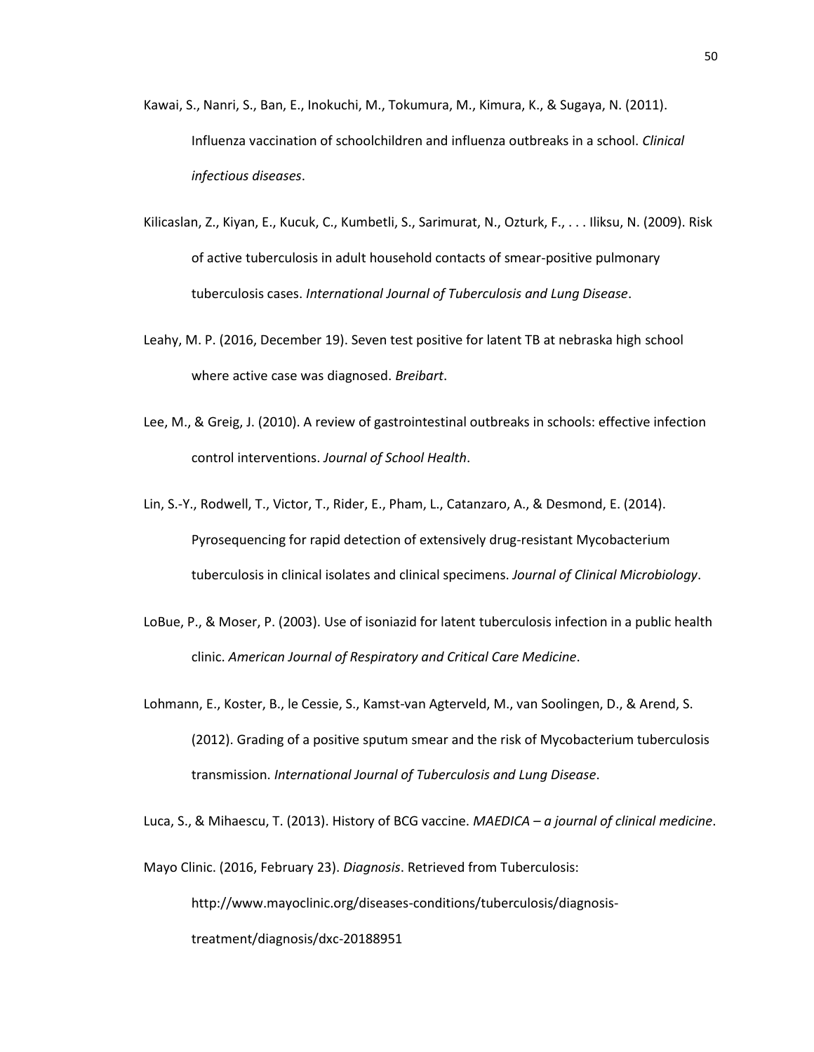Kawai, S., Nanri, S., Ban, E., Inokuchi, M., Tokumura, M., Kimura, K., & Sugaya, N. (2011). Influenza vaccination of schoolchildren and influenza outbreaks in a school. *Clinical infectious diseases*.

Kilicaslan, Z., Kiyan, E., Kucuk, C., Kumbetli, S., Sarimurat, N., Ozturk, F., . . . Iliksu, N. (2009). Risk of active tuberculosis in adult household contacts of smear-positive pulmonary tuberculosis cases. *International Journal of Tuberculosis and Lung Disease*.

Leahy, M. P. (2016, December 19). Seven test positive for latent TB at nebraska high school where active case was diagnosed. *Breibart*.

Lee, M., & Greig, J. (2010). A review of gastrointestinal outbreaks in schools: effective infection control interventions. *Journal of School Health*.

Lin, S.-Y., Rodwell, T., Victor, T., Rider, E., Pham, L., Catanzaro, A., & Desmond, E. (2014). Pyrosequencing for rapid detection of extensively drug-resistant Mycobacterium tuberculosis in clinical isolates and clinical specimens. *Journal of Clinical Microbiology*.

LoBue, P., & Moser, P. (2003). Use of isoniazid for latent tuberculosis infection in a public health clinic. *American Journal of Respiratory and Critical Care Medicine*.

Lohmann, E., Koster, B., le Cessie, S., Kamst-van Agterveld, M., van Soolingen, D., & Arend, S. (2012). Grading of a positive sputum smear and the risk of Mycobacterium tuberculosis transmission. *International Journal of Tuberculosis and Lung Disease*.

Luca, S., & Mihaescu, T. (2013). History of BCG vaccine. *MAEDICA – a journal of clinical medicine*.

Mayo Clinic. (2016, February 23). *Diagnosis*. Retrieved from Tuberculosis: http://www.mayoclinic.org/diseases-conditions/tuberculosis/diagnosis-treatment/diagnosis/dxc-20188951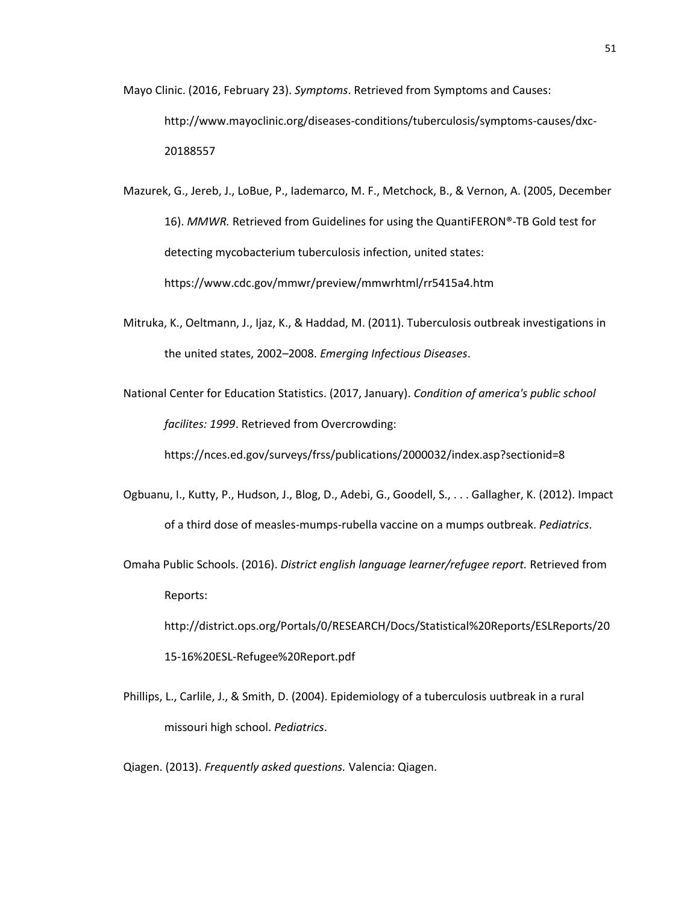Mayo Clinic. (2016, February 23). *Symptoms*. Retrieved from Symptoms and Causes: http://www.mayoclinic.org/diseases-conditions/tuberculosis/symptoms-causes/dxc-20188557

Mazurek, G., Jereb, J., LoBue, P., Iademarco, M. F., Metchock, B., & Vernon, A. (2005, December 16). *MMWR.* Retrieved from Guidelines for using the QuantiFERON®-TB Gold test for detecting mycobacterium tuberculosis infection, united states: https://www.cdc.gov/mmwr/preview/mmwrhtml/rr5415a4.htm

Mitruka, K., Oeltmann, J., Ijaz, K., & Haddad, M. (2011). Tuberculosis outbreak investigations in the united states, 2002–2008. *Emerging Infectious Diseases*.

National Center for Education Statistics. (2017, January). *Condition of america's public school facilites: 1999*. Retrieved from Overcrowding: https://nces.ed.gov/surveys/frss/publications/2000032/index.asp?sectionid=8

Ogbuanu, I., Kutty, P., Hudson, J., Blog, D., Adebi, G., Goodell, S., . . . Gallagher, K. (2012). Impact of a third dose of measles-mumps-rubella vaccine on a mumps outbreak. *Pediatrics*.

Omaha Public Schools. (2016). *District english language learner/refugee report.* Retrieved from Reports: http://district.ops.org/Portals/0/RESEARCH/Docs/Statistical%20Reports/ESLReports/2015-16%20ESL-Refugee%20Report.pdf

Phillips, L., Carlile, J., & Smith, D. (2004). Epidemiology of a tuberculosis uutbreak in a rural missouri high school. *Pediatrics*.

Qiagen. (2013). *Frequently asked questions.* Valencia: Qiagen.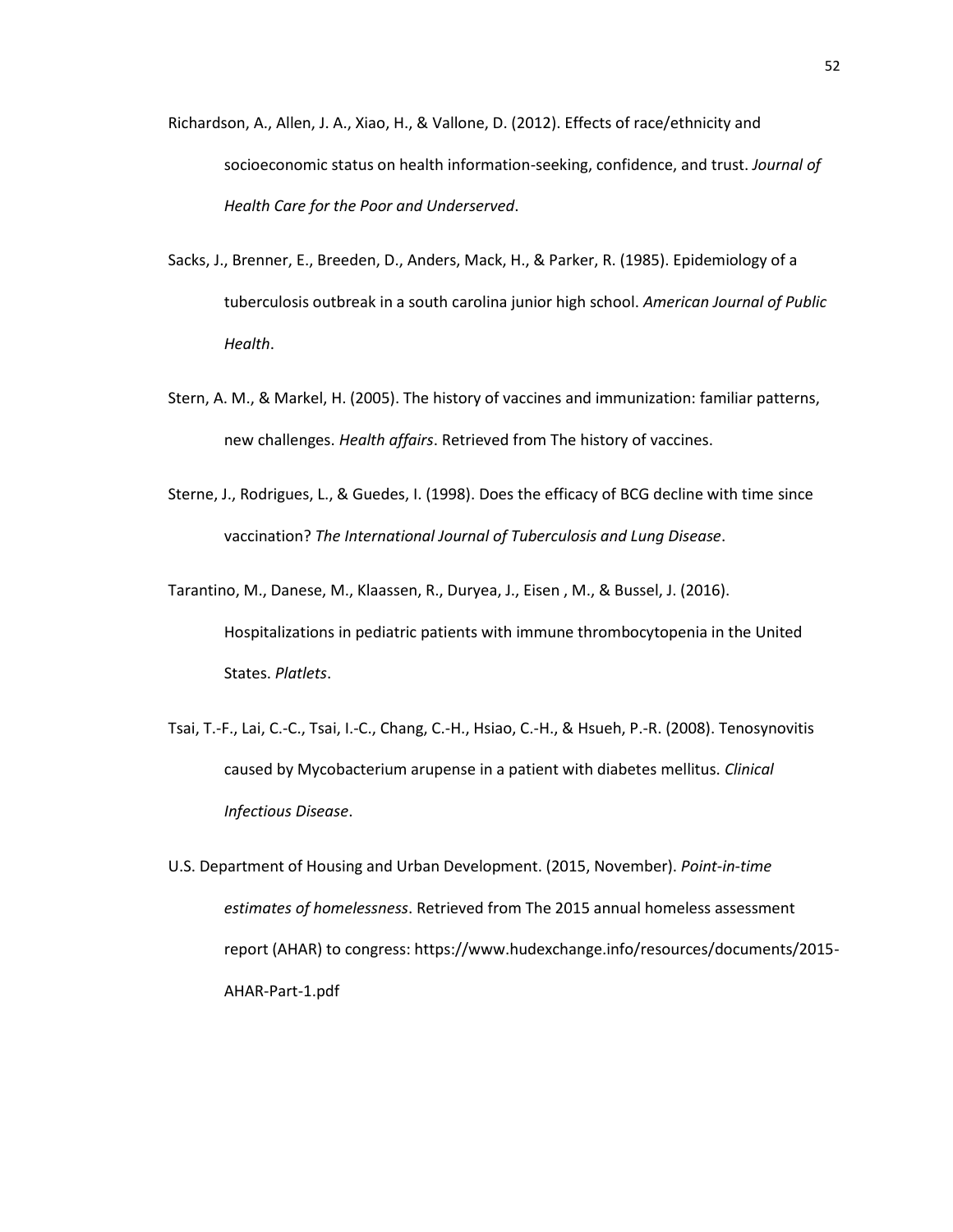Richardson, A., Allen, J. A., Xiao, H., & Vallone, D. (2012). Effects of race/ethnicity and socioeconomic status on health information-seeking, confidence, and trust. *Journal of Health Care for the Poor and Underserved*.

Sacks, J., Brenner, E., Breeden, D., Anders, Mack, H., & Parker, R. (1985). Epidemiology of a tuberculosis outbreak in a south carolina junior high school. *American Journal of Public Health*.

Stern, A. M., & Markel, H. (2005). The history of vaccines and immunization: familiar patterns, new challenges. *Health affairs*. Retrieved from The history of vaccines.

Sterne, J., Rodrigues, L., & Guedes, I. (1998). Does the efficacy of BCG decline with time since vaccination? *The International Journal of Tuberculosis and Lung Disease*.

Tarantino, M., Danese, M., Klaassen, R., Duryea, J., Eisen , M., & Bussel, J. (2016). Hospitalizations in pediatric patients with immune thrombocytopenia in the United States. *Platlets*.

Tsai, T.-F., Lai, C.-C., Tsai, I.-C., Chang, C.-H., Hsiao, C.-H., & Hsueh, P.-R. (2008). Tenosynovitis caused by Mycobacterium arupense in a patient with diabetes mellitus. *Clinical Infectious Disease*.

U.S. Department of Housing and Urban Development. (2015, November). *Point-in-time estimates of homelessness*. Retrieved from The 2015 annual homeless assessment report (AHAR) to congress: https://www.hudexchange.info/resources/documents/2015-AHAR-Part-1.pdf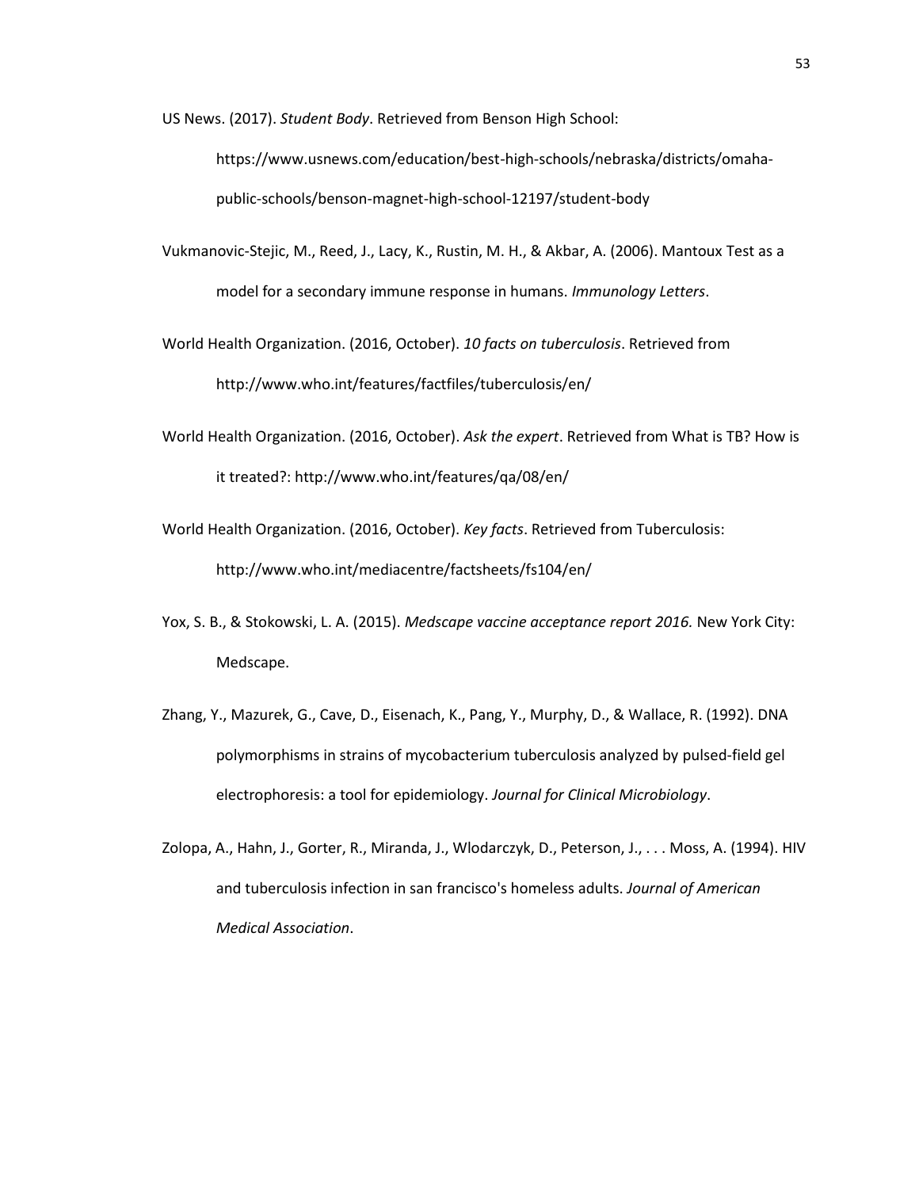US News. (2017). *Student Body*. Retrieved from Benson High School: https://www.usnews.com/education/best-high-schools/nebraska/districts/omaha-public-schools/benson-magnet-high-school-12197/student-body

Vukmanovic-Stejic, M., Reed, J., Lacy, K., Rustin, M. H., & Akbar, A. (2006). Mantoux Test as a model for a secondary immune response in humans. *Immunology Letters*.

World Health Organization. (2016, October). *10 facts on tuberculosis*. Retrieved from http://www.who.int/features/factfiles/tuberculosis/en/

World Health Organization. (2016, October). *Ask the expert*. Retrieved from What is TB? How is it treated?: http://www.who.int/features/qa/08/en/

World Health Organization. (2016, October). *Key facts*. Retrieved from Tuberculosis: http://www.who.int/mediacentre/factsheets/fs104/en/

Yox, S. B., & Stokowski, L. A. (2015). *Medscape vaccine acceptance report 2016.* New York City: Medscape.

Zhang, Y., Mazurek, G., Cave, D., Eisenach, K., Pang, Y., Murphy, D., & Wallace, R. (1992). DNA polymorphisms in strains of mycobacterium tuberculosis analyzed by pulsed-field gel electrophoresis: a tool for epidemiology. *Journal for Clinical Microbiology*.

Zolopa, A., Hahn, J., Gorter, R., Miranda, J., Wlodarczyk, D., Peterson, J., . . . Moss, A. (1994). HIV and tuberculosis infection in san francisco's homeless adults. *Journal of American Medical Association*.